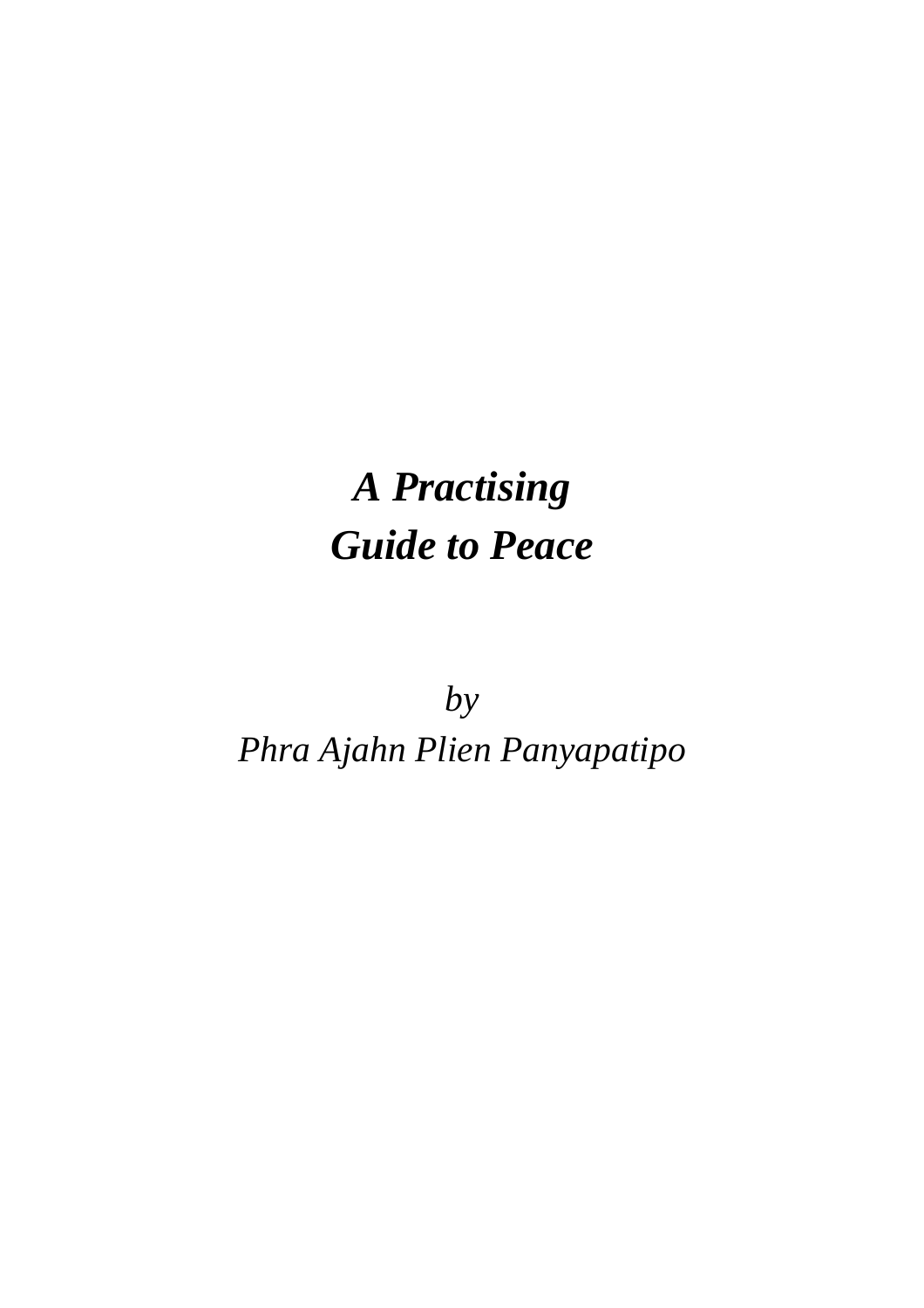# *A Practising Guide to Peace*

*by*
*Phra Ajahn Plien Panyapatipo*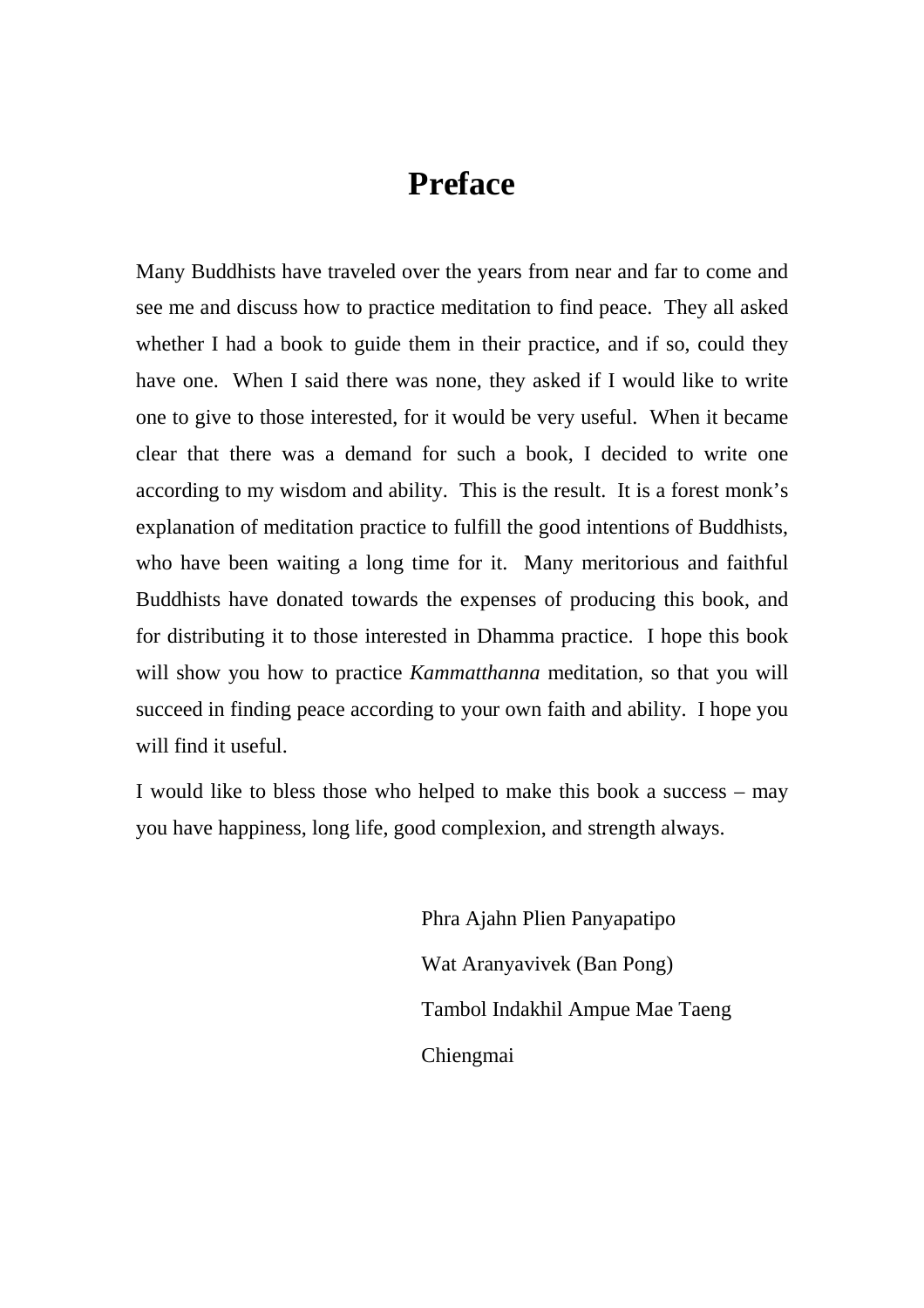# Preface

Many Buddhists have traveled over the years from near and far to come and see me and discuss how to practice meditation to find peace. They all asked whether I had a book to guide them in their practice, and if so, could they have one. When I said there was none, they asked if I would like to write one to give to those interested, for it would be very useful. When it became clear that there was a demand for such a book, I decided to write one according to my wisdom and ability. This is the result. It is a forest monk's explanation of meditation practice to fulfill the good intentions of Buddhists, who have been waiting a long time for it. Many meritorious and faithful Buddhists have donated towards the expenses of producing this book, and for distributing it to those interested in Dhamma practice. I hope this book will show you how to practice *Kammatthanna* meditation, so that you will succeed in finding peace according to your own faith and ability. I hope you will find it useful.

I would like to bless those who helped to make this book a success – may you have happiness, long life, good complexion, and strength always.

Phra Ajahn Plien Panyapatipo

Wat Aranyavivek (Ban Pong)

Tambol Indakhil Ampue Mae Taeng

Chiengmai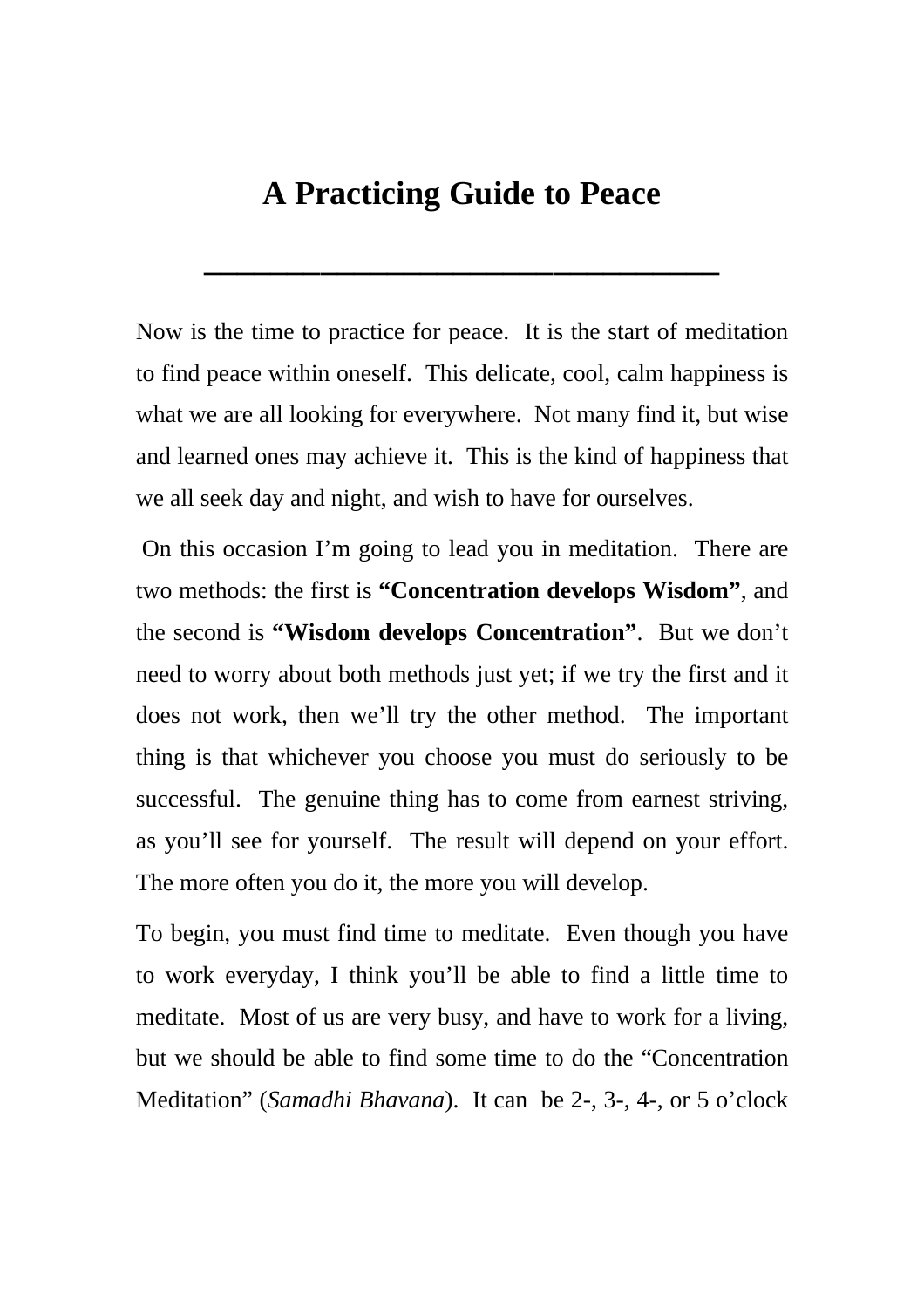# A Practicing Guide to Peace

Now is the time to practice for peace. It is the start of meditation to find peace within oneself. This delicate, cool, calm happiness is what we are all looking for everywhere. Not many find it, but wise and learned ones may achieve it. This is the kind of happiness that we all seek day and night, and wish to have for ourselves.

On this occasion I'm going to lead you in meditation. There are two methods: the first is **"Concentration develops Wisdom"**, and the second is **"Wisdom develops Concentration"**. But we don't need to worry about both methods just yet; if we try the first and it does not work, then we'll try the other method. The important thing is that whichever you choose you must do seriously to be successful. The genuine thing has to come from earnest striving, as you'll see for yourself. The result will depend on your effort. The more often you do it, the more you will develop.

To begin, you must find time to meditate. Even though you have to work everyday, I think you'll be able to find a little time to meditate. Most of us are very busy, and have to work for a living, but we should be able to find some time to do the "Concentration Meditation" (*Samadhi Bhavana*). It can be 2-, 3-, 4-, or 5 o'clock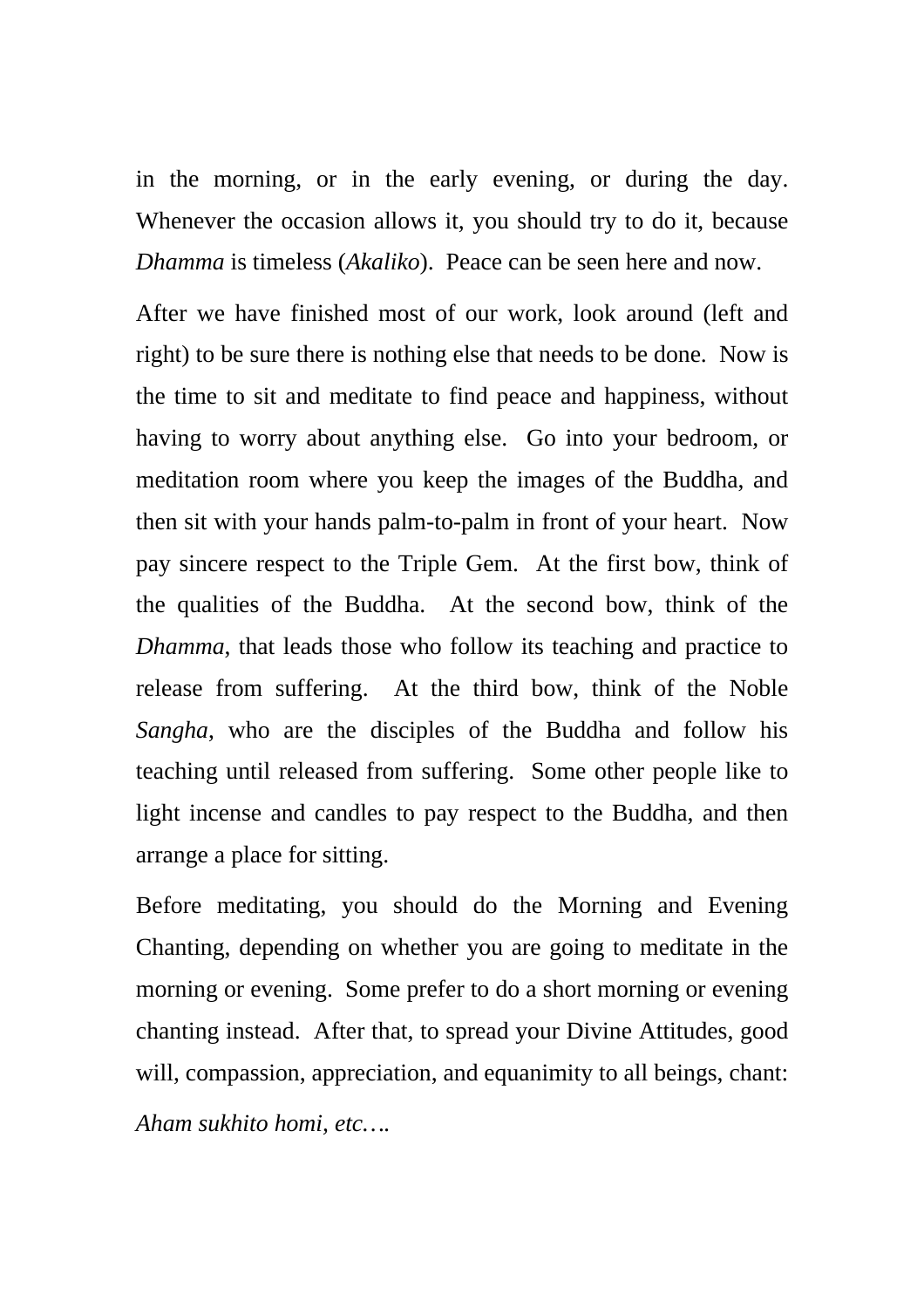in the morning, or in the early evening, or during the day. Whenever the occasion allows it, you should try to do it, because *Dhamma* is timeless (*Akaliko*). Peace can be seen here and now.

After we have finished most of our work, look around (left and right) to be sure there is nothing else that needs to be done. Now is the time to sit and meditate to find peace and happiness, without having to worry about anything else. Go into your bedroom, or meditation room where you keep the images of the Buddha, and then sit with your hands palm-to-palm in front of your heart. Now pay sincere respect to the Triple Gem. At the first bow, think of the qualities of the Buddha. At the second bow, think of the *Dhamma*, that leads those who follow its teaching and practice to release from suffering. At the third bow, think of the Noble *Sangha*, who are the disciples of the Buddha and follow his teaching until released from suffering. Some other people like to light incense and candles to pay respect to the Buddha, and then arrange a place for sitting.

Before meditating, you should do the Morning and Evening Chanting, depending on whether you are going to meditate in the morning or evening. Some prefer to do a short morning or evening chanting instead. After that, to spread your Divine Attitudes, good will, compassion, appreciation, and equanimity to all beings, chant:

*Aham sukhito homi, etc….*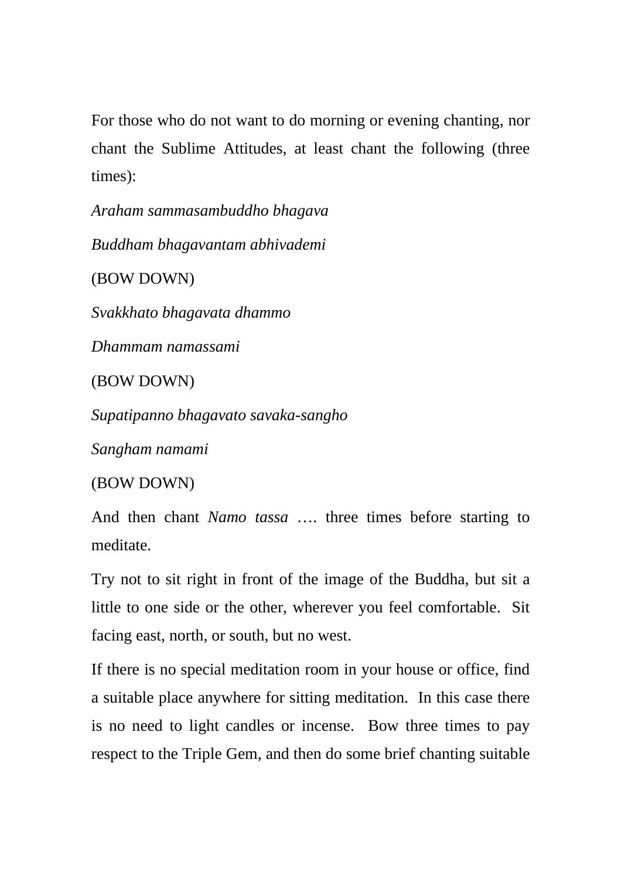For those who do not want to do morning or evening chanting, nor chant the Sublime Attitudes, at least chant the following (three times):

*Araham sammasambuddho bhagava*

*Buddham bhagavantam abhivademi*

(BOW DOWN)

*Svakkhato bhagavata dhammo*

*Dhammam namassami*

(BOW DOWN)

*Supatipanno bhagavato savaka-sangho*

*Sangham namami*

(BOW DOWN)

And then chant *Namo tassa* …. three times before starting to meditate.

Try not to sit right in front of the image of the Buddha, but sit a little to one side or the other, wherever you feel comfortable. Sit facing east, north, or south, but no west.

If there is no special meditation room in your house or office, find a suitable place anywhere for sitting meditation. In this case there is no need to light candles or incense. Bow three times to pay respect to the Triple Gem, and then do some brief chanting suitable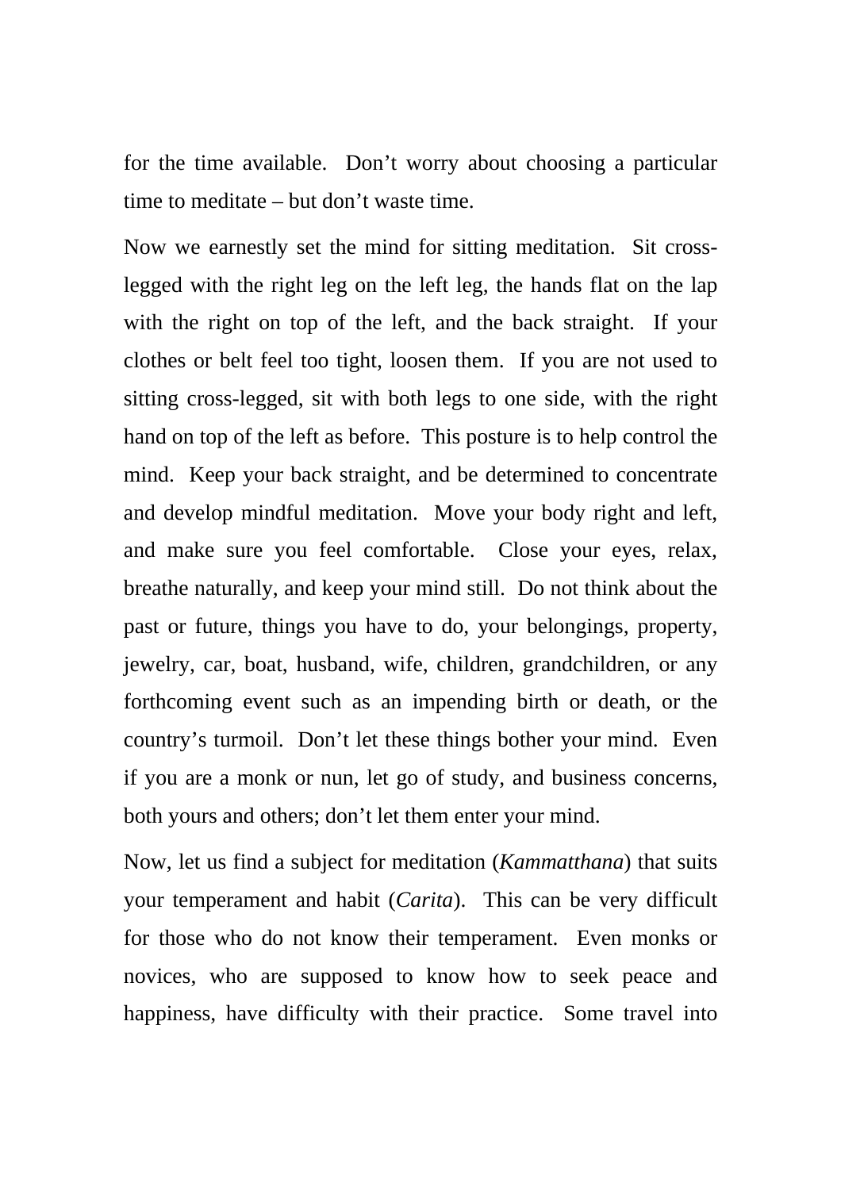for the time available. Don't worry about choosing a particular time to meditate – but don't waste time.

Now we earnestly set the mind for sitting meditation. Sit cross-legged with the right leg on the left leg, the hands flat on the lap with the right on top of the left, and the back straight. If your clothes or belt feel too tight, loosen them. If you are not used to sitting cross-legged, sit with both legs to one side, with the right hand on top of the left as before. This posture is to help control the mind. Keep your back straight, and be determined to concentrate and develop mindful meditation. Move your body right and left, and make sure you feel comfortable. Close your eyes, relax, breathe naturally, and keep your mind still. Do not think about the past or future, things you have to do, your belongings, property, jewelry, car, boat, husband, wife, children, grandchildren, or any forthcoming event such as an impending birth or death, or the country's turmoil. Don't let these things bother your mind. Even if you are a monk or nun, let go of study, and business concerns, both yours and others; don't let them enter your mind.

Now, let us find a subject for meditation (*Kammatthana*) that suits your temperament and habit (*Carita*). This can be very difficult for those who do not know their temperament. Even monks or novices, who are supposed to know how to seek peace and happiness, have difficulty with their practice. Some travel into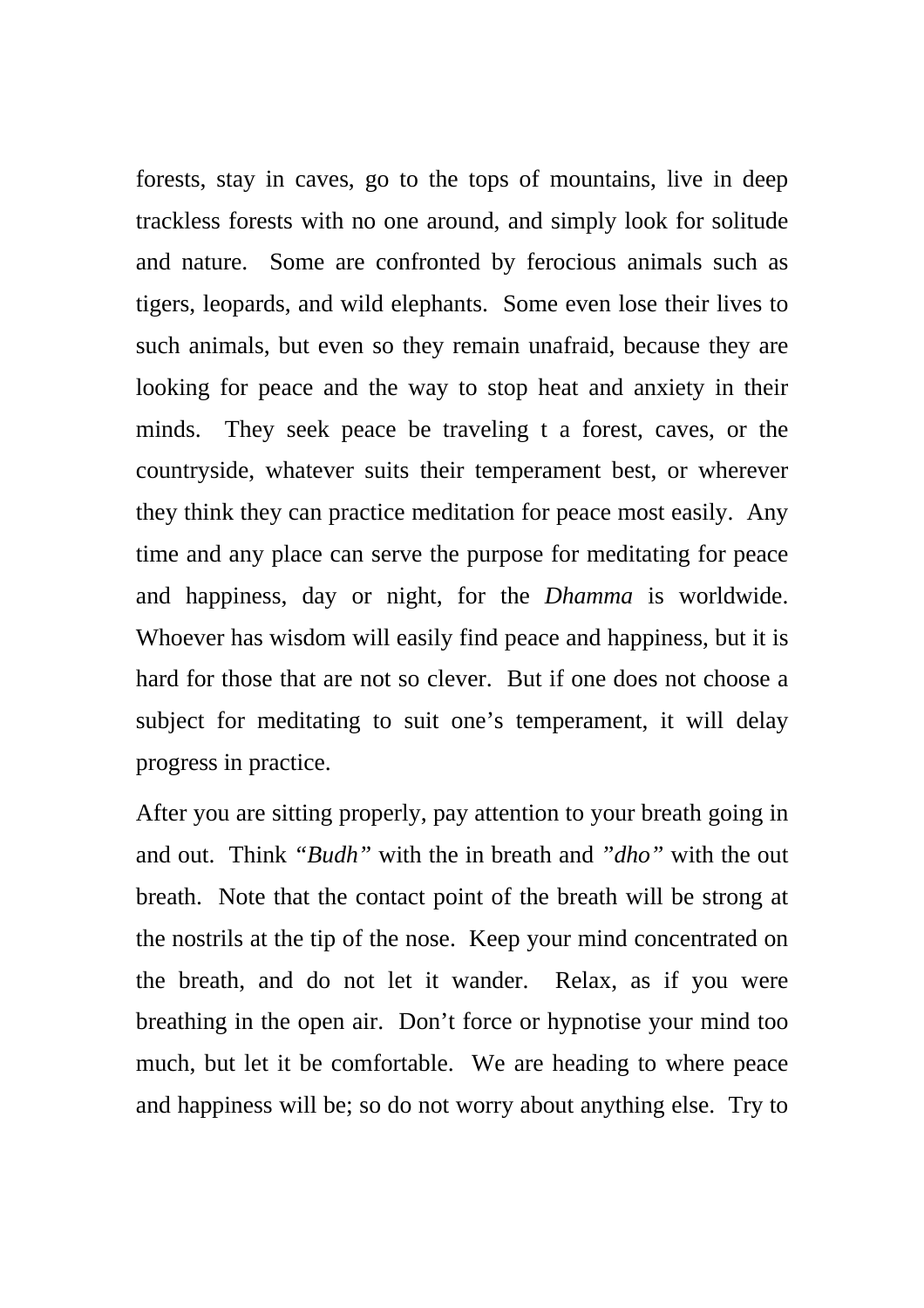forests, stay in caves, go to the tops of mountains, live in deep trackless forests with no one around, and simply look for solitude and nature. Some are confronted by ferocious animals such as tigers, leopards, and wild elephants. Some even lose their lives to such animals, but even so they remain unafraid, because they are looking for peace and the way to stop heat and anxiety in their minds. They seek peace be traveling t a forest, caves, or the countryside, whatever suits their temperament best, or wherever they think they can practice meditation for peace most easily. Any time and any place can serve the purpose for meditating for peace and happiness, day or night, for the *Dhamma* is worldwide. Whoever has wisdom will easily find peace and happiness, but it is hard for those that are not so clever. But if one does not choose a subject for meditating to suit one's temperament, it will delay progress in practice.

After you are sitting properly, pay attention to your breath going in and out. Think *"Budh"* with the in breath and *"dho"* with the out breath. Note that the contact point of the breath will be strong at the nostrils at the tip of the nose. Keep your mind concentrated on the breath, and do not let it wander. Relax, as if you were breathing in the open air. Don't force or hypnotise your mind too much, but let it be comfortable. We are heading to where peace and happiness will be; so do not worry about anything else. Try to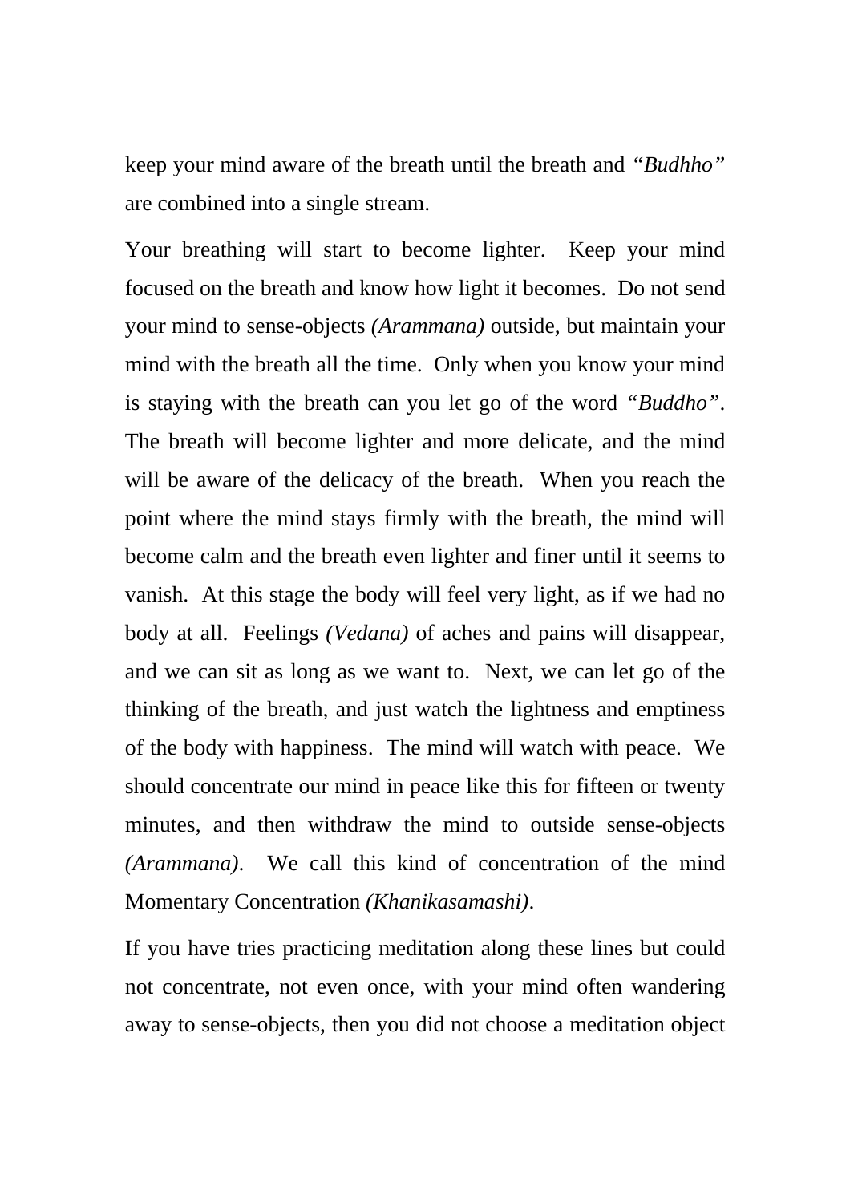keep your mind aware of the breath until the breath and *"Budhho"* are combined into a single stream.

Your breathing will start to become lighter. Keep your mind focused on the breath and know how light it becomes. Do not send your mind to sense-objects *(Arammana)* outside, but maintain your mind with the breath all the time. Only when you know your mind is staying with the breath can you let go of the word *"Buddho"*. The breath will become lighter and more delicate, and the mind will be aware of the delicacy of the breath. When you reach the point where the mind stays firmly with the breath, the mind will become calm and the breath even lighter and finer until it seems to vanish. At this stage the body will feel very light, as if we had no body at all. Feelings *(Vedana)* of aches and pains will disappear, and we can sit as long as we want to. Next, we can let go of the thinking of the breath, and just watch the lightness and emptiness of the body with happiness. The mind will watch with peace. We should concentrate our mind in peace like this for fifteen or twenty minutes, and then withdraw the mind to outside sense-objects *(Arammana)*. We call this kind of concentration of the mind Momentary Concentration *(Khanikasamashi)*.

If you have tries practicing meditation along these lines but could not concentrate, not even once, with your mind often wandering away to sense-objects, then you did not choose a meditation object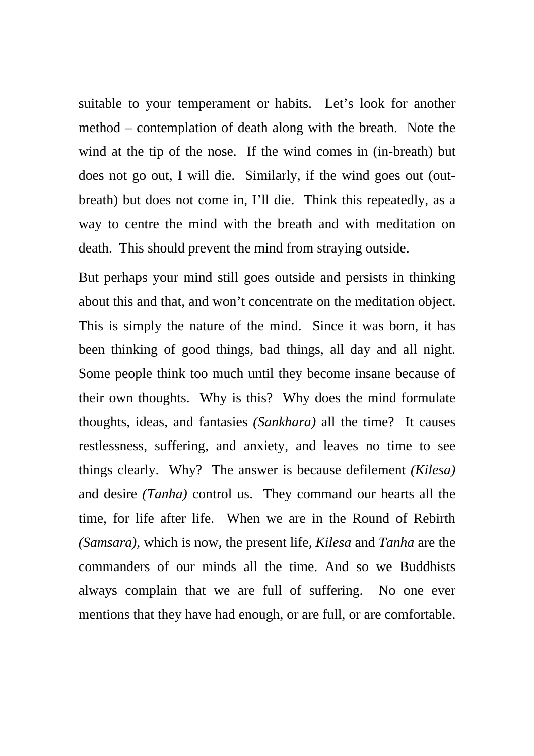suitable to your temperament or habits. Let's look for another method – contemplation of death along with the breath. Note the wind at the tip of the nose. If the wind comes in (in-breath) but does not go out, I will die. Similarly, if the wind goes out (out-breath) but does not come in, I'll die. Think this repeatedly, as a way to centre the mind with the breath and with meditation on death. This should prevent the mind from straying outside.

But perhaps your mind still goes outside and persists in thinking about this and that, and won't concentrate on the meditation object. This is simply the nature of the mind. Since it was born, it has been thinking of good things, bad things, all day and all night. Some people think too much until they become insane because of their own thoughts. Why is this? Why does the mind formulate thoughts, ideas, and fantasies *(Sankhara)* all the time? It causes restlessness, suffering, and anxiety, and leaves no time to see things clearly. Why? The answer is because defilement *(Kilesa)* and desire *(Tanha)* control us. They command our hearts all the time, for life after life. When we are in the Round of Rebirth *(Samsara)*, which is now, the present life, *Kilesa* and *Tanha* are the commanders of our minds all the time. And so we Buddhists always complain that we are full of suffering. No one ever mentions that they have had enough, or are full, or are comfortable.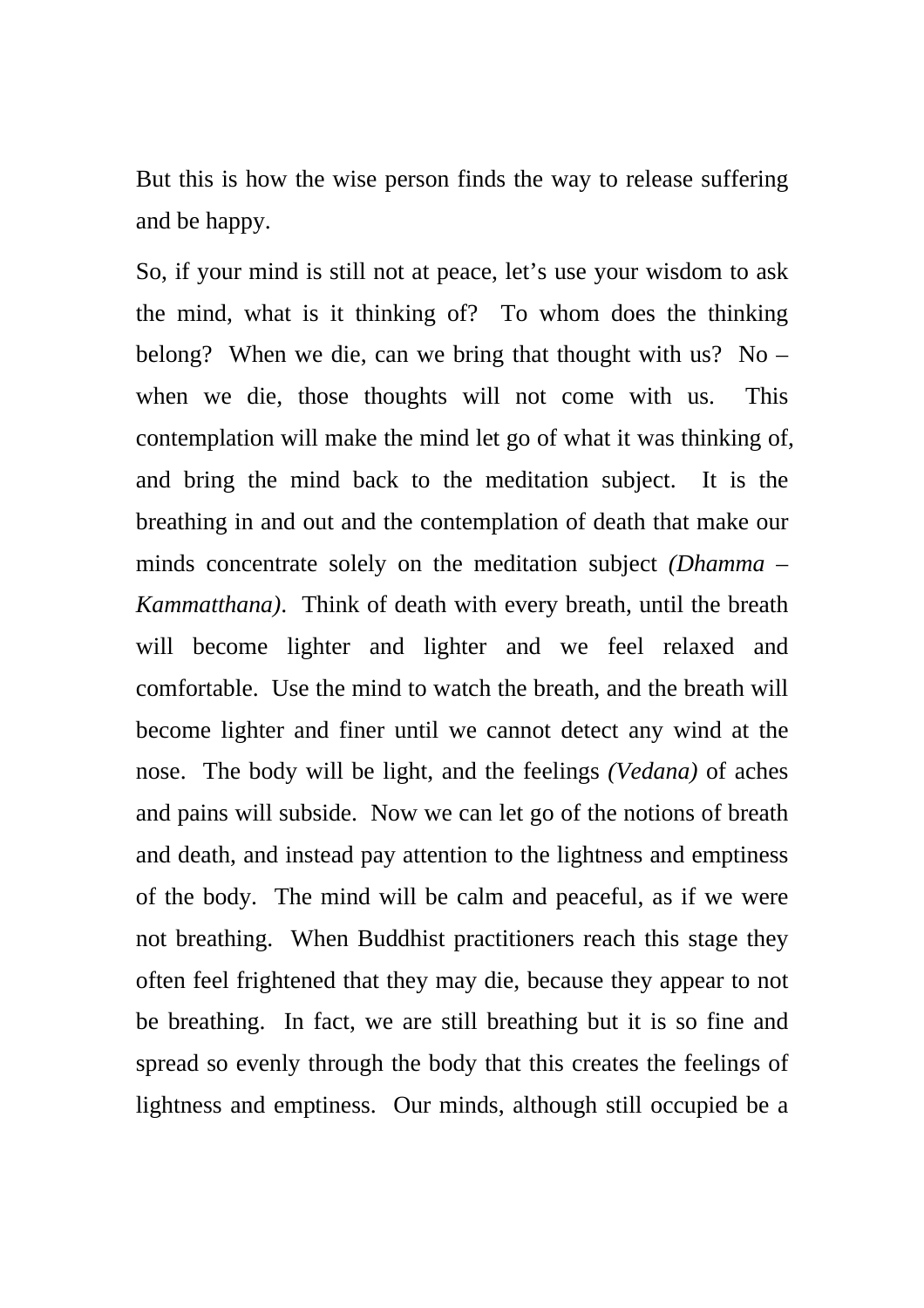But this is how the wise person finds the way to release suffering and be happy.

So, if your mind is still not at peace, let's use your wisdom to ask the mind, what is it thinking of? To whom does the thinking belong? When we die, can we bring that thought with us? No – when we die, those thoughts will not come with us. This contemplation will make the mind let go of what it was thinking of, and bring the mind back to the meditation subject. It is the breathing in and out and the contemplation of death that make our minds concentrate solely on the meditation subject *(Dhamma – Kammatthana)*. Think of death with every breath, until the breath will become lighter and lighter and we feel relaxed and comfortable. Use the mind to watch the breath, and the breath will become lighter and finer until we cannot detect any wind at the nose. The body will be light, and the feelings *(Vedana)* of aches and pains will subside. Now we can let go of the notions of breath and death, and instead pay attention to the lightness and emptiness of the body. The mind will be calm and peaceful, as if we were not breathing. When Buddhist practitioners reach this stage they often feel frightened that they may die, because they appear to not be breathing. In fact, we are still breathing but it is so fine and spread so evenly through the body that this creates the feelings of lightness and emptiness. Our minds, although still occupied be a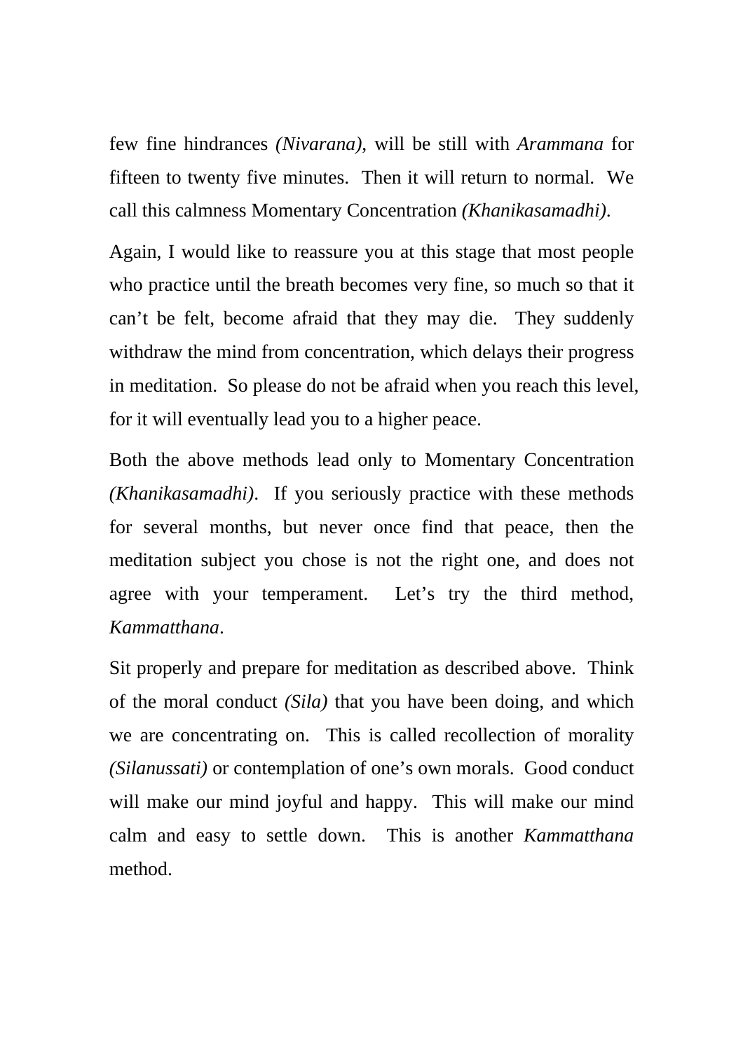few fine hindrances *(Nivarana)*, will be still with *Arammana* for fifteen to twenty five minutes. Then it will return to normal. We call this calmness Momentary Concentration *(Khanikasamadhi)*.

Again, I would like to reassure you at this stage that most people who practice until the breath becomes very fine, so much so that it can't be felt, become afraid that they may die. They suddenly withdraw the mind from concentration, which delays their progress in meditation. So please do not be afraid when you reach this level, for it will eventually lead you to a higher peace.

Both the above methods lead only to Momentary Concentration *(Khanikasamadhi)*. If you seriously practice with these methods for several months, but never once find that peace, then the meditation subject you chose is not the right one, and does not agree with your temperament. Let's try the third method, *Kammatthana*.

Sit properly and prepare for meditation as described above. Think of the moral conduct *(Sila)* that you have been doing, and which we are concentrating on. This is called recollection of morality *(Silanussati)* or contemplation of one's own morals. Good conduct will make our mind joyful and happy. This will make our mind calm and easy to settle down. This is another *Kammatthana* method.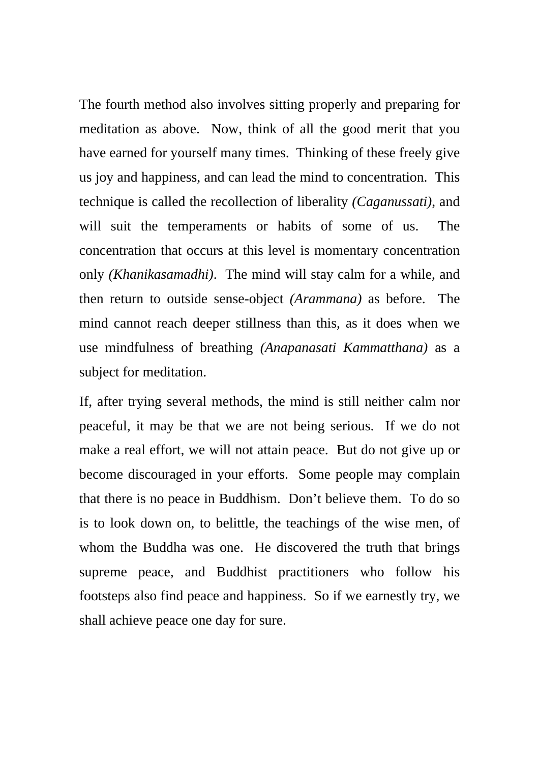The fourth method also involves sitting properly and preparing for meditation as above. Now, think of all the good merit that you have earned for yourself many times. Thinking of these freely give us joy and happiness, and can lead the mind to concentration. This technique is called the recollection of liberality *(Caganussati)*, and will suit the temperaments or habits of some of us. The concentration that occurs at this level is momentary concentration only *(Khanikasamadhi)*. The mind will stay calm for a while, and then return to outside sense-object *(Arammana)* as before. The mind cannot reach deeper stillness than this, as it does when we use mindfulness of breathing *(Anapanasati Kammatthana)* as a subject for meditation.

If, after trying several methods, the mind is still neither calm nor peaceful, it may be that we are not being serious. If we do not make a real effort, we will not attain peace. But do not give up or become discouraged in your efforts. Some people may complain that there is no peace in Buddhism. Don't believe them. To do so is to look down on, to belittle, the teachings of the wise men, of whom the Buddha was one. He discovered the truth that brings supreme peace, and Buddhist practitioners who follow his footsteps also find peace and happiness. So if we earnestly try, we shall achieve peace one day for sure.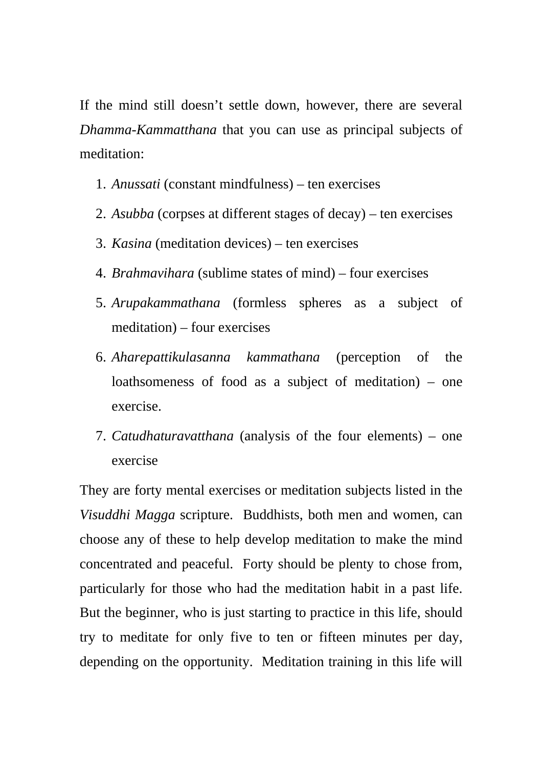If the mind still doesn't settle down, however, there are several *Dhamma-Kammatthana* that you can use as principal subjects of meditation:

1. *Anussati* (constant mindfulness) – ten exercises
2. *Asubba* (corpses at different stages of decay) – ten exercises
3. *Kasina* (meditation devices) – ten exercises
4. *Brahmavihara* (sublime states of mind) – four exercises
5. *Arupakammathana* (formless spheres as a subject of meditation) – four exercises
6. *Aharepattikulasanna kammathana* (perception of the loathsomeness of food as a subject of meditation) – one exercise.
7. *Catudhaturavatthana* (analysis of the four elements) – one exercise

They are forty mental exercises or meditation subjects listed in the *Visuddhi Magga* scripture. Buddhists, both men and women, can choose any of these to help develop meditation to make the mind concentrated and peaceful. Forty should be plenty to chose from, particularly for those who had the meditation habit in a past life. But the beginner, who is just starting to practice in this life, should try to meditate for only five to ten or fifteen minutes per day, depending on the opportunity. Meditation training in this life will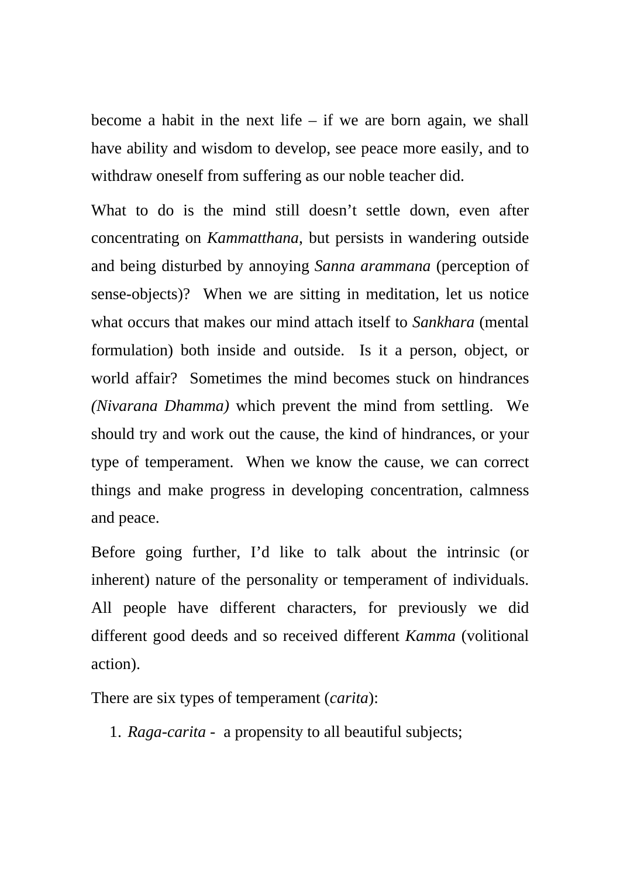become a habit in the next life – if we are born again, we shall have ability and wisdom to develop, see peace more easily, and to withdraw oneself from suffering as our noble teacher did.

What to do is the mind still doesn't settle down, even after concentrating on *Kammatthana*, but persists in wandering outside and being disturbed by annoying *Sanna arammana* (perception of sense-objects)? When we are sitting in meditation, let us notice what occurs that makes our mind attach itself to *Sankhara* (mental formulation) both inside and outside. Is it a person, object, or world affair? Sometimes the mind becomes stuck on hindrances *(Nivarana Dhamma)* which prevent the mind from settling. We should try and work out the cause, the kind of hindrances, or your type of temperament. When we know the cause, we can correct things and make progress in developing concentration, calmness and peace.

Before going further, I'd like to talk about the intrinsic (or inherent) nature of the personality or temperament of individuals. All people have different characters, for previously we did different good deeds and so received different *Kamma* (volitional action).

There are six types of temperament (*carita*):

1. *Raga-carita* - a propensity to all beautiful subjects;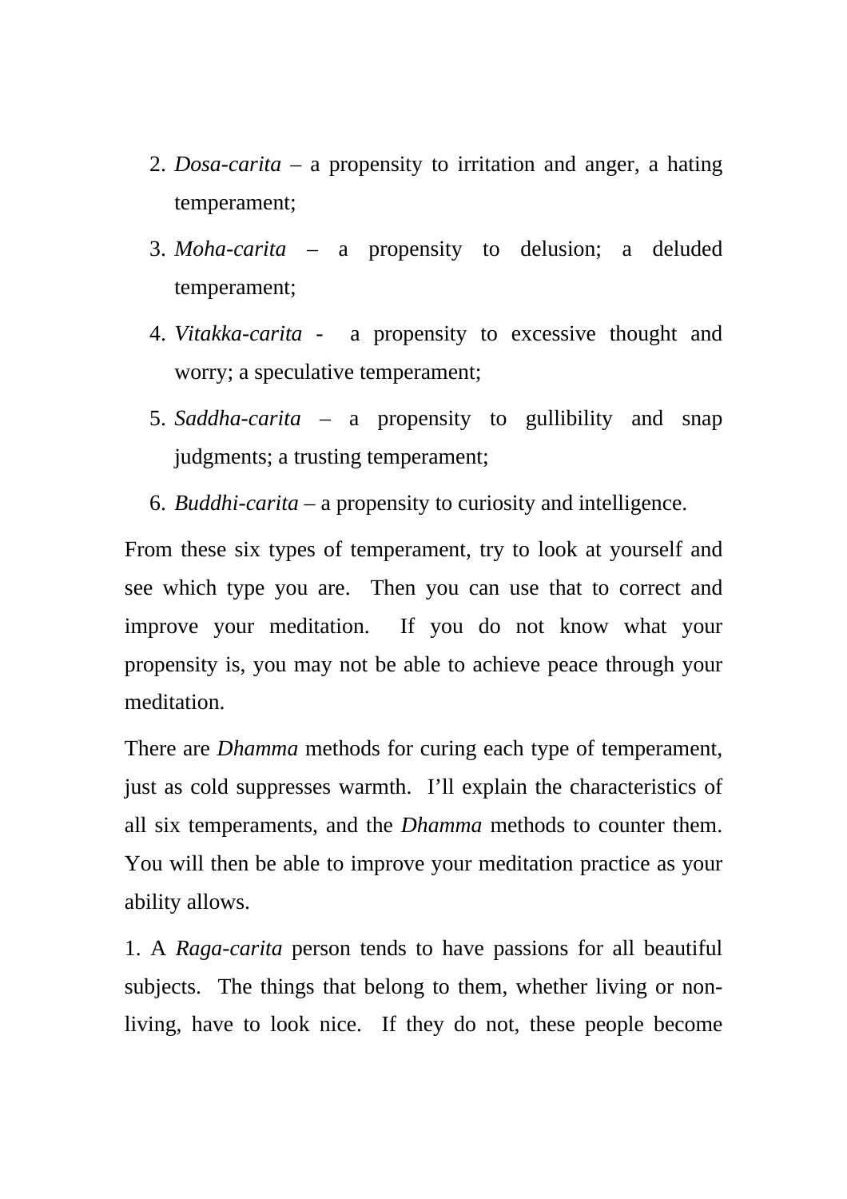2. *Dosa-carita* – a propensity to irritation and anger, a hating temperament;
3. *Moha-carita* – a propensity to delusion; a deluded temperament;
4. *Vitakka-carita* - a propensity to excessive thought and worry; a speculative temperament;
5. *Saddha-carita* – a propensity to gullibility and snap judgments; a trusting temperament;
6. *Buddhi-carita* – a propensity to curiosity and intelligence.

From these six types of temperament, try to look at yourself and see which type you are. Then you can use that to correct and improve your meditation. If you do not know what your propensity is, you may not be able to achieve peace through your meditation.

There are *Dhamma* methods for curing each type of temperament, just as cold suppresses warmth. I'll explain the characteristics of all six temperaments, and the *Dhamma* methods to counter them. You will then be able to improve your meditation practice as your ability allows.

1. A *Raga-carita* person tends to have passions for all beautiful subjects. The things that belong to them, whether living or non-living, have to look nice. If they do not, these people become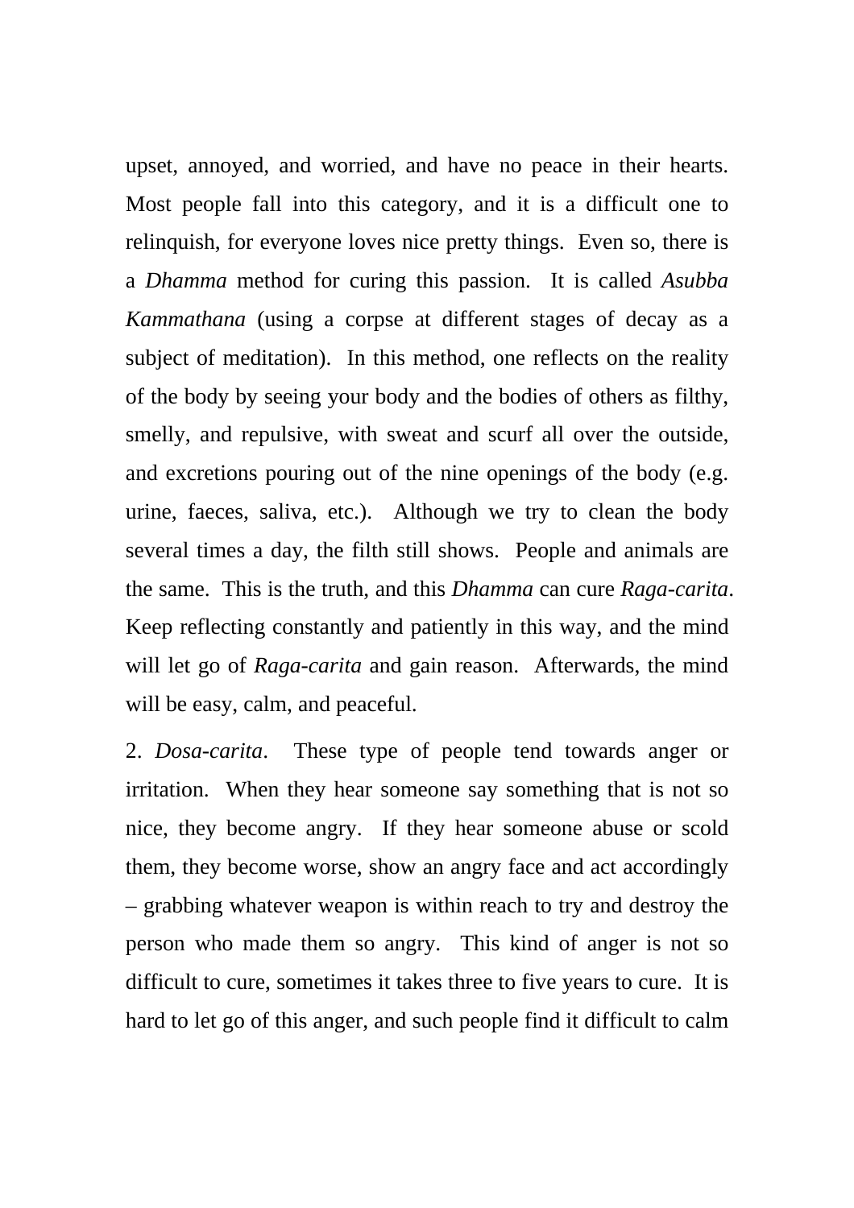upset, annoyed, and worried, and have no peace in their hearts. Most people fall into this category, and it is a difficult one to relinquish, for everyone loves nice pretty things. Even so, there is a *Dhamma* method for curing this passion. It is called *Asubba Kammathana* (using a corpse at different stages of decay as a subject of meditation). In this method, one reflects on the reality of the body by seeing your body and the bodies of others as filthy, smelly, and repulsive, with sweat and scurf all over the outside, and excretions pouring out of the nine openings of the body (e.g. urine, faeces, saliva, etc.). Although we try to clean the body several times a day, the filth still shows. People and animals are the same. This is the truth, and this *Dhamma* can cure *Raga-carita*. Keep reflecting constantly and patiently in this way, and the mind will let go of *Raga-carita* and gain reason. Afterwards, the mind will be easy, calm, and peaceful.

2. *Dosa-carita*. These type of people tend towards anger or irritation. When they hear someone say something that is not so nice, they become angry. If they hear someone abuse or scold them, they become worse, show an angry face and act accordingly – grabbing whatever weapon is within reach to try and destroy the person who made them so angry. This kind of anger is not so difficult to cure, sometimes it takes three to five years to cure. It is hard to let go of this anger, and such people find it difficult to calm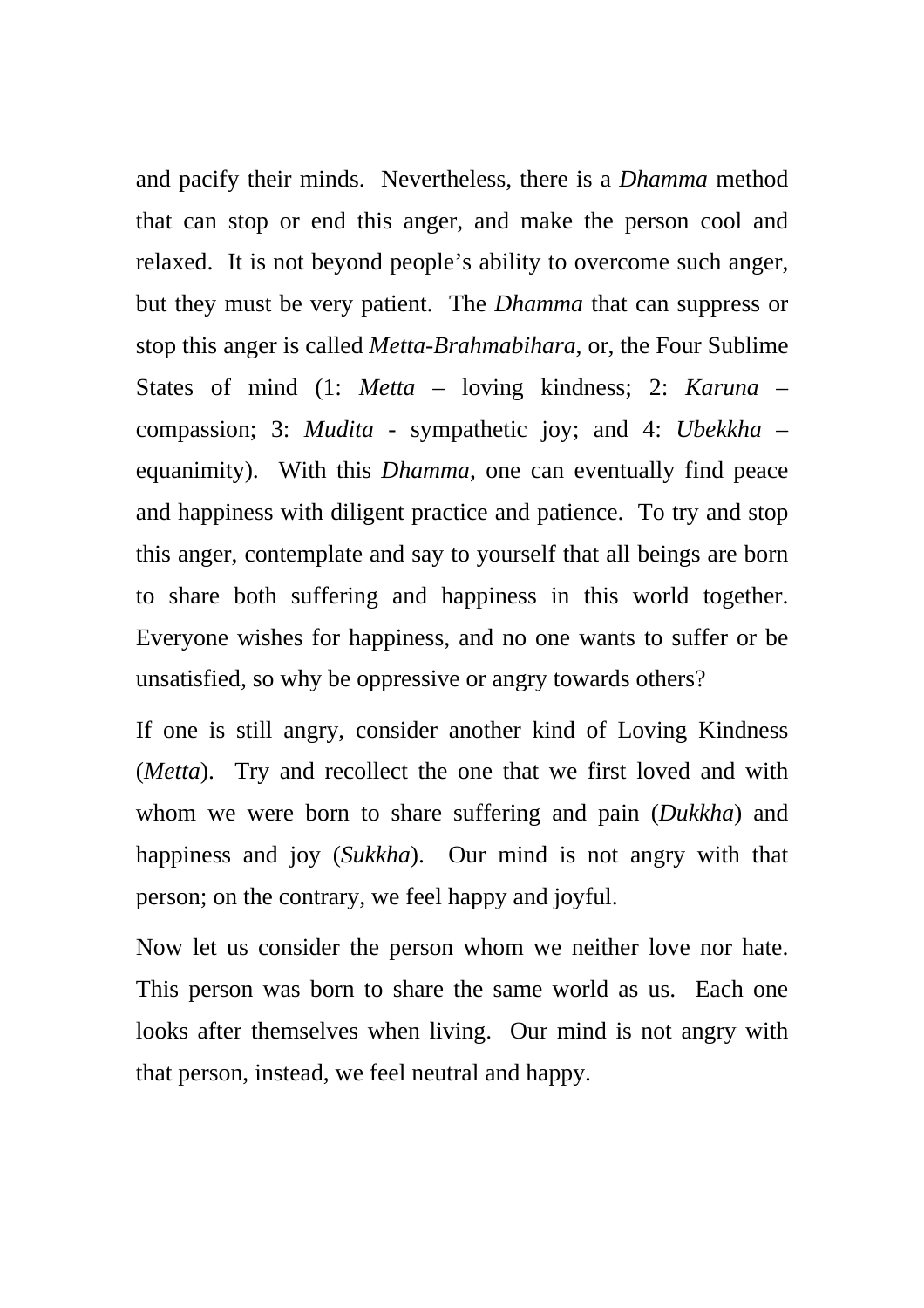and pacify their minds. Nevertheless, there is a *Dhamma* method that can stop or end this anger, and make the person cool and relaxed. It is not beyond people's ability to overcome such anger, but they must be very patient. The *Dhamma* that can suppress or stop this anger is called *Metta-Brahmabihara*, or, the Four Sublime States of mind (1: *Metta* – loving kindness; 2: *Karuna* – compassion; 3: *Mudita* - sympathetic joy; and 4: *Ubekkha* – equanimity). With this *Dhamma*, one can eventually find peace and happiness with diligent practice and patience. To try and stop this anger, contemplate and say to yourself that all beings are born to share both suffering and happiness in this world together. Everyone wishes for happiness, and no one wants to suffer or be unsatisfied, so why be oppressive or angry towards others?

If one is still angry, consider another kind of Loving Kindness (*Metta*). Try and recollect the one that we first loved and with whom we were born to share suffering and pain (*Dukkha*) and happiness and joy (*Sukkha*). Our mind is not angry with that person; on the contrary, we feel happy and joyful.

Now let us consider the person whom we neither love nor hate. This person was born to share the same world as us. Each one looks after themselves when living. Our mind is not angry with that person, instead, we feel neutral and happy.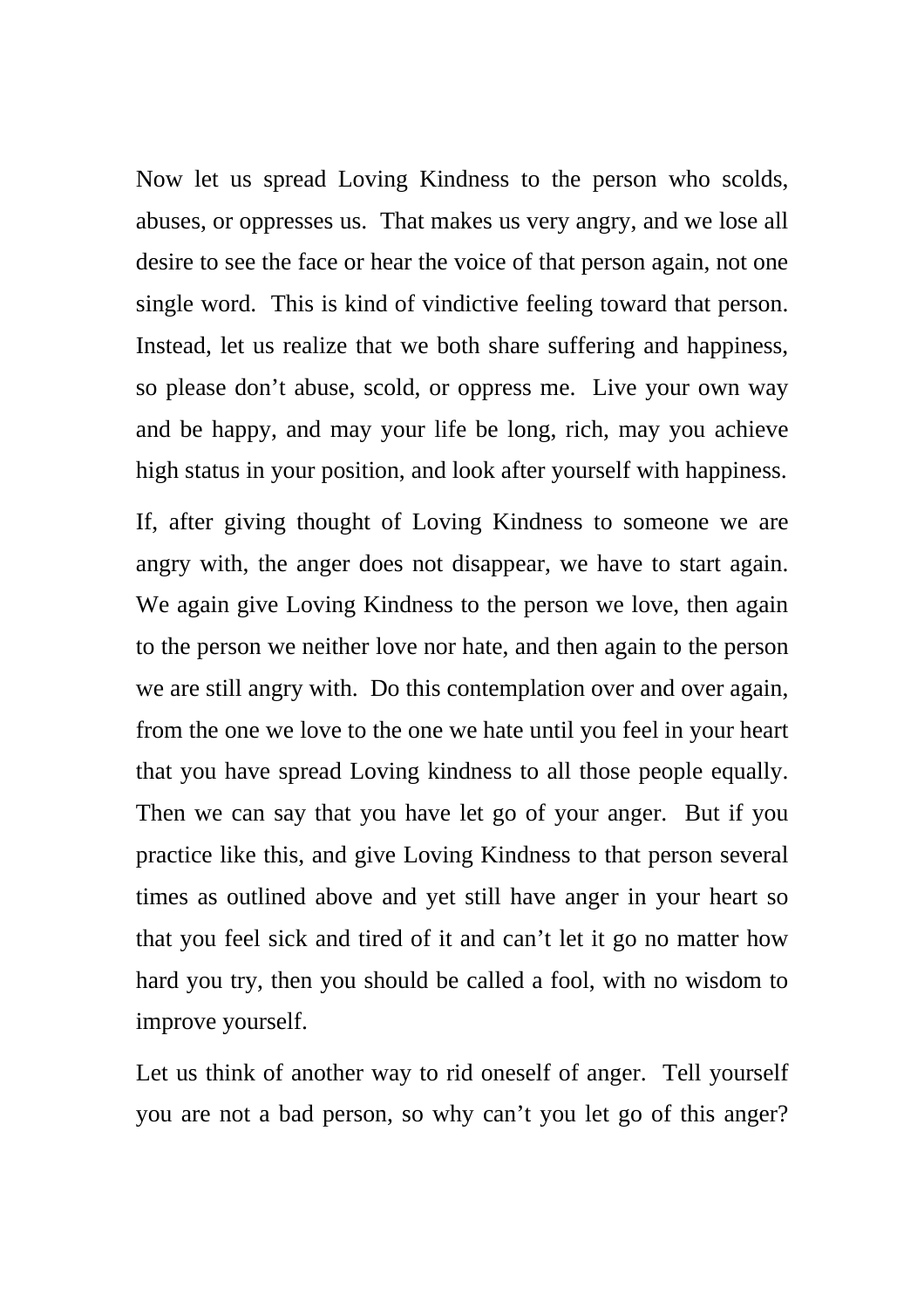Now let us spread Loving Kindness to the person who scolds, abuses, or oppresses us. That makes us very angry, and we lose all desire to see the face or hear the voice of that person again, not one single word. This is kind of vindictive feeling toward that person. Instead, let us realize that we both share suffering and happiness, so please don't abuse, scold, or oppress me. Live your own way and be happy, and may your life be long, rich, may you achieve high status in your position, and look after yourself with happiness.

If, after giving thought of Loving Kindness to someone we are angry with, the anger does not disappear, we have to start again. We again give Loving Kindness to the person we love, then again to the person we neither love nor hate, and then again to the person we are still angry with. Do this contemplation over and over again, from the one we love to the one we hate until you feel in your heart that you have spread Loving kindness to all those people equally. Then we can say that you have let go of your anger. But if you practice like this, and give Loving Kindness to that person several times as outlined above and yet still have anger in your heart so that you feel sick and tired of it and can't let it go no matter how hard you try, then you should be called a fool, with no wisdom to improve yourself.

Let us think of another way to rid oneself of anger. Tell yourself you are not a bad person, so why can't you let go of this anger?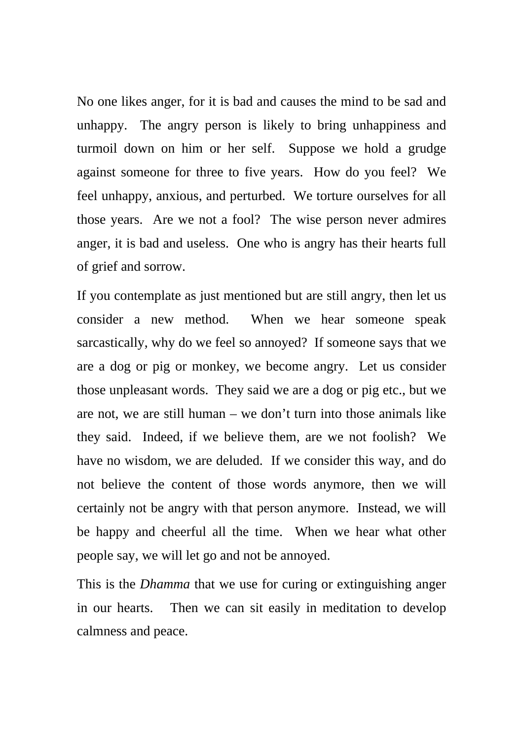No one likes anger, for it is bad and causes the mind to be sad and unhappy. The angry person is likely to bring unhappiness and turmoil down on him or her self. Suppose we hold a grudge against someone for three to five years. How do you feel? We feel unhappy, anxious, and perturbed. We torture ourselves for all those years. Are we not a fool? The wise person never admires anger, it is bad and useless. One who is angry has their hearts full of grief and sorrow.

If you contemplate as just mentioned but are still angry, then let us consider a new method. When we hear someone speak sarcastically, why do we feel so annoyed? If someone says that we are a dog or pig or monkey, we become angry. Let us consider those unpleasant words. They said we are a dog or pig etc., but we are not, we are still human – we don't turn into those animals like they said. Indeed, if we believe them, are we not foolish? We have no wisdom, we are deluded. If we consider this way, and do not believe the content of those words anymore, then we will certainly not be angry with that person anymore. Instead, we will be happy and cheerful all the time. When we hear what other people say, we will let go and not be annoyed.

This is the *Dhamma* that we use for curing or extinguishing anger in our hearts. Then we can sit easily in meditation to develop calmness and peace.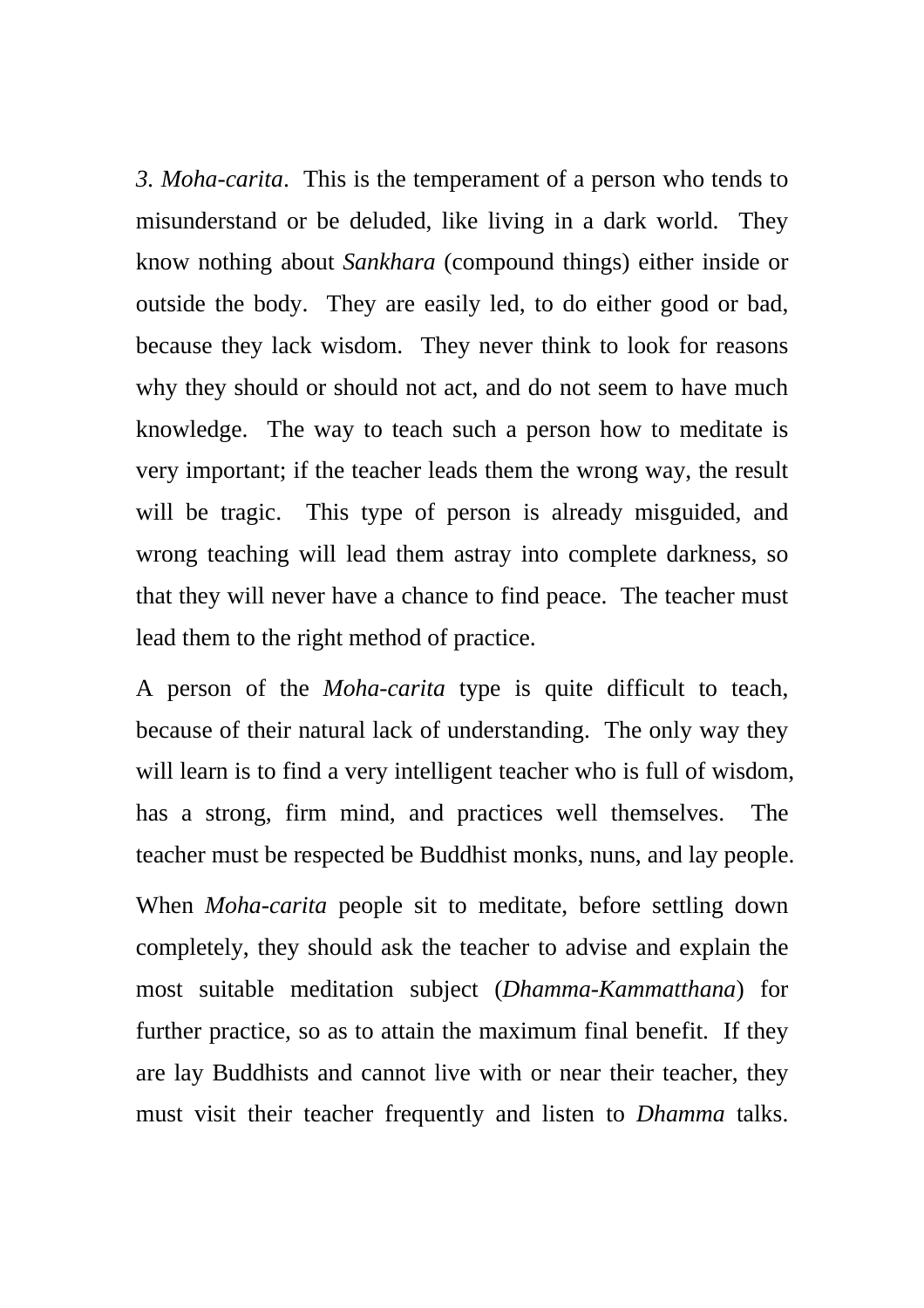*3. Moha-carita*. This is the temperament of a person who tends to misunderstand or be deluded, like living in a dark world. They know nothing about *Sankhara* (compound things) either inside or outside the body. They are easily led, to do either good or bad, because they lack wisdom. They never think to look for reasons why they should or should not act, and do not seem to have much knowledge. The way to teach such a person how to meditate is very important; if the teacher leads them the wrong way, the result will be tragic. This type of person is already misguided, and wrong teaching will lead them astray into complete darkness, so that they will never have a chance to find peace. The teacher must lead them to the right method of practice.

A person of the *Moha-carita* type is quite difficult to teach, because of their natural lack of understanding. The only way they will learn is to find a very intelligent teacher who is full of wisdom, has a strong, firm mind, and practices well themselves. The teacher must be respected be Buddhist monks, nuns, and lay people.

When *Moha-carita* people sit to meditate, before settling down completely, they should ask the teacher to advise and explain the most suitable meditation subject (*Dhamma-Kammatthana*) for further practice, so as to attain the maximum final benefit. If they are lay Buddhists and cannot live with or near their teacher, they must visit their teacher frequently and listen to *Dhamma* talks.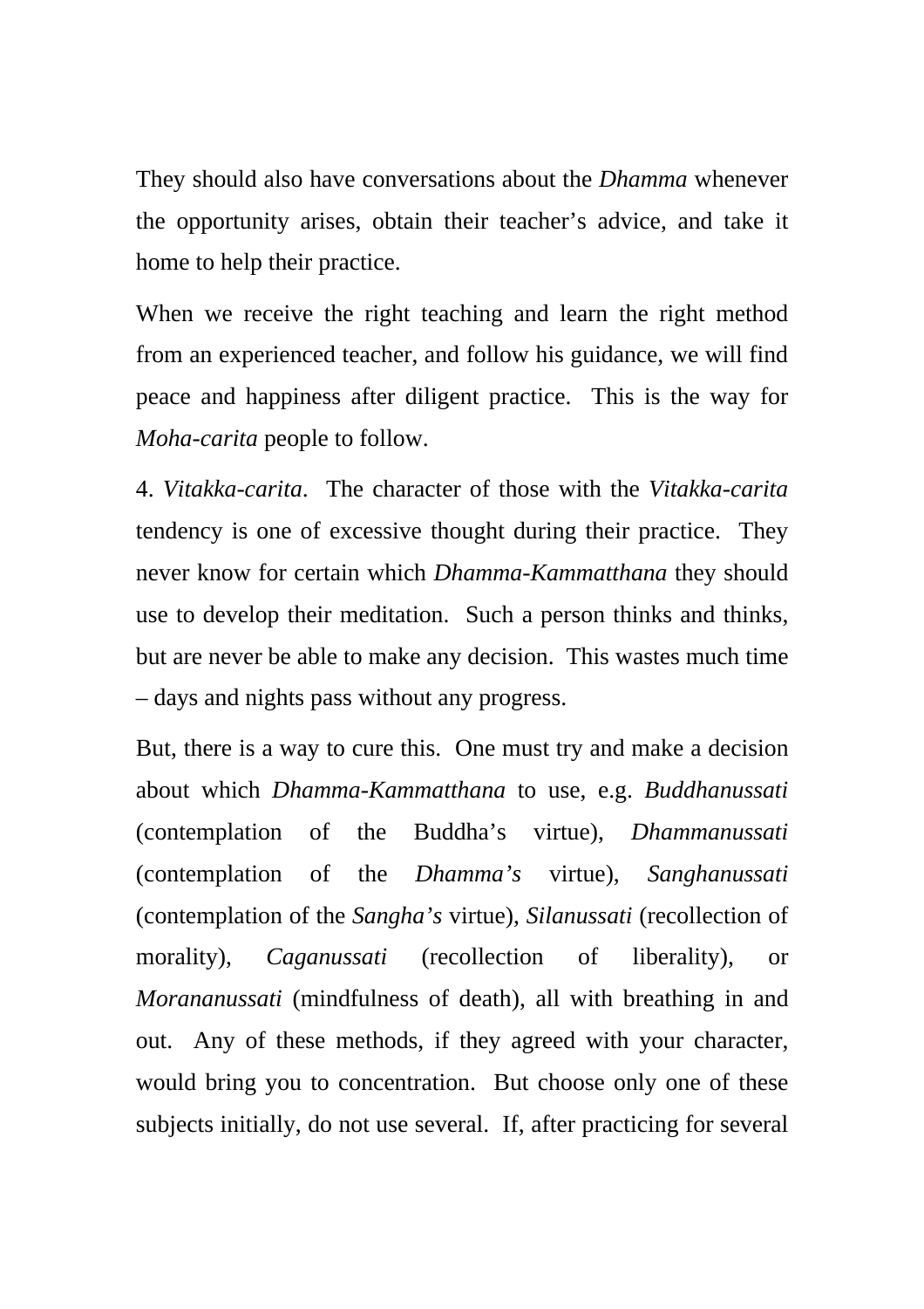They should also have conversations about the *Dhamma* whenever the opportunity arises, obtain their teacher's advice, and take it home to help their practice.

When we receive the right teaching and learn the right method from an experienced teacher, and follow his guidance, we will find peace and happiness after diligent practice.  This is the way for *Moha-carita* people to follow.

4. *Vitakka-carita*.  The character of those with the *Vitakka-carita* tendency is one of excessive thought during their practice.  They never know for certain which *Dhamma-Kammatthana* they should use to develop their meditation.  Such a person thinks and thinks, but are never be able to make any decision.  This wastes much time – days and nights pass without any progress.

But, there is a way to cure this.  One must try and make a decision about which *Dhamma-Kammatthana* to use, e.g. *Buddhanussati* (contemplation of the Buddha's virtue), *Dhammanussati* (contemplation of the *Dhamma's* virtue), *Sanghanussati* (contemplation of the *Sangha's* virtue), *Silanussati* (recollection of morality), *Caganussati* (recollection of liberality), or *Morananussati* (mindfulness of death), all with breathing in and out.  Any of these methods, if they agreed with your character, would bring you to concentration.  But choose only one of these subjects initially, do not use several.  If, after practicing for several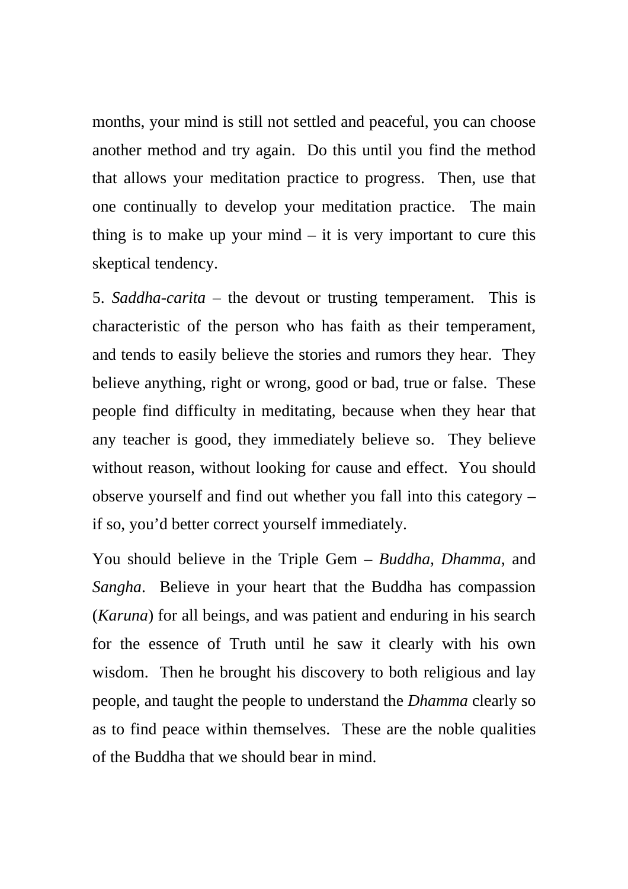months, your mind is still not settled and peaceful, you can choose another method and try again. Do this until you find the method that allows your meditation practice to progress. Then, use that one continually to develop your meditation practice. The main thing is to make up your mind – it is very important to cure this skeptical tendency.

5. *Saddha-carita* – the devout or trusting temperament. This is characteristic of the person who has faith as their temperament, and tends to easily believe the stories and rumors they hear. They believe anything, right or wrong, good or bad, true or false. These people find difficulty in meditating, because when they hear that any teacher is good, they immediately believe so. They believe without reason, without looking for cause and effect. You should observe yourself and find out whether you fall into this category – if so, you'd better correct yourself immediately.

You should believe in the Triple Gem – *Buddha, Dhamma,* and *Sangha*. Believe in your heart that the Buddha has compassion (*Karuna*) for all beings, and was patient and enduring in his search for the essence of Truth until he saw it clearly with his own wisdom. Then he brought his discovery to both religious and lay people, and taught the people to understand the *Dhamma* clearly so as to find peace within themselves. These are the noble qualities of the Buddha that we should bear in mind.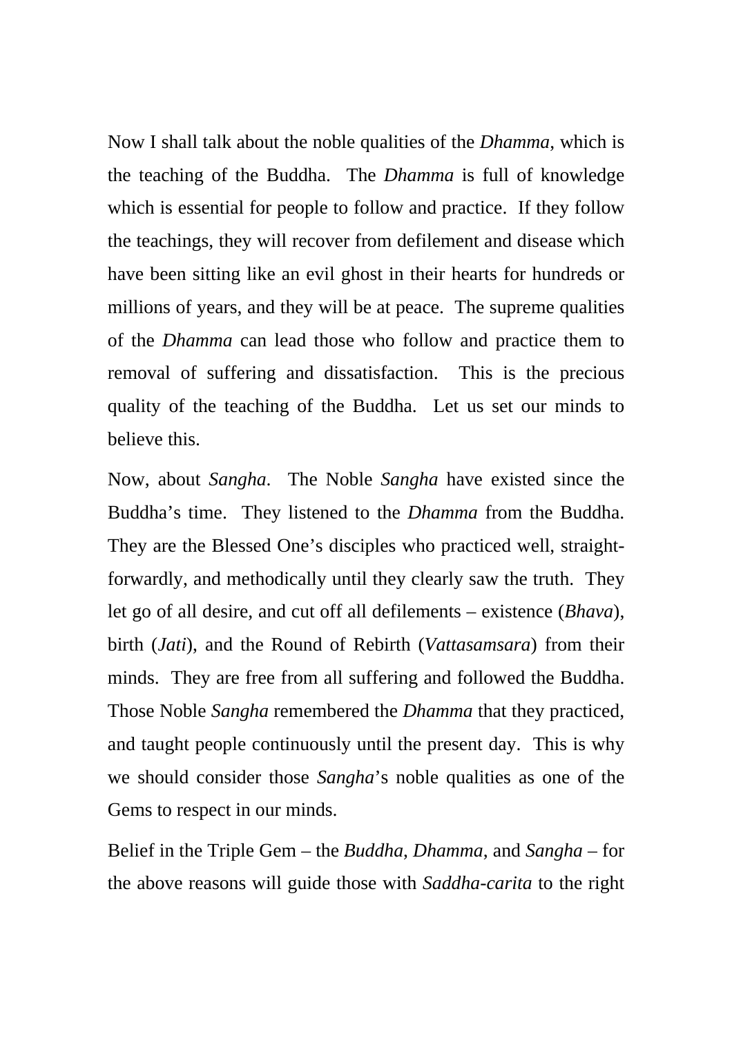Now I shall talk about the noble qualities of the *Dhamma*, which is the teaching of the Buddha. The *Dhamma* is full of knowledge which is essential for people to follow and practice. If they follow the teachings, they will recover from defilement and disease which have been sitting like an evil ghost in their hearts for hundreds or millions of years, and they will be at peace. The supreme qualities of the *Dhamma* can lead those who follow and practice them to removal of suffering and dissatisfaction. This is the precious quality of the teaching of the Buddha. Let us set our minds to believe this.

Now, about *Sangha*. The Noble *Sangha* have existed since the Buddha's time. They listened to the *Dhamma* from the Buddha. They are the Blessed One's disciples who practiced well, straight-forwardly, and methodically until they clearly saw the truth. They let go of all desire, and cut off all defilements – existence (*Bhava*), birth (*Jati*), and the Round of Rebirth (*Vattasamsara*) from their minds. They are free from all suffering and followed the Buddha. Those Noble *Sangha* remembered the *Dhamma* that they practiced, and taught people continuously until the present day. This is why we should consider those *Sangha*'s noble qualities as one of the Gems to respect in our minds.

Belief in the Triple Gem – the *Buddha*, *Dhamma*, and *Sangha* – for the above reasons will guide those with *Saddha-carita* to the right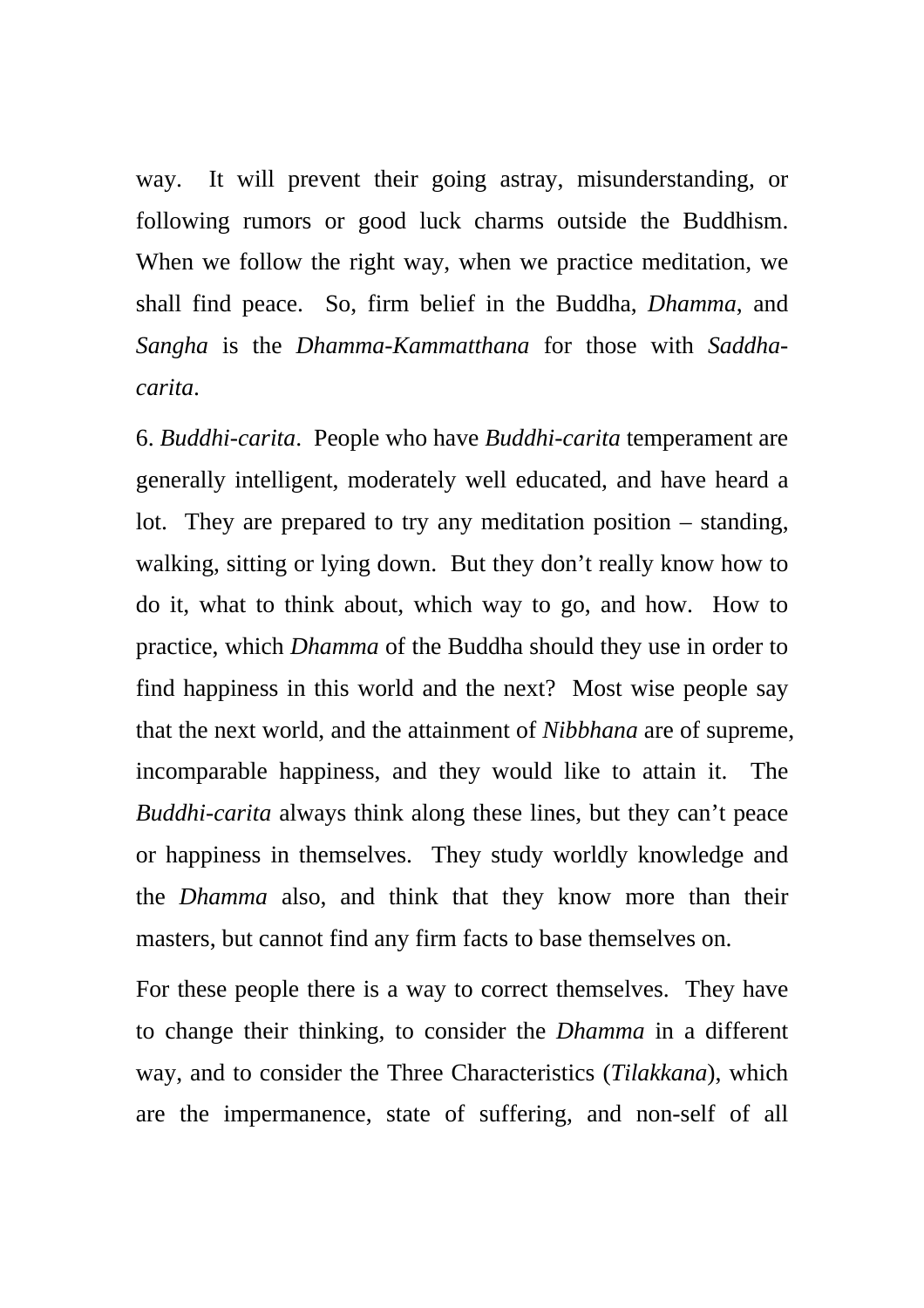way. It will prevent their going astray, misunderstanding, or following rumors or good luck charms outside the Buddhism. When we follow the right way, when we practice meditation, we shall find peace. So, firm belief in the Buddha, *Dhamma*, and *Sangha* is the *Dhamma-Kammatthana* for those with *Saddha-carita*.

6. *Buddhi-carita*. People who have *Buddhi-carita* temperament are generally intelligent, moderately well educated, and have heard a lot. They are prepared to try any meditation position – standing, walking, sitting or lying down. But they don't really know how to do it, what to think about, which way to go, and how. How to practice, which *Dhamma* of the Buddha should they use in order to find happiness in this world and the next? Most wise people say that the next world, and the attainment of *Nibbhana* are of supreme, incomparable happiness, and they would like to attain it. The *Buddhi-carita* always think along these lines, but they can't peace or happiness in themselves. They study worldly knowledge and the *Dhamma* also, and think that they know more than their masters, but cannot find any firm facts to base themselves on.

For these people there is a way to correct themselves. They have to change their thinking, to consider the *Dhamma* in a different way, and to consider the Three Characteristics (*Tilakkana*), which are the impermanence, state of suffering, and non-self of all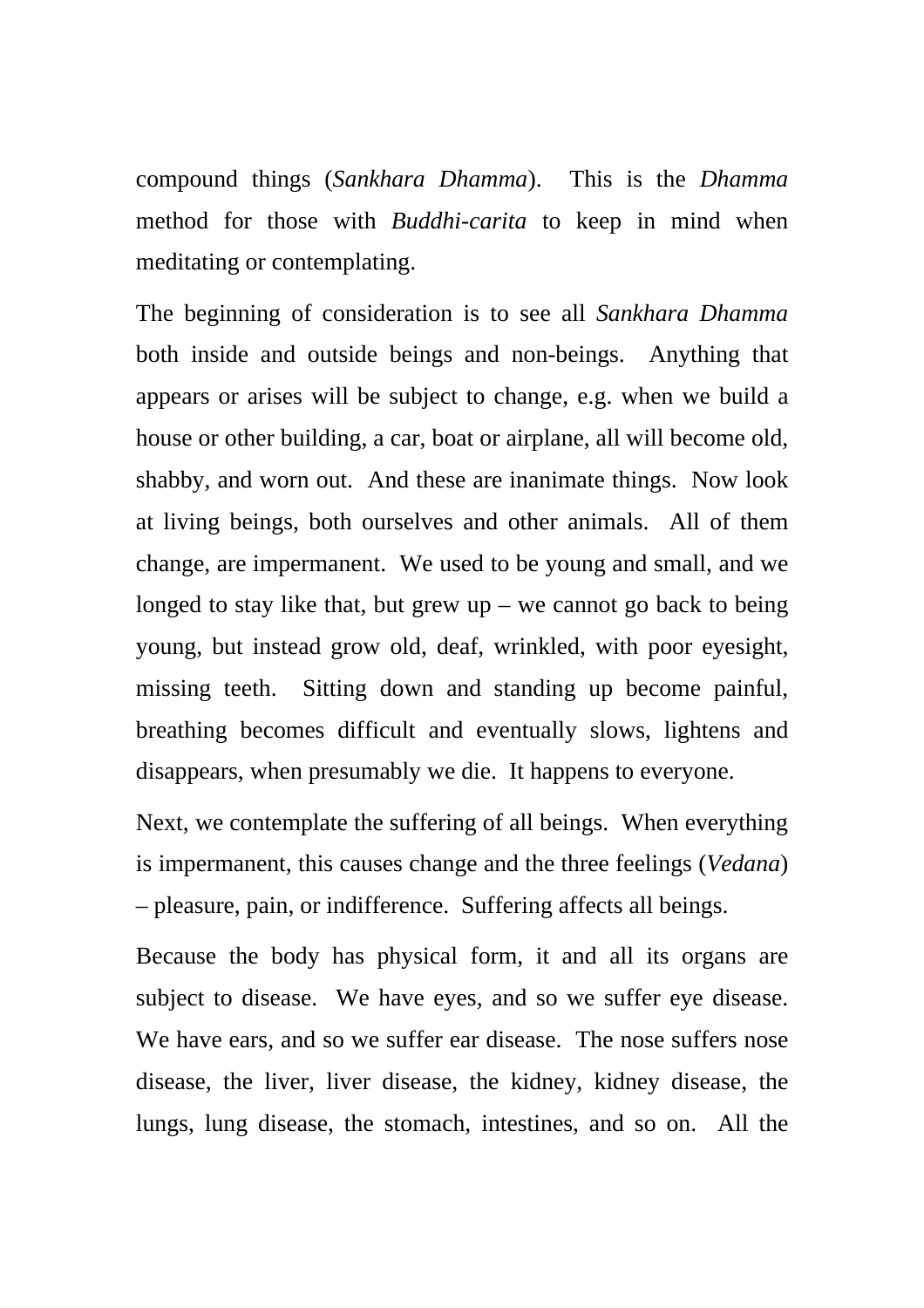compound things (*Sankhara Dhamma*). This is the *Dhamma* method for those with *Buddhi-carita* to keep in mind when meditating or contemplating.

The beginning of consideration is to see all *Sankhara Dhamma* both inside and outside beings and non-beings. Anything that appears or arises will be subject to change, e.g. when we build a house or other building, a car, boat or airplane, all will become old, shabby, and worn out. And these are inanimate things. Now look at living beings, both ourselves and other animals. All of them change, are impermanent. We used to be young and small, and we longed to stay like that, but grew up – we cannot go back to being young, but instead grow old, deaf, wrinkled, with poor eyesight, missing teeth. Sitting down and standing up become painful, breathing becomes difficult and eventually slows, lightens and disappears, when presumably we die. It happens to everyone.

Next, we contemplate the suffering of all beings. When everything is impermanent, this causes change and the three feelings (*Vedana*) – pleasure, pain, or indifference. Suffering affects all beings.

Because the body has physical form, it and all its organs are subject to disease. We have eyes, and so we suffer eye disease. We have ears, and so we suffer ear disease. The nose suffers nose disease, the liver, liver disease, the kidney, kidney disease, the lungs, lung disease, the stomach, intestines, and so on. All the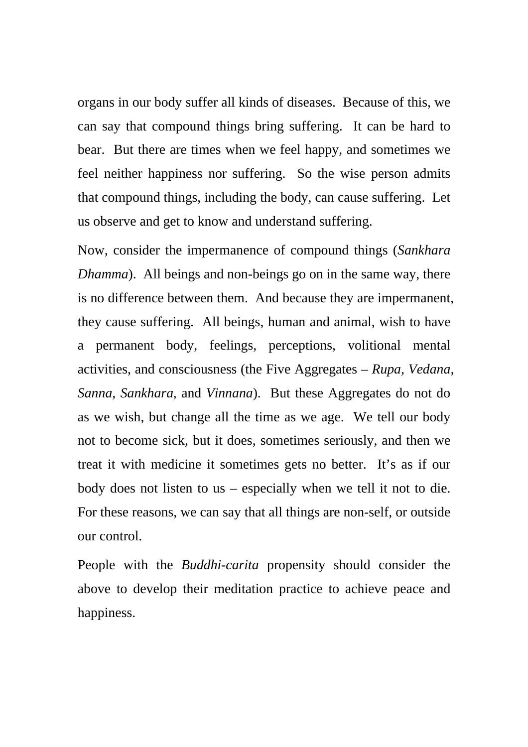organs in our body suffer all kinds of diseases.  Because of this, we can say that compound things bring suffering.  It can be hard to bear.  But there are times when we feel happy, and sometimes we feel neither happiness nor suffering.  So the wise person admits that compound things, including the body, can cause suffering.  Let us observe and get to know and understand suffering.

Now, consider the impermanence of compound things (*Sankhara Dhamma*).  All beings and non-beings go on in the same way, there is no difference between them.  And because they are impermanent, they cause suffering.  All beings, human and animal, wish to have a permanent body, feelings, perceptions, volitional mental activities, and consciousness (the Five Aggregates – *Rupa, Vedana, Sanna, Sankhara,* and *Vinnana*).  But these Aggregates do not do as we wish, but change all the time as we age.  We tell our body not to become sick, but it does, sometimes seriously, and then we treat it with medicine it sometimes gets no better.  It's as if our body does not listen to us – especially when we tell it not to die.  For these reasons, we can say that all things are non-self, or outside our control.

People with the *Buddhi-carita* propensity should consider the above to develop their meditation practice to achieve peace and happiness.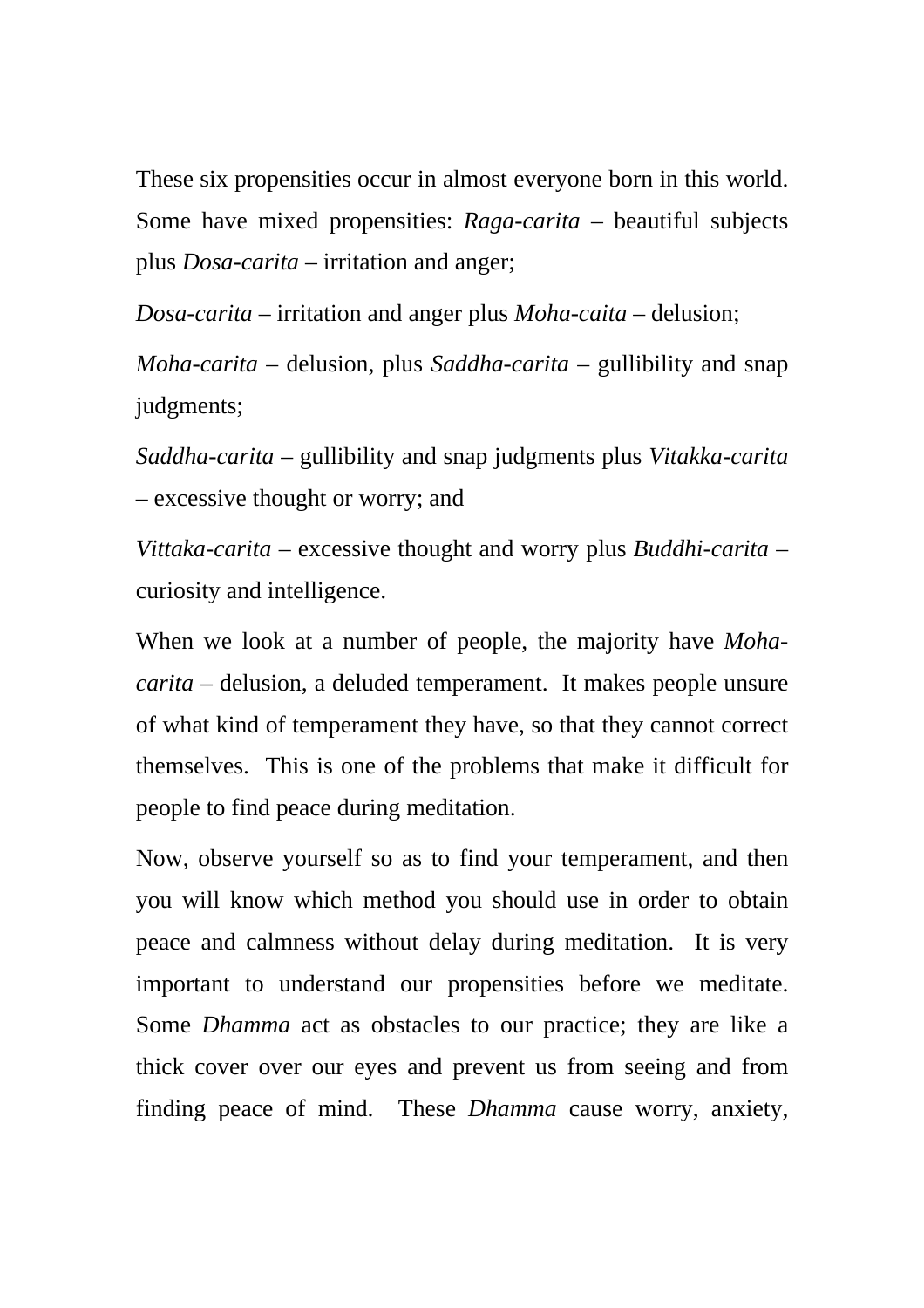These six propensities occur in almost everyone born in this world. Some have mixed propensities: *Raga-carita* – beautiful subjects plus *Dosa-carita* – irritation and anger;

*Dosa-carita* – irritation and anger plus *Moha-caita* – delusion;

*Moha-carita* – delusion, plus *Saddha-carita* – gullibility and snap judgments;

*Saddha-carita* – gullibility and snap judgments plus *Vitakka-carita* – excessive thought or worry; and

*Vittaka-carita* – excessive thought and worry plus *Buddhi-carita* – curiosity and intelligence.

When we look at a number of people, the majority have *Moha-carita* – delusion, a deluded temperament. It makes people unsure of what kind of temperament they have, so that they cannot correct themselves. This is one of the problems that make it difficult for people to find peace during meditation.

Now, observe yourself so as to find your temperament, and then you will know which method you should use in order to obtain peace and calmness without delay during meditation. It is very important to understand our propensities before we meditate. Some *Dhamma* act as obstacles to our practice; they are like a thick cover over our eyes and prevent us from seeing and from finding peace of mind. These *Dhamma* cause worry, anxiety,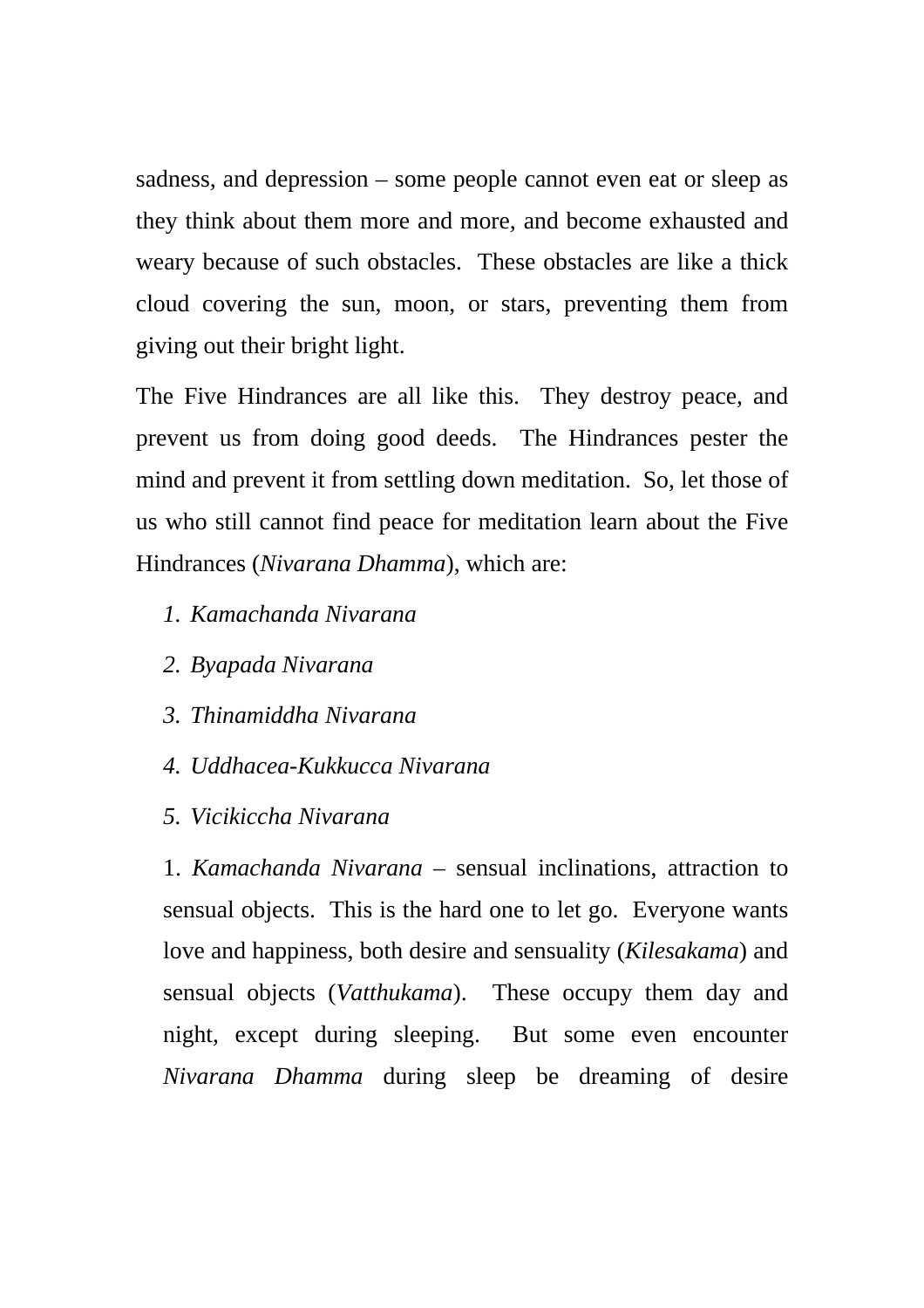sadness, and depression – some people cannot even eat or sleep as they think about them more and more, and become exhausted and weary because of such obstacles. These obstacles are like a thick cloud covering the sun, moon, or stars, preventing them from giving out their bright light.

The Five Hindrances are all like this. They destroy peace, and prevent us from doing good deeds. The Hindrances pester the mind and prevent it from settling down meditation. So, let those of us who still cannot find peace for meditation learn about the Five Hindrances (*Nivarana Dhamma*), which are:

1. *Kamachanda Nivarana*
2. *Byapada Nivarana*
3. *Thinamiddha Nivarana*
4. *Uddhacea-Kukkucca Nivarana*
5. *Vicikiccha Nivarana*

1. *Kamachanda Nivarana* – sensual inclinations, attraction to sensual objects. This is the hard one to let go. Everyone wants love and happiness, both desire and sensuality (*Kilesakama*) and sensual objects (*Vatthukama*). These occupy them day and night, except during sleeping. But some even encounter *Nivarana Dhamma* during sleep be dreaming of desire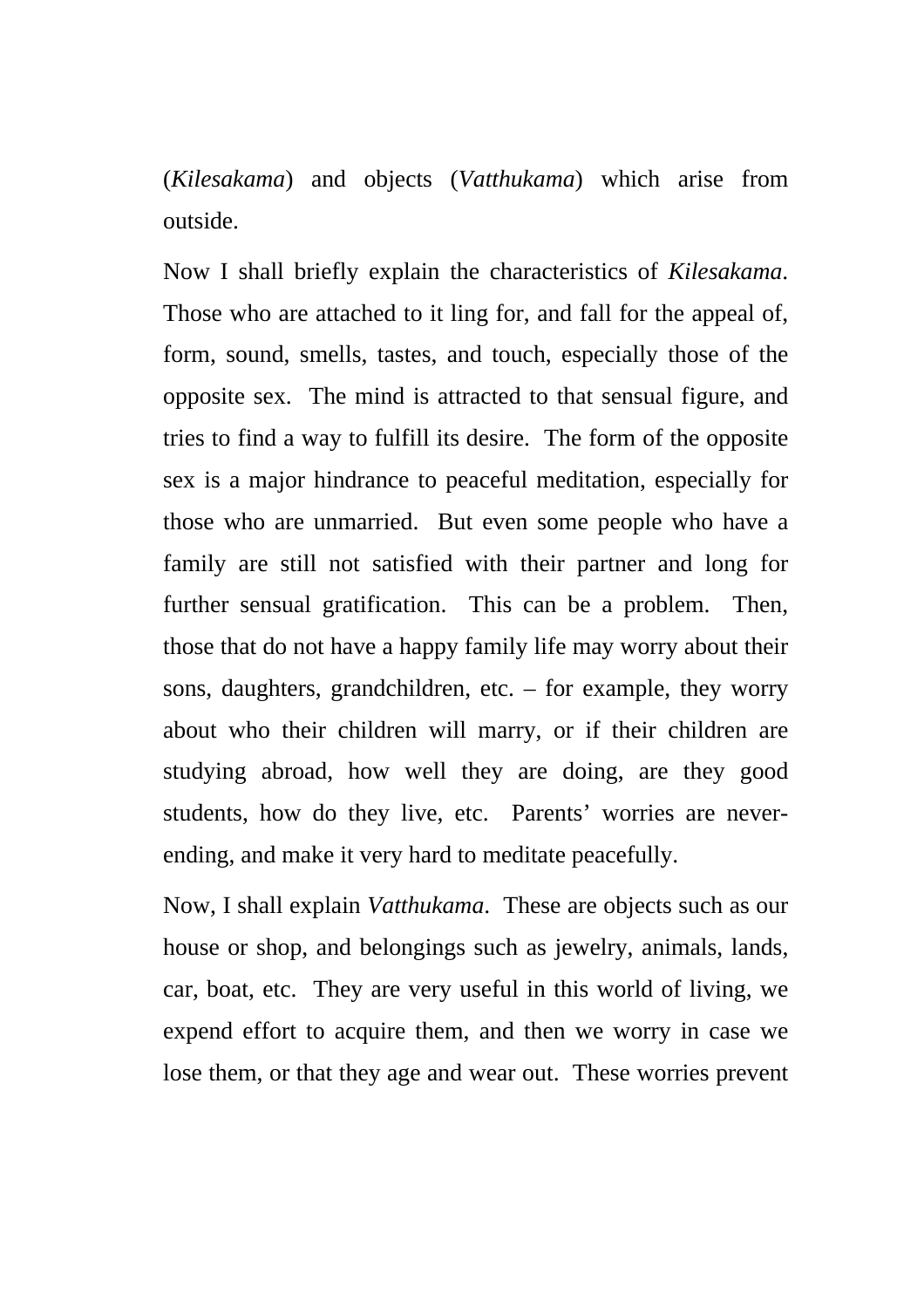(*Kilesakama*) and objects (*Vatthukama*) which arise from outside.

Now I shall briefly explain the characteristics of *Kilesakama*. Those who are attached to it ling for, and fall for the appeal of, form, sound, smells, tastes, and touch, especially those of the opposite sex. The mind is attracted to that sensual figure, and tries to find a way to fulfill its desire. The form of the opposite sex is a major hindrance to peaceful meditation, especially for those who are unmarried. But even some people who have a family are still not satisfied with their partner and long for further sensual gratification. This can be a problem. Then, those that do not have a happy family life may worry about their sons, daughters, grandchildren, etc. – for example, they worry about who their children will marry, or if their children are studying abroad, how well they are doing, are they good students, how do they live, etc. Parents' worries are never-ending, and make it very hard to meditate peacefully.

Now, I shall explain *Vatthukama*. These are objects such as our house or shop, and belongings such as jewelry, animals, lands, car, boat, etc. They are very useful in this world of living, we expend effort to acquire them, and then we worry in case we lose them, or that they age and wear out. These worries prevent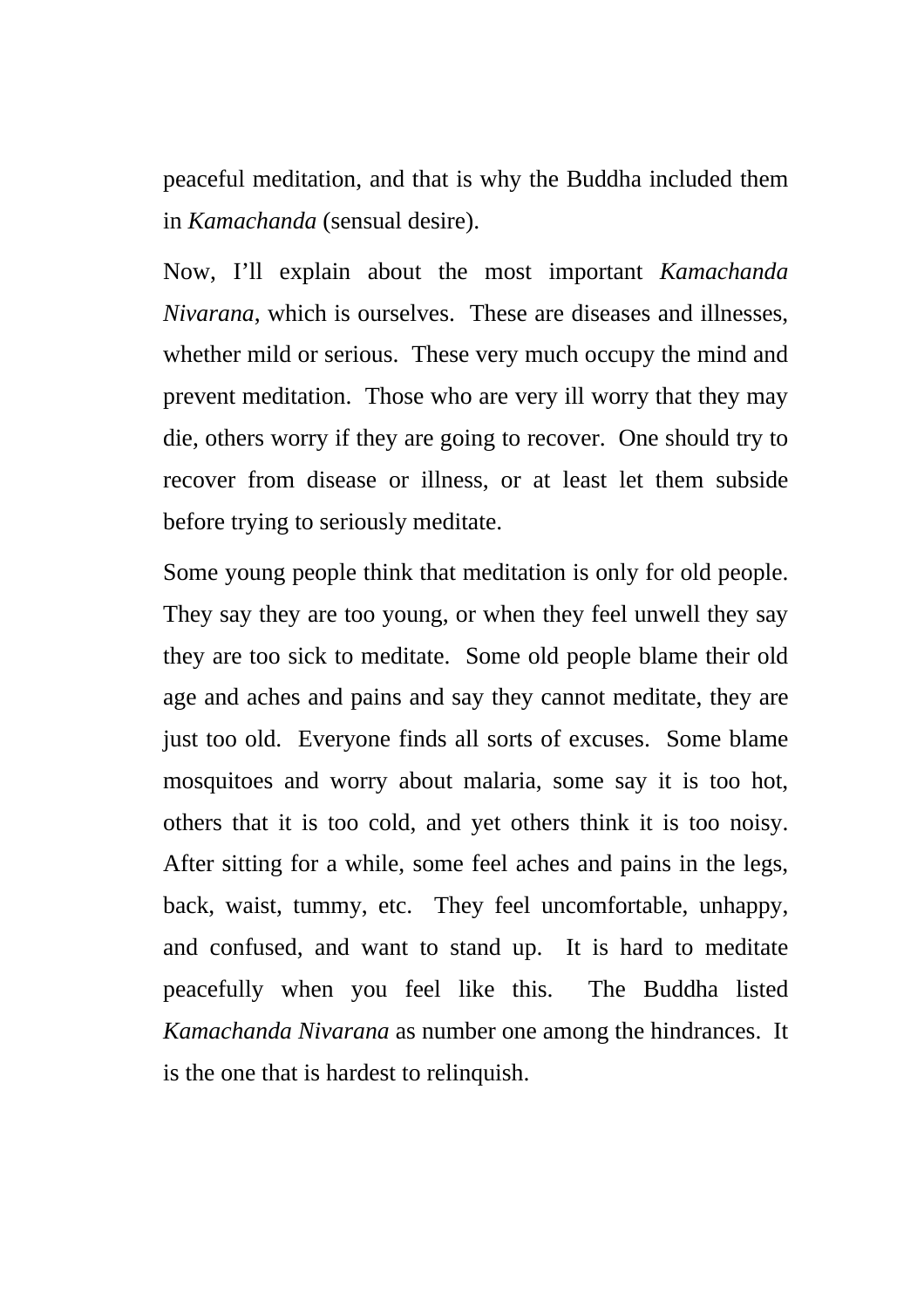peaceful meditation, and that is why the Buddha included them in *Kamachanda* (sensual desire).

Now, I'll explain about the most important *Kamachanda Nivarana*, which is ourselves. These are diseases and illnesses, whether mild or serious. These very much occupy the mind and prevent meditation. Those who are very ill worry that they may die, others worry if they are going to recover. One should try to recover from disease or illness, or at least let them subside before trying to seriously meditate.

Some young people think that meditation is only for old people. They say they are too young, or when they feel unwell they say they are too sick to meditate. Some old people blame their old age and aches and pains and say they cannot meditate, they are just too old. Everyone finds all sorts of excuses. Some blame mosquitoes and worry about malaria, some say it is too hot, others that it is too cold, and yet others think it is too noisy. After sitting for a while, some feel aches and pains in the legs, back, waist, tummy, etc. They feel uncomfortable, unhappy, and confused, and want to stand up. It is hard to meditate peacefully when you feel like this. The Buddha listed *Kamachanda Nivarana* as number one among the hindrances. It is the one that is hardest to relinquish.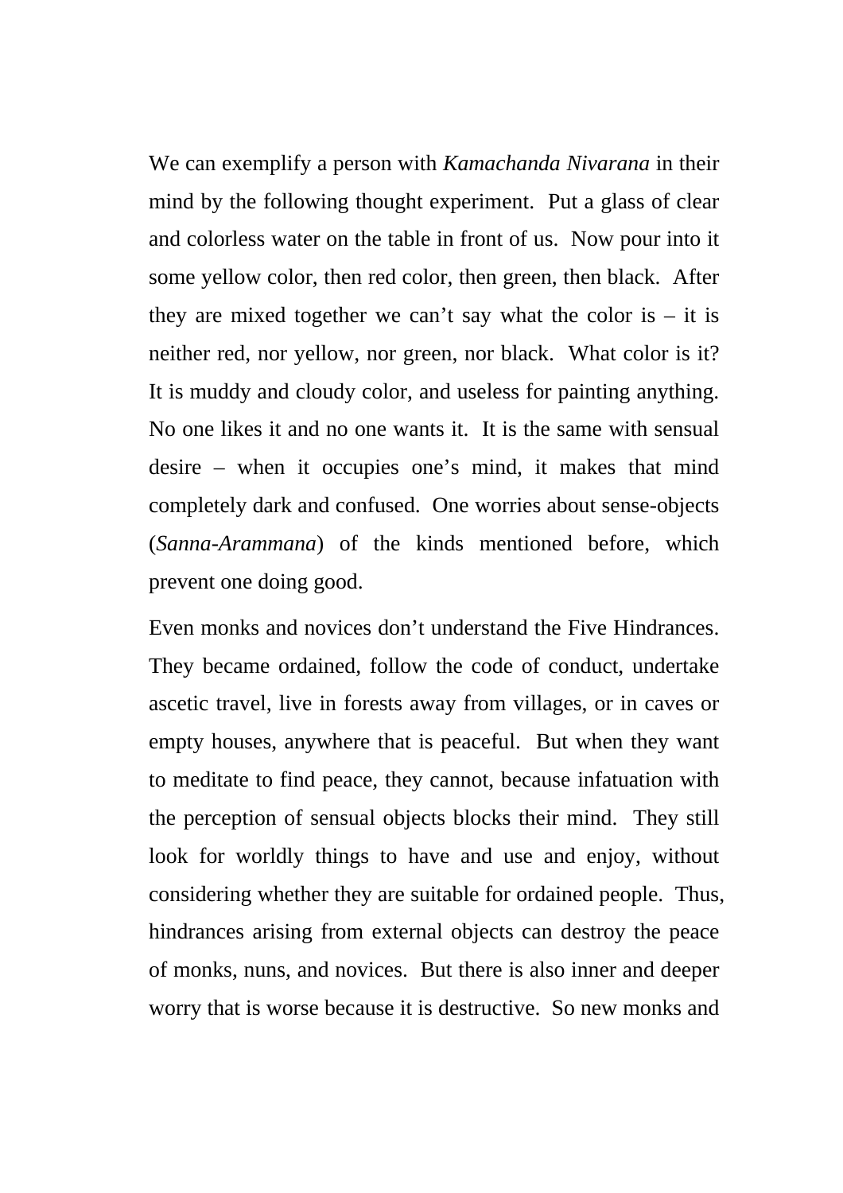We can exemplify a person with *Kamachanda Nivarana* in their mind by the following thought experiment. Put a glass of clear and colorless water on the table in front of us. Now pour into it some yellow color, then red color, then green, then black. After they are mixed together we can't say what the color is – it is neither red, nor yellow, nor green, nor black. What color is it? It is muddy and cloudy color, and useless for painting anything. No one likes it and no one wants it. It is the same with sensual desire – when it occupies one's mind, it makes that mind completely dark and confused. One worries about sense-objects (*Sanna-Arammana*) of the kinds mentioned before, which prevent one doing good.

Even monks and novices don't understand the Five Hindrances. They became ordained, follow the code of conduct, undertake ascetic travel, live in forests away from villages, or in caves or empty houses, anywhere that is peaceful. But when they want to meditate to find peace, they cannot, because infatuation with the perception of sensual objects blocks their mind. They still look for worldly things to have and use and enjoy, without considering whether they are suitable for ordained people. Thus, hindrances arising from external objects can destroy the peace of monks, nuns, and novices. But there is also inner and deeper worry that is worse because it is destructive. So new monks and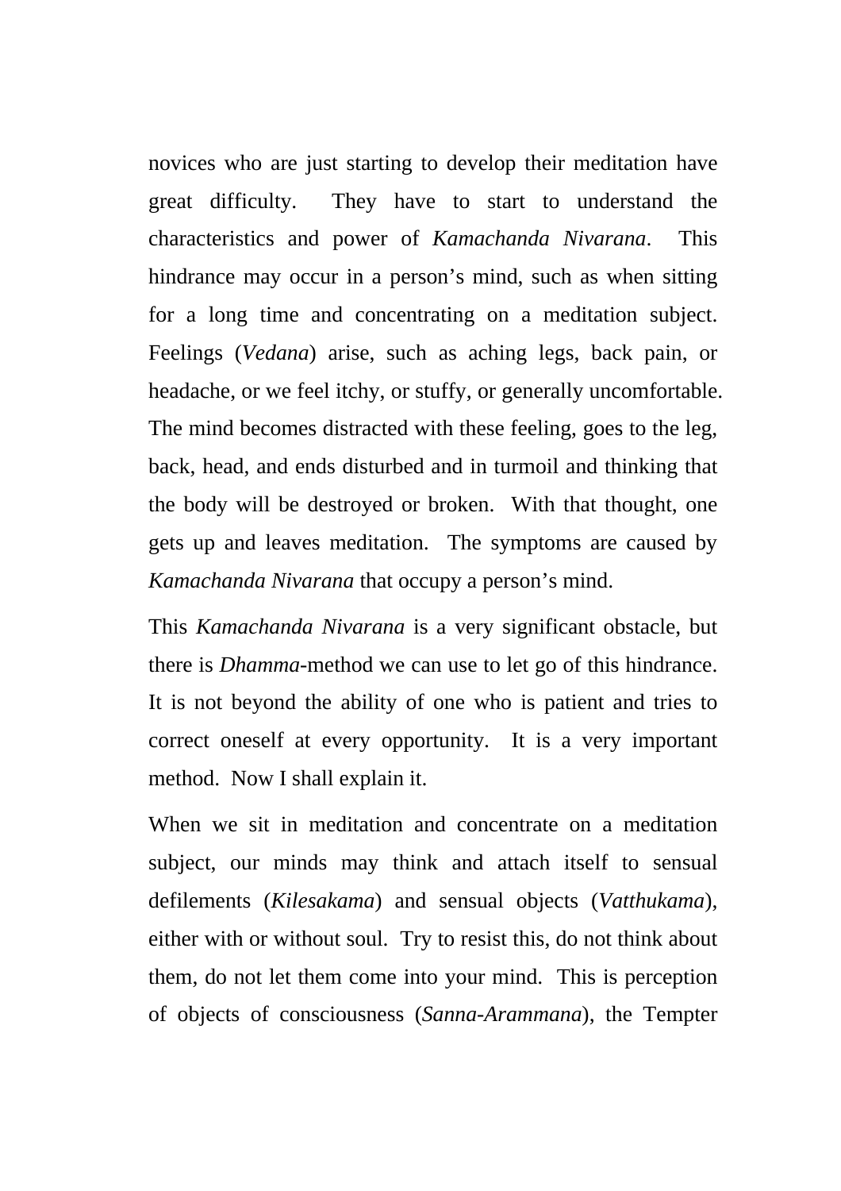novices who are just starting to develop their meditation have great difficulty. They have to start to understand the characteristics and power of *Kamachanda Nivarana*. This hindrance may occur in a person's mind, such as when sitting for a long time and concentrating on a meditation subject. Feelings (*Vedana*) arise, such as aching legs, back pain, or headache, or we feel itchy, or stuffy, or generally uncomfortable. The mind becomes distracted with these feeling, goes to the leg, back, head, and ends disturbed and in turmoil and thinking that the body will be destroyed or broken. With that thought, one gets up and leaves meditation. The symptoms are caused by *Kamachanda Nivarana* that occupy a person's mind.

This *Kamachanda Nivarana* is a very significant obstacle, but there is *Dhamma*-method we can use to let go of this hindrance. It is not beyond the ability of one who is patient and tries to correct oneself at every opportunity. It is a very important method. Now I shall explain it.

When we sit in meditation and concentrate on a meditation subject, our minds may think and attach itself to sensual defilements (*Kilesakama*) and sensual objects (*Vatthukama*), either with or without soul. Try to resist this, do not think about them, do not let them come into your mind. This is perception of objects of consciousness (*Sanna-Arammana*), the Tempter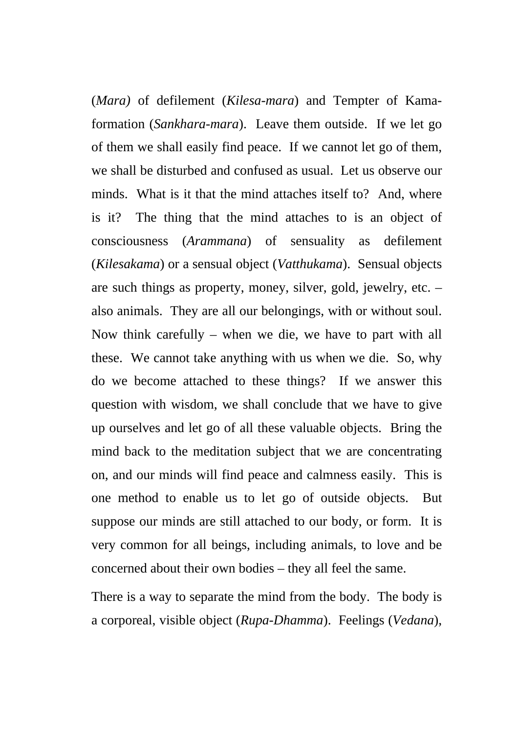(*Mara)* of defilement (*Kilesa-mara*) and Tempter of Kama-formation (*Sankhara-mara*). Leave them outside. If we let go of them we shall easily find peace. If we cannot let go of them, we shall be disturbed and confused as usual. Let us observe our minds. What is it that the mind attaches itself to? And, where is it? The thing that the mind attaches to is an object of consciousness (*Arammana*) of sensuality as defilement (*Kilesakama*) or a sensual object (*Vatthukama*). Sensual objects are such things as property, money, silver, gold, jewelry, etc. – also animals. They are all our belongings, with or without soul. Now think carefully – when we die, we have to part with all these. We cannot take anything with us when we die. So, why do we become attached to these things? If we answer this question with wisdom, we shall conclude that we have to give up ourselves and let go of all these valuable objects. Bring the mind back to the meditation subject that we are concentrating on, and our minds will find peace and calmness easily. This is one method to enable us to let go of outside objects. But suppose our minds are still attached to our body, or form. It is very common for all beings, including animals, to love and be concerned about their own bodies – they all feel the same.

There is a way to separate the mind from the body. The body is a corporeal, visible object (*Rupa-Dhamma*). Feelings (*Vedana*),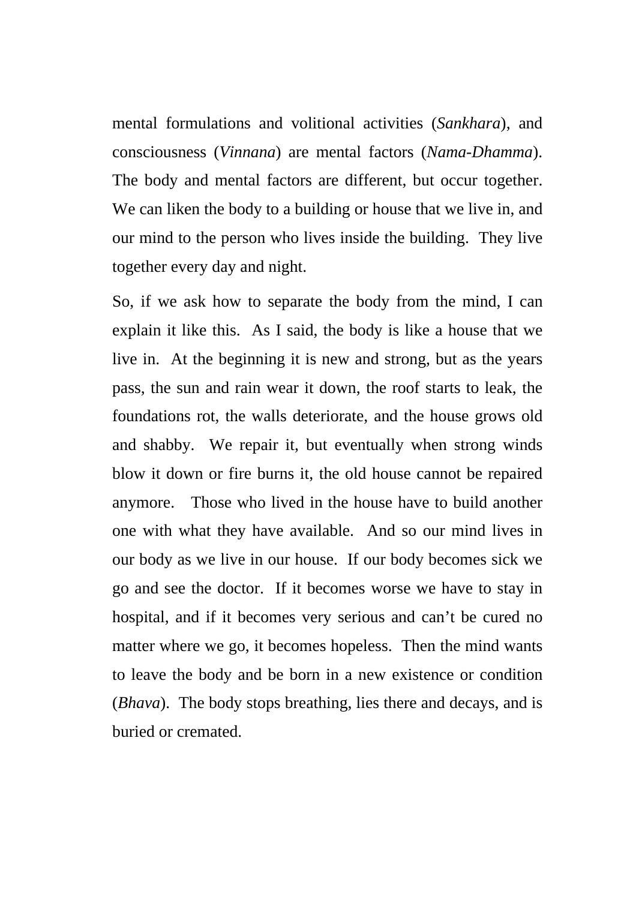mental formulations and volitional activities (*Sankhara*), and consciousness (*Vinnana*) are mental factors (*Nama-Dhamma*). The body and mental factors are different, but occur together. We can liken the body to a building or house that we live in, and our mind to the person who lives inside the building. They live together every day and night.

So, if we ask how to separate the body from the mind, I can explain it like this. As I said, the body is like a house that we live in. At the beginning it is new and strong, but as the years pass, the sun and rain wear it down, the roof starts to leak, the foundations rot, the walls deteriorate, and the house grows old and shabby. We repair it, but eventually when strong winds blow it down or fire burns it, the old house cannot be repaired anymore. Those who lived in the house have to build another one with what they have available. And so our mind lives in our body as we live in our house. If our body becomes sick we go and see the doctor. If it becomes worse we have to stay in hospital, and if it becomes very serious and can't be cured no matter where we go, it becomes hopeless. Then the mind wants to leave the body and be born in a new existence or condition (*Bhava*). The body stops breathing, lies there and decays, and is buried or cremated.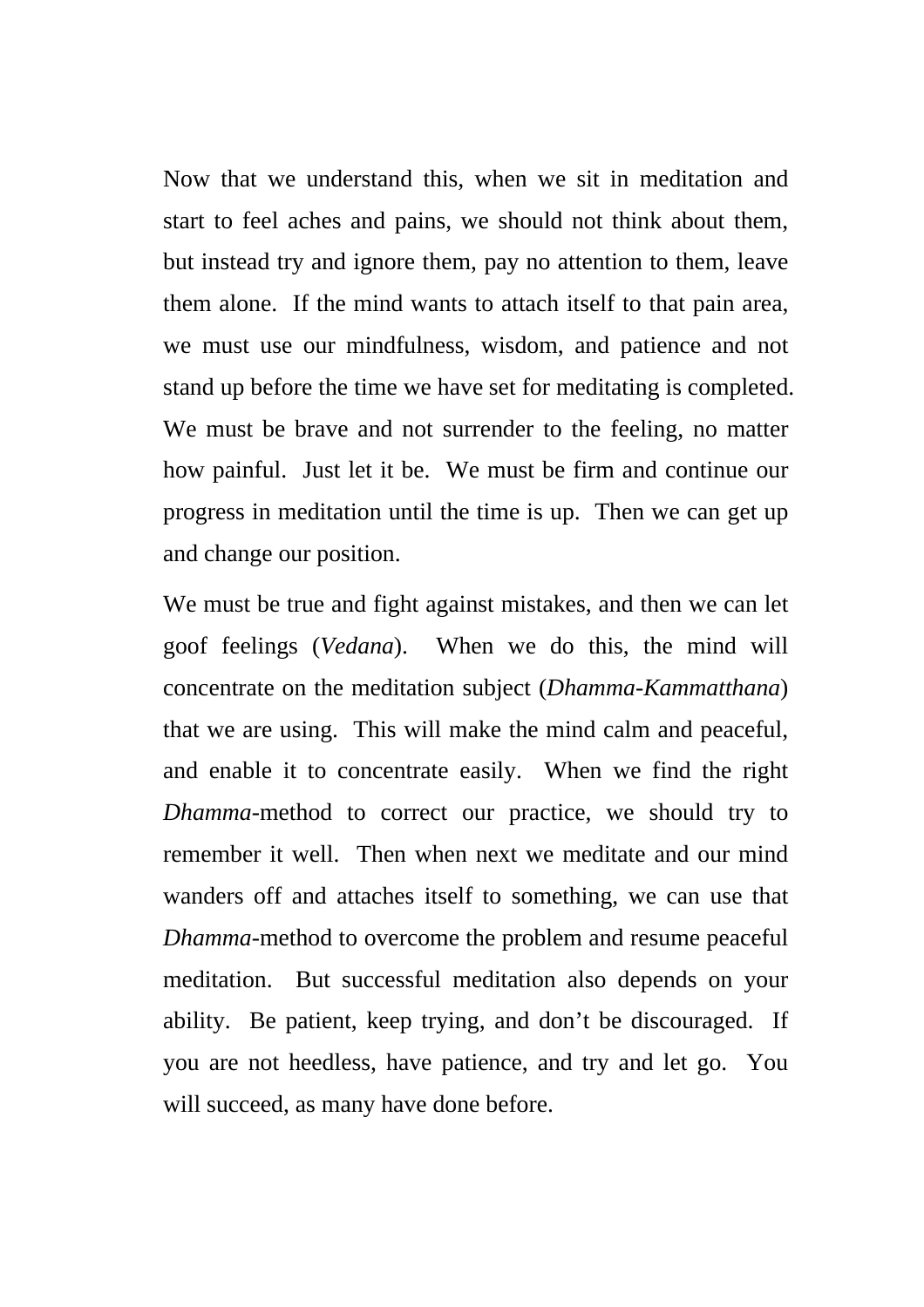Now that we understand this, when we sit in meditation and start to feel aches and pains, we should not think about them, but instead try and ignore them, pay no attention to them, leave them alone.  If the mind wants to attach itself to that pain area, we must use our mindfulness, wisdom, and patience and not stand up before the time we have set for meditating is completed.  We must be brave and not surrender to the feeling, no matter how painful.  Just let it be.  We must be firm and continue our progress in meditation until the time is up.  Then we can get up and change our position.

We must be true and fight against mistakes, and then we can let goof feelings (*Vedana*).  When we do this, the mind will concentrate on the meditation subject (*Dhamma-Kammatthana*) that we are using.  This will make the mind calm and peaceful, and enable it to concentrate easily.  When we find the right *Dhamma*-method to correct our practice, we should try to remember it well.  Then when next we meditate and our mind wanders off and attaches itself to something, we can use that *Dhamma*-method to overcome the problem and resume peaceful meditation.  But successful meditation also depends on your ability.  Be patient, keep trying, and don't be discouraged.  If you are not heedless, have patience, and try and let go.  You will succeed, as many have done before.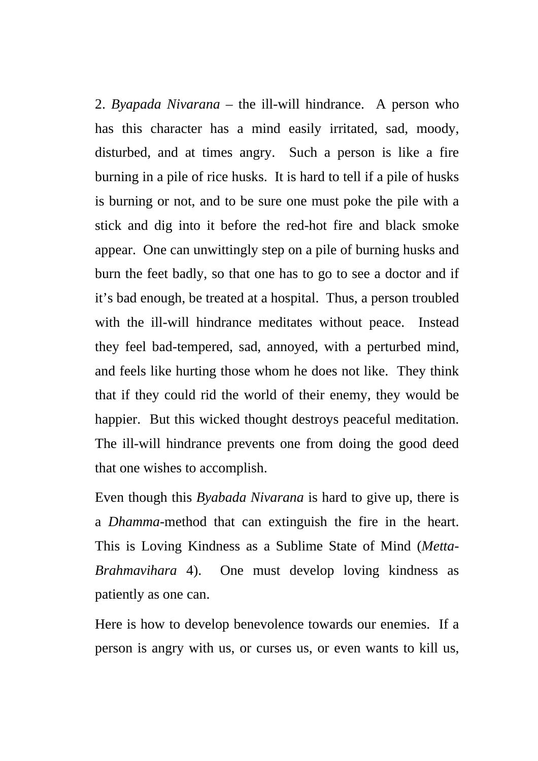2. *Byapada Nivarana* – the ill-will hindrance. A person who has this character has a mind easily irritated, sad, moody, disturbed, and at times angry. Such a person is like a fire burning in a pile of rice husks. It is hard to tell if a pile of husks is burning or not, and to be sure one must poke the pile with a stick and dig into it before the red-hot fire and black smoke appear. One can unwittingly step on a pile of burning husks and burn the feet badly, so that one has to go to see a doctor and if it's bad enough, be treated at a hospital. Thus, a person troubled with the ill-will hindrance meditates without peace. Instead they feel bad-tempered, sad, annoyed, with a perturbed mind, and feels like hurting those whom he does not like. They think that if they could rid the world of their enemy, they would be happier. But this wicked thought destroys peaceful meditation. The ill-will hindrance prevents one from doing the good deed that one wishes to accomplish.

Even though this *Byabada Nivarana* is hard to give up, there is a *Dhamma*-method that can extinguish the fire in the heart. This is Loving Kindness as a Sublime State of Mind (*Metta-Brahmavihara* 4). One must develop loving kindness as patiently as one can.

Here is how to develop benevolence towards our enemies. If a person is angry with us, or curses us, or even wants to kill us,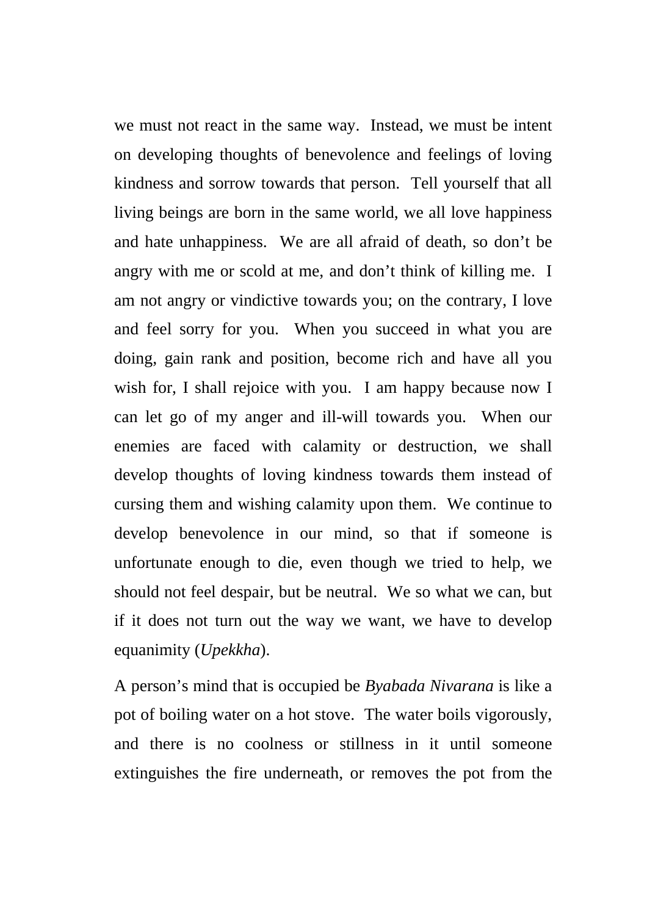we must not react in the same way.  Instead, we must be intent on developing thoughts of benevolence and feelings of loving kindness and sorrow towards that person.  Tell yourself that all living beings are born in the same world, we all love happiness and hate unhappiness.  We are all afraid of death, so don't be angry with me or scold at me, and don't think of killing me.  I am not angry or vindictive towards you; on the contrary, I love and feel sorry for you.  When you succeed in what you are doing, gain rank and position, become rich and have all you wish for, I shall rejoice with you.  I am happy because now I can let go of my anger and ill-will towards you.  When our enemies are faced with calamity or destruction, we shall develop thoughts of loving kindness towards them instead of cursing them and wishing calamity upon them.  We continue to develop benevolence in our mind, so that if someone is unfortunate enough to die, even though we tried to help, we should not feel despair, but be neutral.  We so what we can, but if it does not turn out the way we want, we have to develop equanimity (*Upekkha*).

A person's mind that is occupied be *Byabada Nivarana* is like a pot of boiling water on a hot stove.  The water boils vigorously, and there is no coolness or stillness in it until someone extinguishes the fire underneath, or removes the pot from the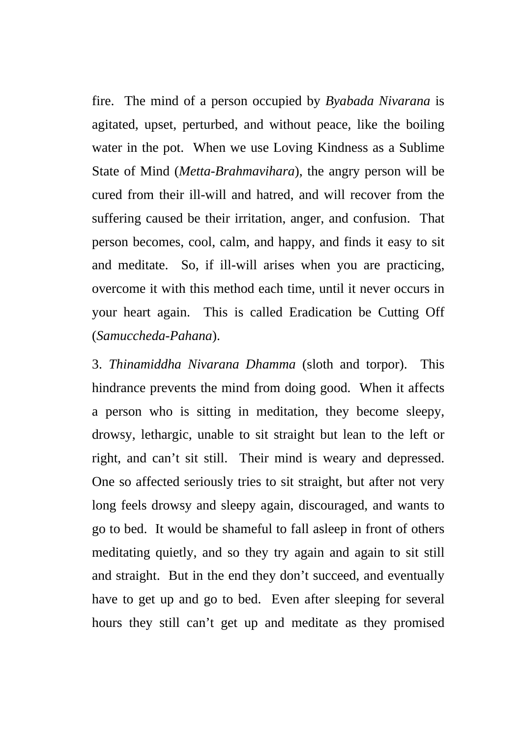fire. The mind of a person occupied by *Byabada Nivarana* is agitated, upset, perturbed, and without peace, like the boiling water in the pot. When we use Loving Kindness as a Sublime State of Mind (*Metta-Brahmavihara*), the angry person will be cured from their ill-will and hatred, and will recover from the suffering caused be their irritation, anger, and confusion. That person becomes, cool, calm, and happy, and finds it easy to sit and meditate. So, if ill-will arises when you are practicing, overcome it with this method each time, until it never occurs in your heart again. This is called Eradication be Cutting Off (*Samuccheda-Pahana*).

3. *Thinamiddha Nivarana Dhamma* (sloth and torpor). This hindrance prevents the mind from doing good. When it affects a person who is sitting in meditation, they become sleepy, drowsy, lethargic, unable to sit straight but lean to the left or right, and can't sit still. Their mind is weary and depressed. One so affected seriously tries to sit straight, but after not very long feels drowsy and sleepy again, discouraged, and wants to go to bed. It would be shameful to fall asleep in front of others meditating quietly, and so they try again and again to sit still and straight. But in the end they don't succeed, and eventually have to get up and go to bed. Even after sleeping for several hours they still can't get up and meditate as they promised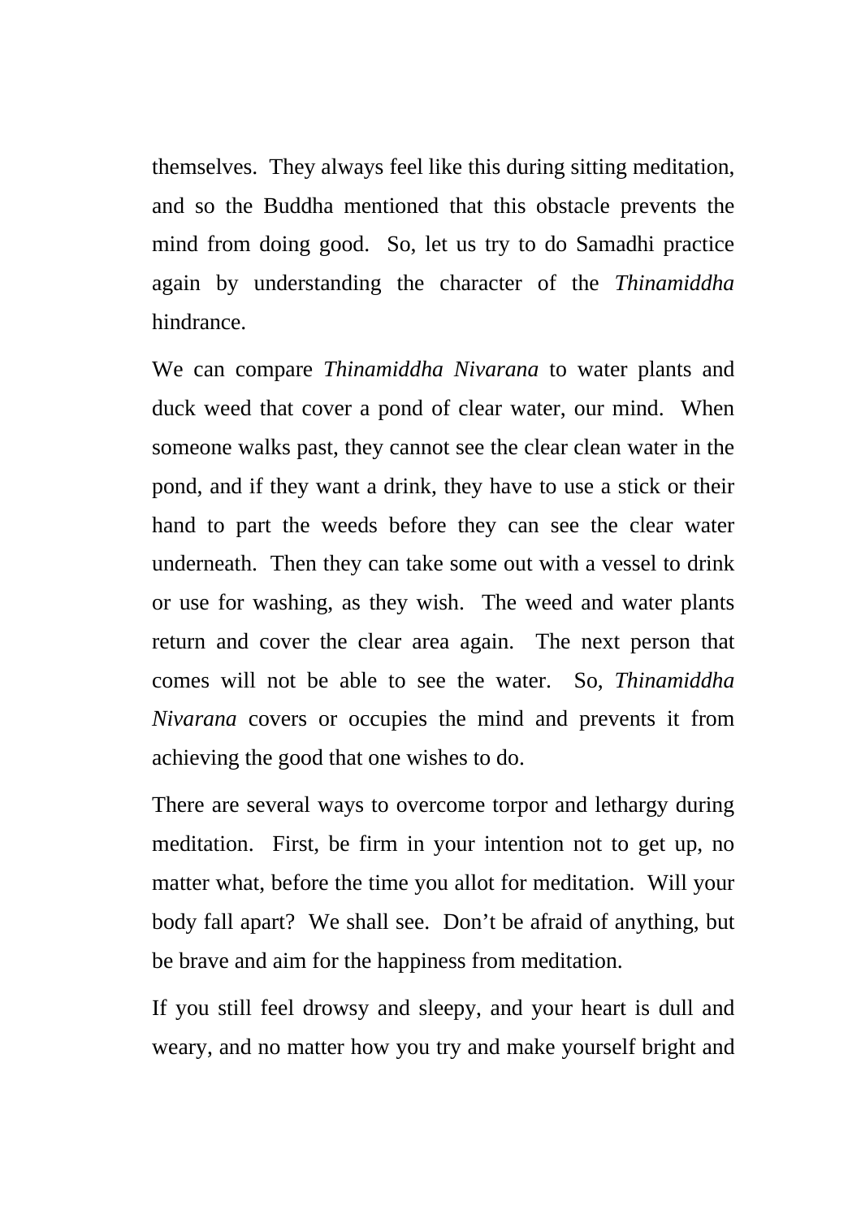themselves.  They always feel like this during sitting meditation, and so the Buddha mentioned that this obstacle prevents the mind from doing good.  So, let us try to do Samadhi practice again by understanding the character of the *Thinamiddha* hindrance.

We can compare *Thinamiddha Nivarana* to water plants and duck weed that cover a pond of clear water, our mind.  When someone walks past, they cannot see the clear clean water in the pond, and if they want a drink, they have to use a stick or their hand to part the weeds before they can see the clear water underneath.  Then they can take some out with a vessel to drink or use for washing, as they wish.  The weed and water plants return and cover the clear area again.  The next person that comes will not be able to see the water.  So, *Thinamiddha Nivarana* covers or occupies the mind and prevents it from achieving the good that one wishes to do.

There are several ways to overcome torpor and lethargy during meditation.  First, be firm in your intention not to get up, no matter what, before the time you allot for meditation.  Will your body fall apart?  We shall see.  Don't be afraid of anything, but be brave and aim for the happiness from meditation.

If you still feel drowsy and sleepy, and your heart is dull and weary, and no matter how you try and make yourself bright and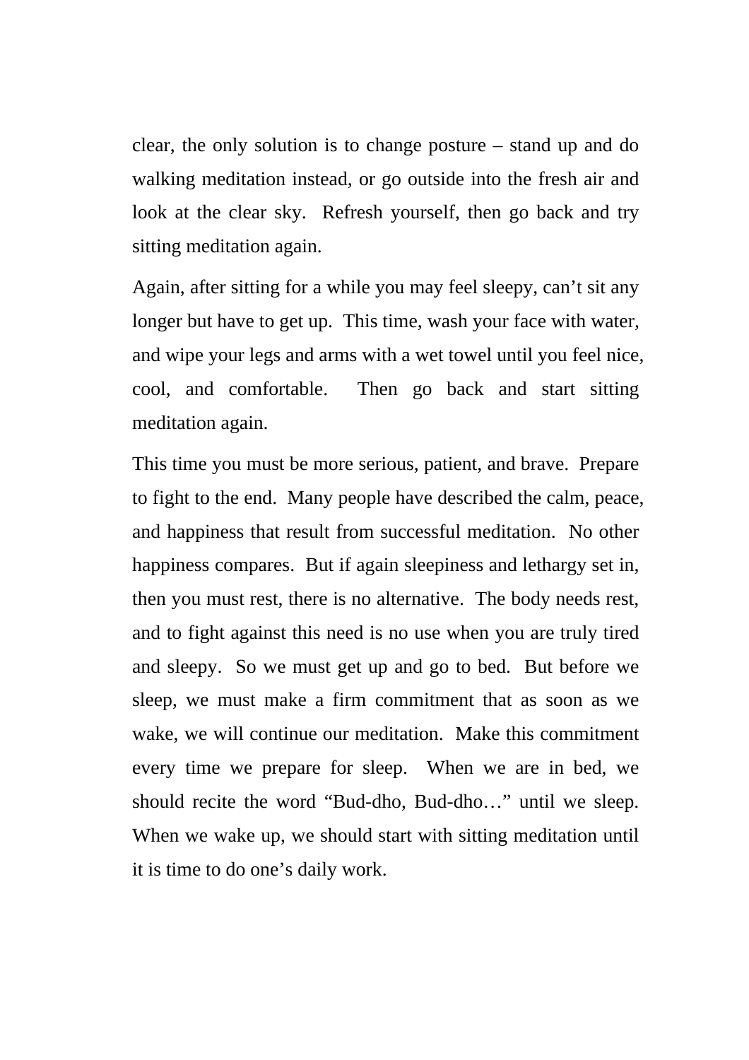clear, the only solution is to change posture – stand up and do walking meditation instead, or go outside into the fresh air and look at the clear sky. Refresh yourself, then go back and try sitting meditation again.

Again, after sitting for a while you may feel sleepy, can't sit any longer but have to get up. This time, wash your face with water, and wipe your legs and arms with a wet towel until you feel nice, cool, and comfortable. Then go back and start sitting meditation again.

This time you must be more serious, patient, and brave. Prepare to fight to the end. Many people have described the calm, peace, and happiness that result from successful meditation. No other happiness compares. But if again sleepiness and lethargy set in, then you must rest, there is no alternative. The body needs rest, and to fight against this need is no use when you are truly tired and sleepy. So we must get up and go to bed. But before we sleep, we must make a firm commitment that as soon as we wake, we will continue our meditation. Make this commitment every time we prepare for sleep. When we are in bed, we should recite the word "Bud-dho, Bud-dho…" until we sleep. When we wake up, we should start with sitting meditation until it is time to do one's daily work.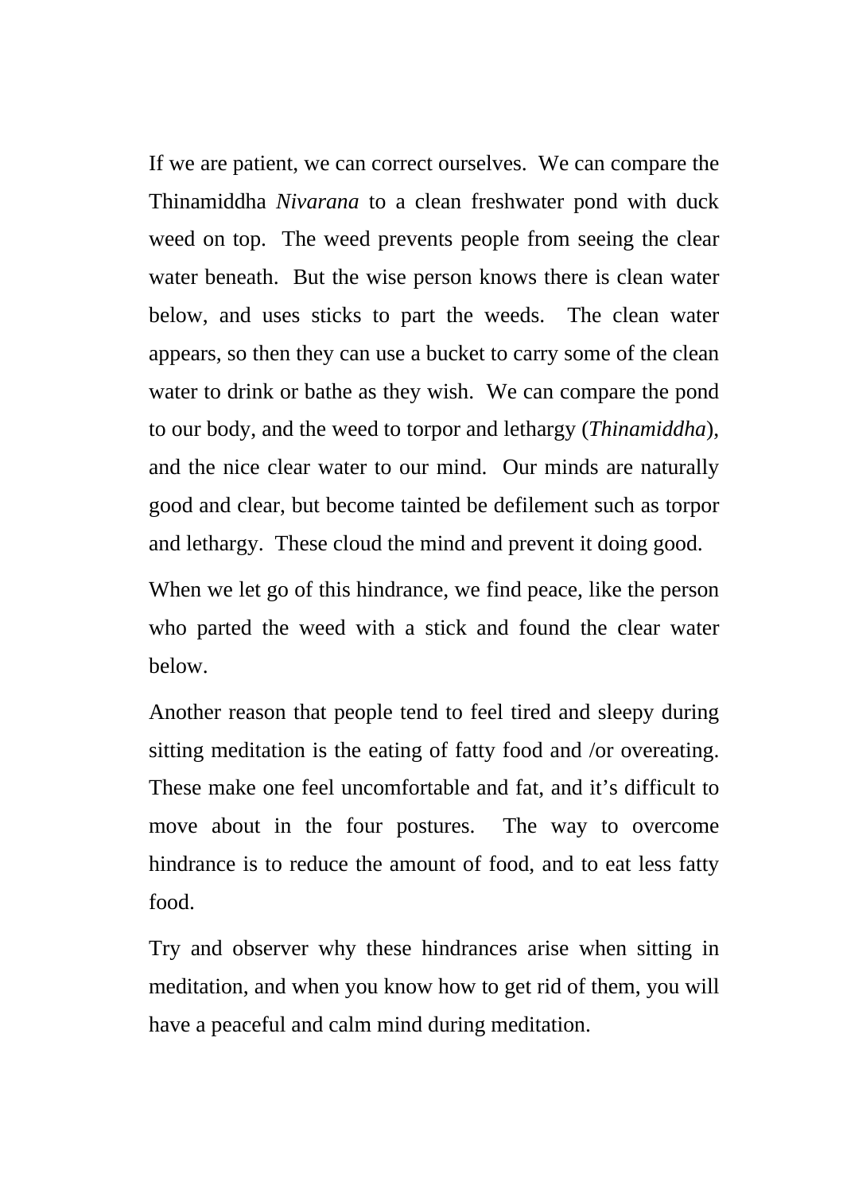If we are patient, we can correct ourselves. We can compare the Thinamiddha *Nivarana* to a clean freshwater pond with duck weed on top. The weed prevents people from seeing the clear water beneath. But the wise person knows there is clean water below, and uses sticks to part the weeds. The clean water appears, so then they can use a bucket to carry some of the clean water to drink or bathe as they wish. We can compare the pond to our body, and the weed to torpor and lethargy (*Thinamiddha*), and the nice clear water to our mind. Our minds are naturally good and clear, but become tainted be defilement such as torpor and lethargy. These cloud the mind and prevent it doing good.

When we let go of this hindrance, we find peace, like the person who parted the weed with a stick and found the clear water below.

Another reason that people tend to feel tired and sleepy during sitting meditation is the eating of fatty food and /or overeating. These make one feel uncomfortable and fat, and it's difficult to move about in the four postures. The way to overcome hindrance is to reduce the amount of food, and to eat less fatty food.

Try and observer why these hindrances arise when sitting in meditation, and when you know how to get rid of them, you will have a peaceful and calm mind during meditation.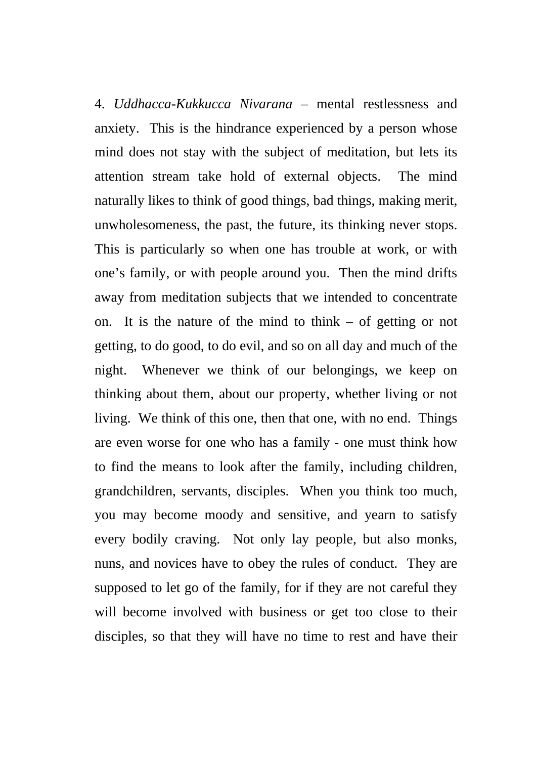4. *Uddhacca-Kukkucca Nivarana* – mental restlessness and anxiety. This is the hindrance experienced by a person whose mind does not stay with the subject of meditation, but lets its attention stream take hold of external objects. The mind naturally likes to think of good things, bad things, making merit, unwholesomeness, the past, the future, its thinking never stops. This is particularly so when one has trouble at work, or with one's family, or with people around you. Then the mind drifts away from meditation subjects that we intended to concentrate on. It is the nature of the mind to think – of getting or not getting, to do good, to do evil, and so on all day and much of the night. Whenever we think of our belongings, we keep on thinking about them, about our property, whether living or not living. We think of this one, then that one, with no end. Things are even worse for one who has a family - one must think how to find the means to look after the family, including children, grandchildren, servants, disciples. When you think too much, you may become moody and sensitive, and yearn to satisfy every bodily craving. Not only lay people, but also monks, nuns, and novices have to obey the rules of conduct. They are supposed to let go of the family, for if they are not careful they will become involved with business or get too close to their disciples, so that they will have no time to rest and have their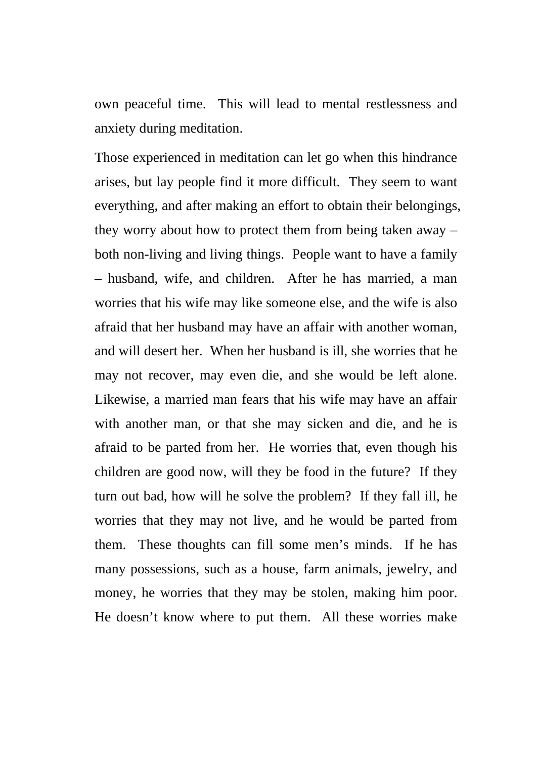own peaceful time.  This will lead to mental restlessness and anxiety during meditation.

Those experienced in meditation can let go when this hindrance arises, but lay people find it more difficult.  They seem to want everything, and after making an effort to obtain their belongings, they worry about how to protect them from being taken away – both non-living and living things.  People want to have a family – husband, wife, and children.  After he has married, a man worries that his wife may like someone else, and the wife is also afraid that her husband may have an affair with another woman, and will desert her.  When her husband is ill, she worries that he may not recover, may even die, and she would be left alone.  Likewise, a married man fears that his wife may have an affair with another man, or that she may sicken and die, and he is afraid to be parted from her.  He worries that, even though his children are good now, will they be food in the future?  If they turn out bad, how will he solve the problem?  If they fall ill, he worries that they may not live, and he would be parted from them.  These thoughts can fill some men's minds.  If he has many possessions, such as a house, farm animals, jewelry, and money, he worries that they may be stolen, making him poor.  He doesn't know where to put them.  All these worries make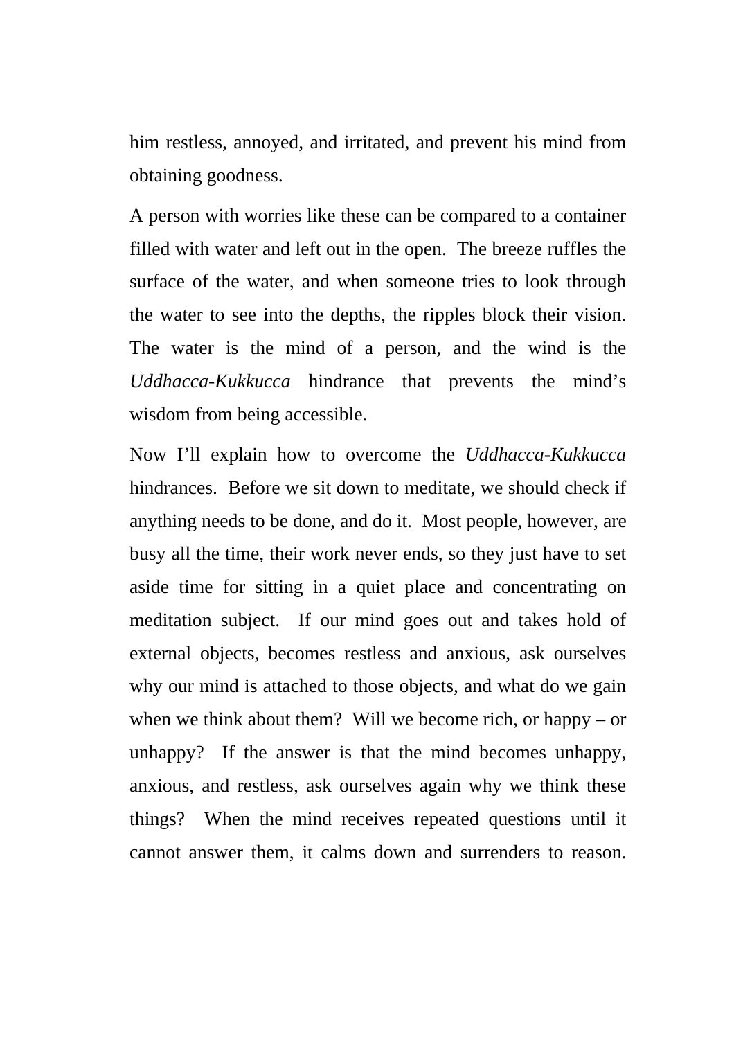him restless, annoyed, and irritated, and prevent his mind from obtaining goodness.

A person with worries like these can be compared to a container filled with water and left out in the open. The breeze ruffles the surface of the water, and when someone tries to look through the water to see into the depths, the ripples block their vision. The water is the mind of a person, and the wind is the *Uddhacca-Kukkucca* hindrance that prevents the mind's wisdom from being accessible.

Now I'll explain how to overcome the *Uddhacca-Kukkucca* hindrances. Before we sit down to meditate, we should check if anything needs to be done, and do it. Most people, however, are busy all the time, their work never ends, so they just have to set aside time for sitting in a quiet place and concentrating on meditation subject. If our mind goes out and takes hold of external objects, becomes restless and anxious, ask ourselves why our mind is attached to those objects, and what do we gain when we think about them? Will we become rich, or happy – or unhappy? If the answer is that the mind becomes unhappy, anxious, and restless, ask ourselves again why we think these things? When the mind receives repeated questions until it cannot answer them, it calms down and surrenders to reason.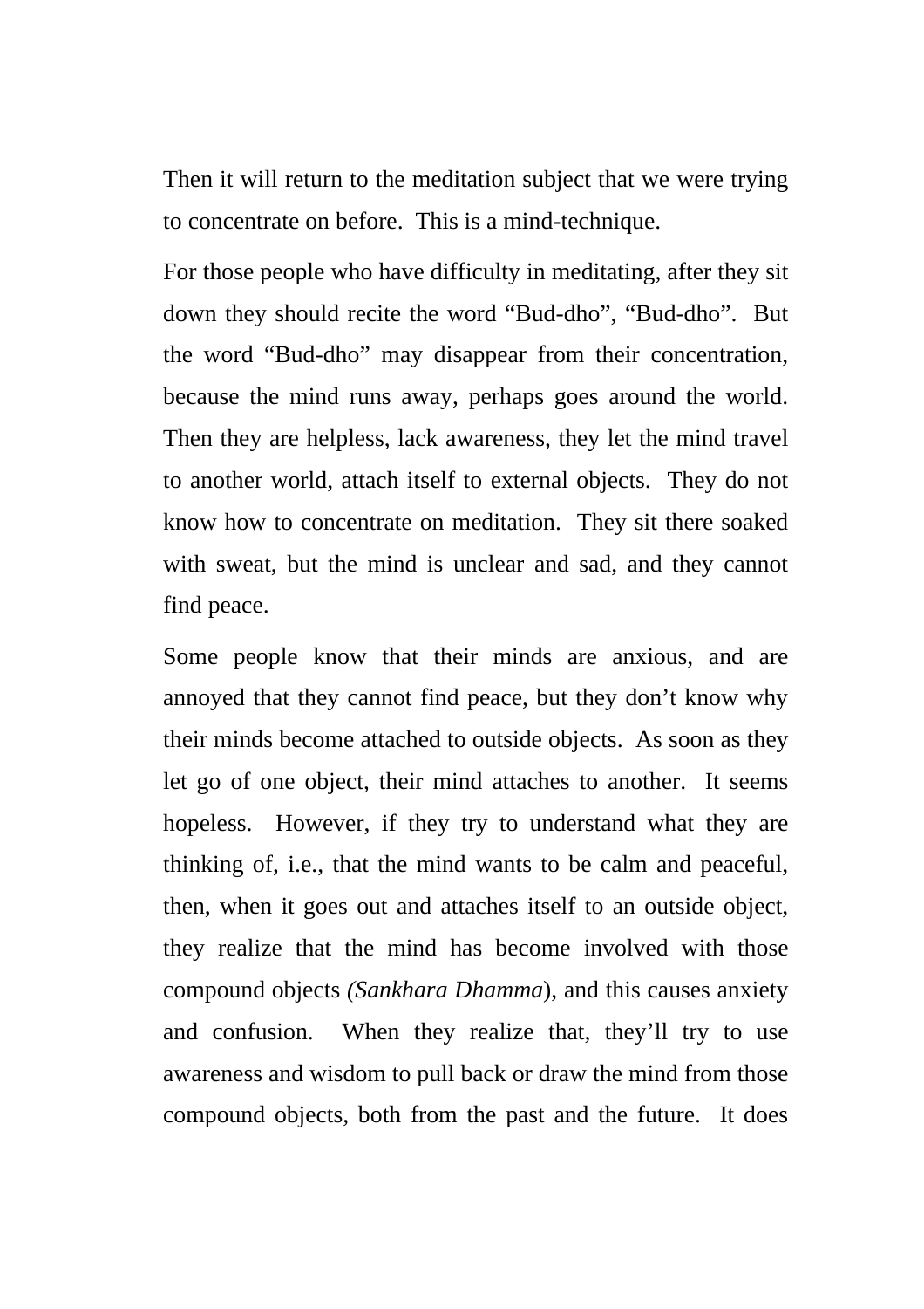Then it will return to the meditation subject that we were trying to concentrate on before.  This is a mind-technique.

For those people who have difficulty in meditating, after they sit down they should recite the word “Bud-dho”, “Bud-dho”.  But the word “Bud-dho” may disappear from their concentration, because the mind runs away, perhaps goes around the world. Then they are helpless, lack awareness, they let the mind travel to another world, attach itself to external objects.  They do not know how to concentrate on meditation.  They sit there soaked with sweat, but the mind is unclear and sad, and they cannot find peace.

Some people know that their minds are anxious, and are annoyed that they cannot find peace, but they don’t know why their minds become attached to outside objects.  As soon as they let go of one object, their mind attaches to another.  It seems hopeless.  However, if they try to understand what they are thinking of, i.e., that the mind wants to be calm and peaceful, then, when it goes out and attaches itself to an outside object, they realize that the mind has become involved with those compound objects *(Sankhara Dhamma*), and this causes anxiety and confusion.  When they realize that, they’ll try to use awareness and wisdom to pull back or draw the mind from those compound objects, both from the past and the future.  It does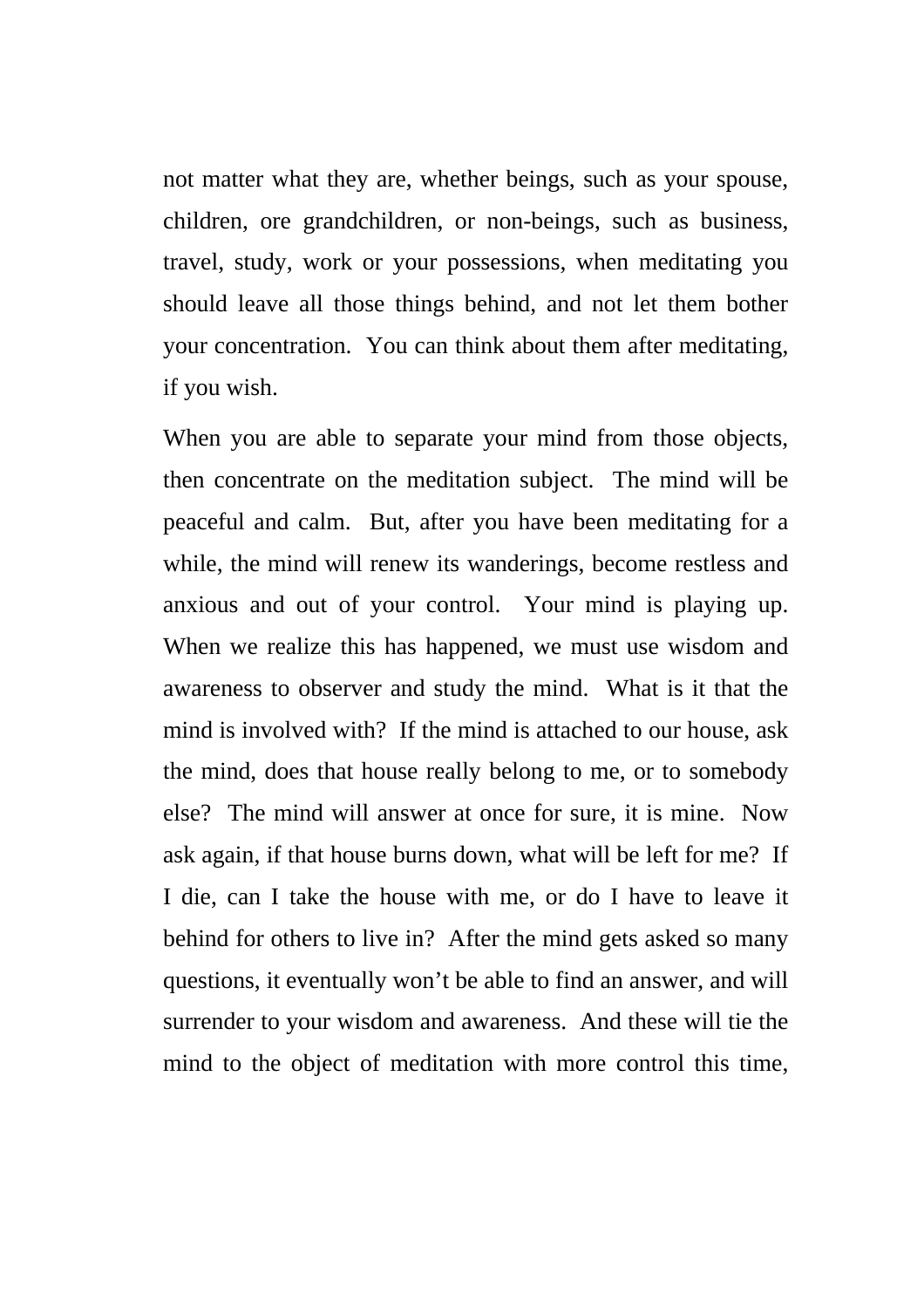not matter what they are, whether beings, such as your spouse, children, ore grandchildren, or non-beings, such as business, travel, study, work or your possessions, when meditating you should leave all those things behind, and not let them bother your concentration.  You can think about them after meditating, if you wish.

When you are able to separate your mind from those objects, then concentrate on the meditation subject.  The mind will be peaceful and calm.  But, after you have been meditating for a while, the mind will renew its wanderings, become restless and anxious and out of your control.  Your mind is playing up.  When we realize this has happened, we must use wisdom and awareness to observer and study the mind.  What is it that the mind is involved with?  If the mind is attached to our house, ask the mind, does that house really belong to me, or to somebody else?  The mind will answer at once for sure, it is mine.  Now ask again, if that house burns down, what will be left for me?  If I die, can I take the house with me, or do I have to leave it behind for others to live in?  After the mind gets asked so many questions, it eventually won't be able to find an answer, and will surrender to your wisdom and awareness.  And these will tie the mind to the object of meditation with more control this time,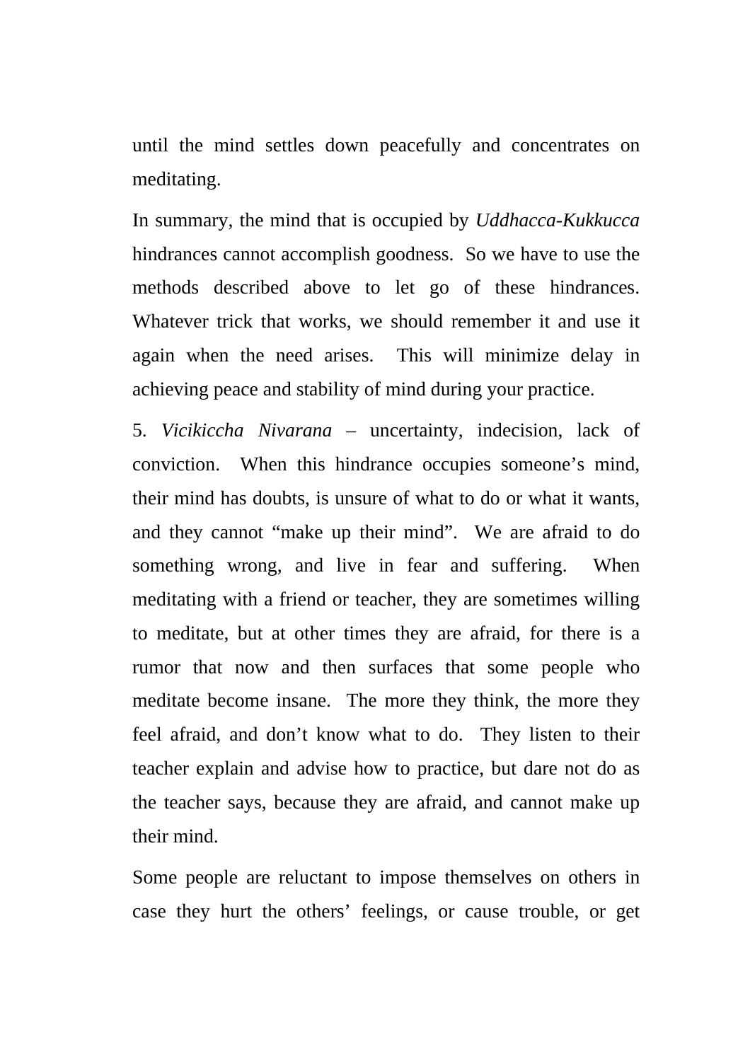until the mind settles down peacefully and concentrates on meditating.

In summary, the mind that is occupied by *Uddhacca-Kukkucca* hindrances cannot accomplish goodness. So we have to use the methods described above to let go of these hindrances. Whatever trick that works, we should remember it and use it again when the need arises. This will minimize delay in achieving peace and stability of mind during your practice.

5. *Vicikiccha Nivarana* – uncertainty, indecision, lack of conviction. When this hindrance occupies someone's mind, their mind has doubts, is unsure of what to do or what it wants, and they cannot "make up their mind". We are afraid to do something wrong, and live in fear and suffering. When meditating with a friend or teacher, they are sometimes willing to meditate, but at other times they are afraid, for there is a rumor that now and then surfaces that some people who meditate become insane. The more they think, the more they feel afraid, and don't know what to do. They listen to their teacher explain and advise how to practice, but dare not do as the teacher says, because they are afraid, and cannot make up their mind.

Some people are reluctant to impose themselves on others in case they hurt the others' feelings, or cause trouble, or get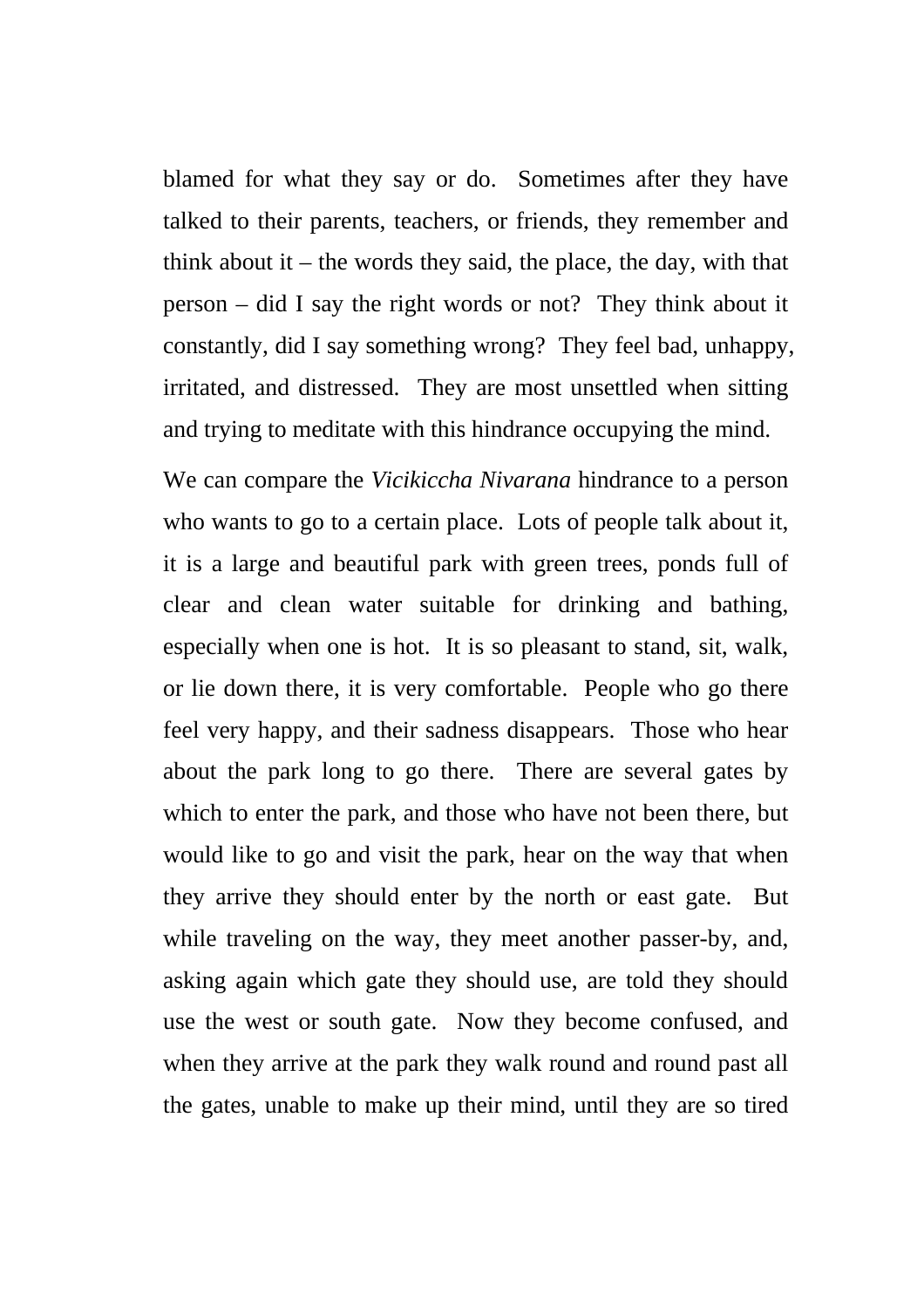blamed for what they say or do. Sometimes after they have talked to their parents, teachers, or friends, they remember and think about it – the words they said, the place, the day, with that person – did I say the right words or not? They think about it constantly, did I say something wrong? They feel bad, unhappy, irritated, and distressed. They are most unsettled when sitting and trying to meditate with this hindrance occupying the mind.

We can compare the *Vicikiccha Nivarana* hindrance to a person who wants to go to a certain place. Lots of people talk about it, it is a large and beautiful park with green trees, ponds full of clear and clean water suitable for drinking and bathing, especially when one is hot. It is so pleasant to stand, sit, walk, or lie down there, it is very comfortable. People who go there feel very happy, and their sadness disappears. Those who hear about the park long to go there. There are several gates by which to enter the park, and those who have not been there, but would like to go and visit the park, hear on the way that when they arrive they should enter by the north or east gate. But while traveling on the way, they meet another passer-by, and, asking again which gate they should use, are told they should use the west or south gate. Now they become confused, and when they arrive at the park they walk round and round past all the gates, unable to make up their mind, until they are so tired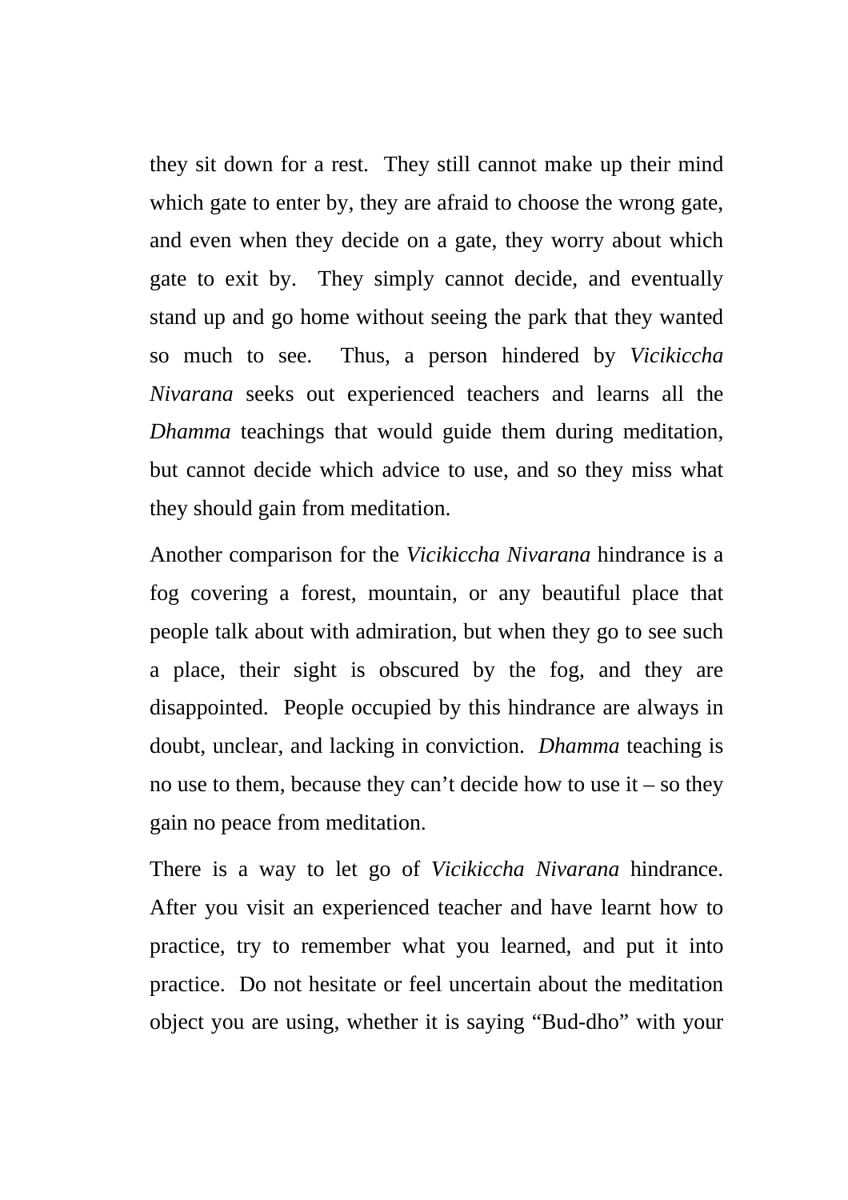they sit down for a rest. They still cannot make up their mind which gate to enter by, they are afraid to choose the wrong gate, and even when they decide on a gate, they worry about which gate to exit by. They simply cannot decide, and eventually stand up and go home without seeing the park that they wanted so much to see. Thus, a person hindered by *Vicikiccha Nivarana* seeks out experienced teachers and learns all the *Dhamma* teachings that would guide them during meditation, but cannot decide which advice to use, and so they miss what they should gain from meditation.

Another comparison for the *Vicikiccha Nivarana* hindrance is a fog covering a forest, mountain, or any beautiful place that people talk about with admiration, but when they go to see such a place, their sight is obscured by the fog, and they are disappointed. People occupied by this hindrance are always in doubt, unclear, and lacking in conviction. *Dhamma* teaching is no use to them, because they can't decide how to use it – so they gain no peace from meditation.

There is a way to let go of *Vicikiccha Nivarana* hindrance. After you visit an experienced teacher and have learnt how to practice, try to remember what you learned, and put it into practice. Do not hesitate or feel uncertain about the meditation object you are using, whether it is saying "Bud-dho" with your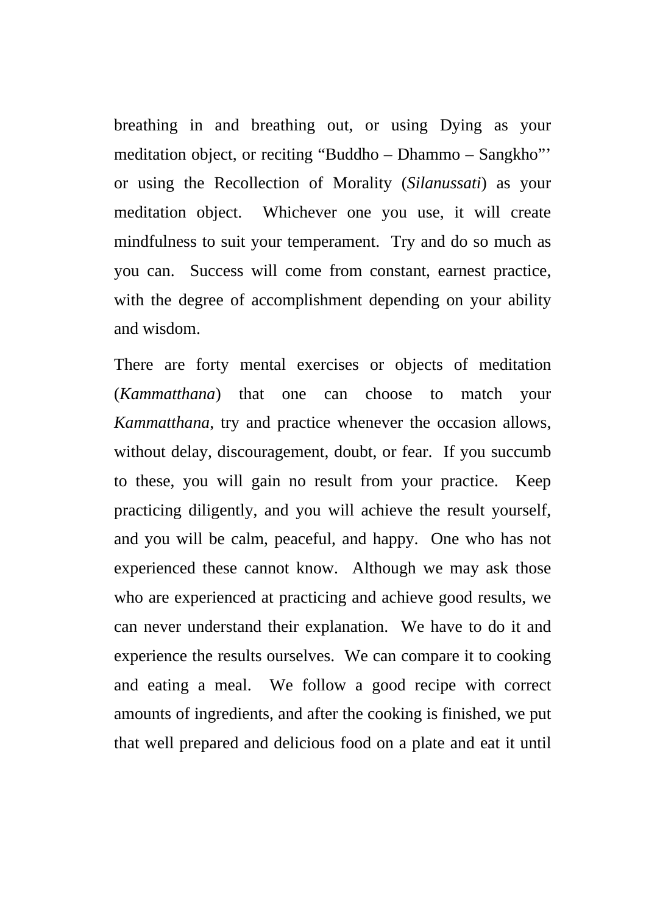breathing in and breathing out, or using Dying as your meditation object, or reciting “Buddho – Dhammo – Sangkho”’ or using the Recollection of Morality (*Silanussati*) as your meditation object. Whichever one you use, it will create mindfulness to suit your temperament. Try and do so much as you can. Success will come from constant, earnest practice, with the degree of accomplishment depending on your ability and wisdom.

There are forty mental exercises or objects of meditation (*Kammatthana*) that one can choose to match your *Kammatthana*, try and practice whenever the occasion allows, without delay, discouragement, doubt, or fear. If you succumb to these, you will gain no result from your practice. Keep practicing diligently, and you will achieve the result yourself, and you will be calm, peaceful, and happy. One who has not experienced these cannot know. Although we may ask those who are experienced at practicing and achieve good results, we can never understand their explanation. We have to do it and experience the results ourselves. We can compare it to cooking and eating a meal. We follow a good recipe with correct amounts of ingredients, and after the cooking is finished, we put that well prepared and delicious food on a plate and eat it until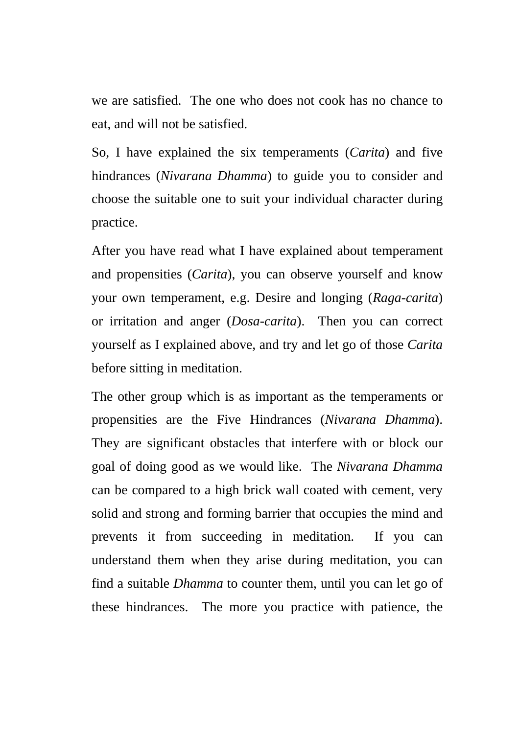we are satisfied. The one who does not cook has no chance to eat, and will not be satisfied.

So, I have explained the six temperaments (*Carita*) and five hindrances (*Nivarana Dhamma*) to guide you to consider and choose the suitable one to suit your individual character during practice.

After you have read what I have explained about temperament and propensities (*Carita*), you can observe yourself and know your own temperament, e.g. Desire and longing (*Raga-carita*) or irritation and anger (*Dosa-carita*). Then you can correct yourself as I explained above, and try and let go of those *Carita* before sitting in meditation.

The other group which is as important as the temperaments or propensities are the Five Hindrances (*Nivarana Dhamma*). They are significant obstacles that interfere with or block our goal of doing good as we would like. The *Nivarana Dhamma* can be compared to a high brick wall coated with cement, very solid and strong and forming barrier that occupies the mind and prevents it from succeeding in meditation. If you can understand them when they arise during meditation, you can find a suitable *Dhamma* to counter them, until you can let go of these hindrances. The more you practice with patience, the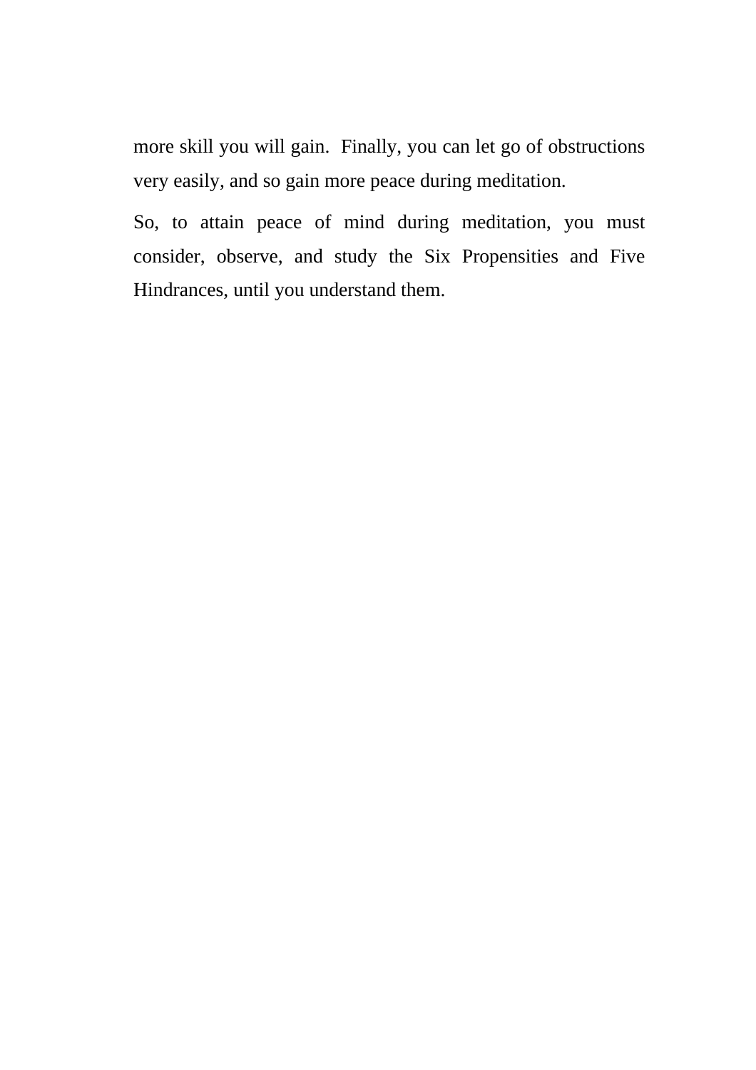more skill you will gain.  Finally, you can let go of obstructions very easily, and so gain more peace during meditation.

So, to attain peace of mind during meditation, you must consider, observe, and study the Six Propensities and Five Hindrances, until you understand them.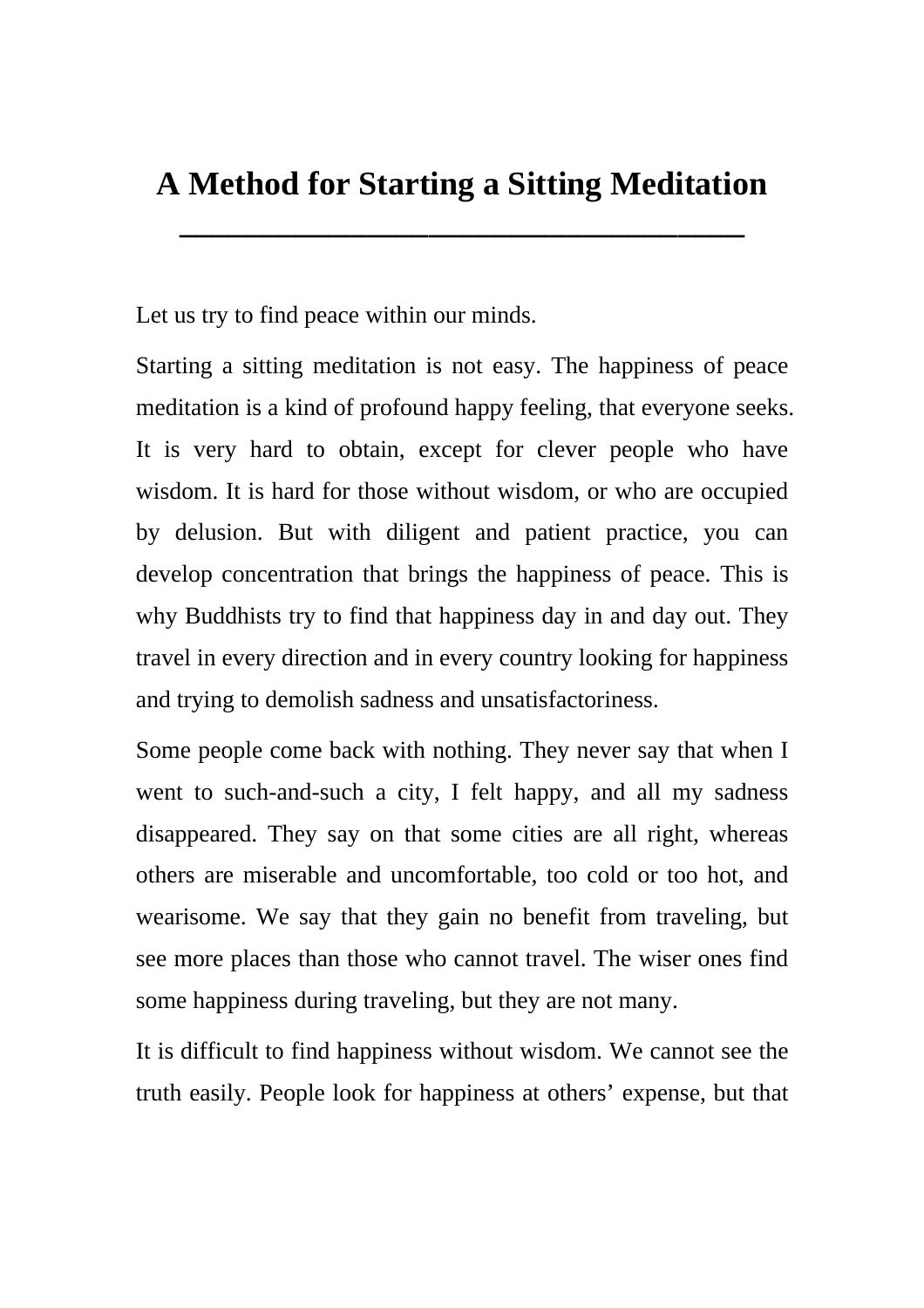# A Method for Starting a Sitting Meditation

Let us try to find peace within our minds.

Starting a sitting meditation is not easy. The happiness of peace meditation is a kind of profound happy feeling, that everyone seeks. It is very hard to obtain, except for clever people who have wisdom. It is hard for those without wisdom, or who are occupied by delusion. But with diligent and patient practice, you can develop concentration that brings the happiness of peace. This is why Buddhists try to find that happiness day in and day out. They travel in every direction and in every country looking for happiness and trying to demolish sadness and unsatisfactoriness.

Some people come back with nothing. They never say that when I went to such-and-such a city, I felt happy, and all my sadness disappeared. They say on that some cities are all right, whereas others are miserable and uncomfortable, too cold or too hot, and wearisome. We say that they gain no benefit from traveling, but see more places than those who cannot travel. The wiser ones find some happiness during traveling, but they are not many.

It is difficult to find happiness without wisdom. We cannot see the truth easily. People look for happiness at others' expense, but that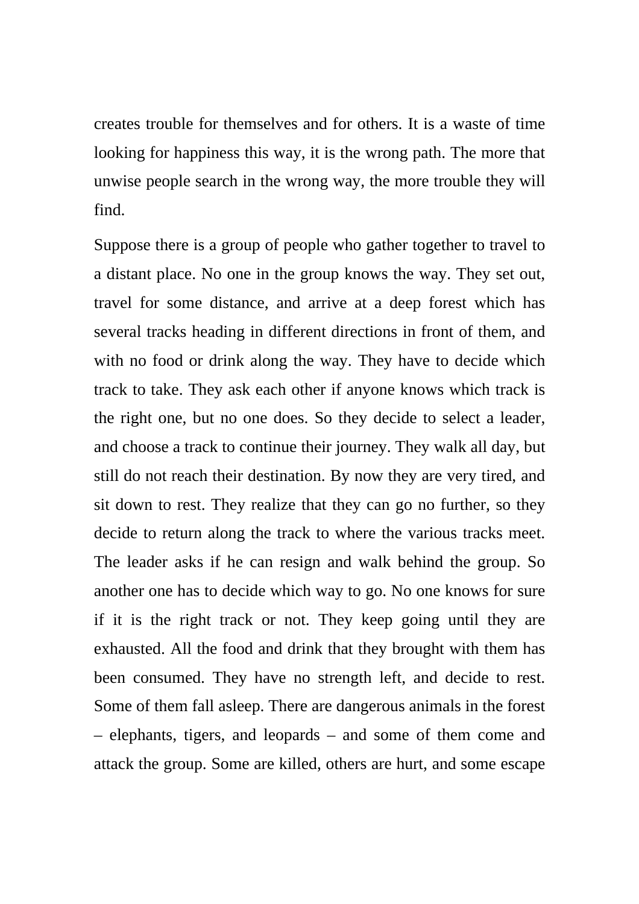creates trouble for themselves and for others. It is a waste of time looking for happiness this way, it is the wrong path. The more that unwise people search in the wrong way, the more trouble they will find.

Suppose there is a group of people who gather together to travel to a distant place. No one in the group knows the way. They set out, travel for some distance, and arrive at a deep forest which has several tracks heading in different directions in front of them, and with no food or drink along the way. They have to decide which track to take. They ask each other if anyone knows which track is the right one, but no one does. So they decide to select a leader, and choose a track to continue their journey. They walk all day, but still do not reach their destination. By now they are very tired, and sit down to rest. They realize that they can go no further, so they decide to return along the track to where the various tracks meet. The leader asks if he can resign and walk behind the group. So another one has to decide which way to go. No one knows for sure if it is the right track or not. They keep going until they are exhausted. All the food and drink that they brought with them has been consumed. They have no strength left, and decide to rest. Some of them fall asleep. There are dangerous animals in the forest – elephants, tigers, and leopards – and some of them come and attack the group. Some are killed, others are hurt, and some escape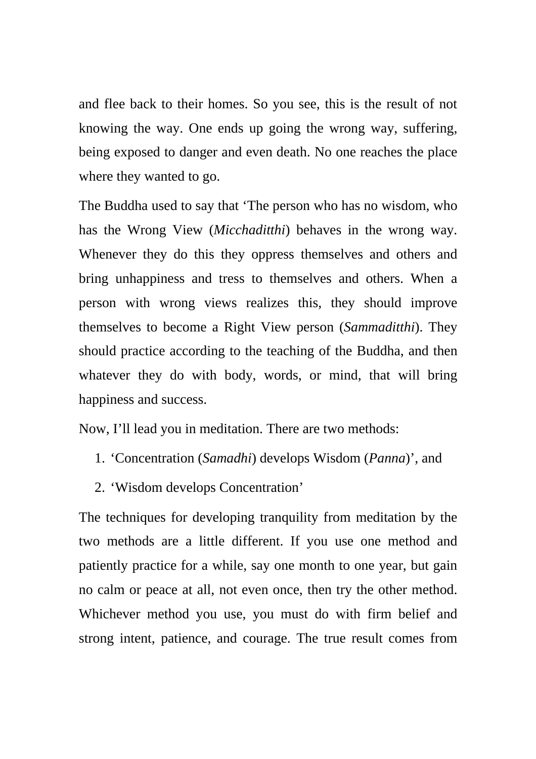and flee back to their homes. So you see, this is the result of not knowing the way. One ends up going the wrong way, suffering, being exposed to danger and even death. No one reaches the place where they wanted to go.

The Buddha used to say that 'The person who has no wisdom, who has the Wrong View (*Micchaditthi*) behaves in the wrong way. Whenever they do this they oppress themselves and others and bring unhappiness and tress to themselves and others. When a person with wrong views realizes this, they should improve themselves to become a Right View person (*Sammaditthi*). They should practice according to the teaching of the Buddha, and then whatever they do with body, words, or mind, that will bring happiness and success.

Now, I'll lead you in meditation. There are two methods:

1. 'Concentration (*Samadhi*) develops Wisdom (*Panna*)', and
2. 'Wisdom develops Concentration'

The techniques for developing tranquility from meditation by the two methods are a little different. If you use one method and patiently practice for a while, say one month to one year, but gain no calm or peace at all, not even once, then try the other method. Whichever method you use, you must do with firm belief and strong intent, patience, and courage. The true result comes from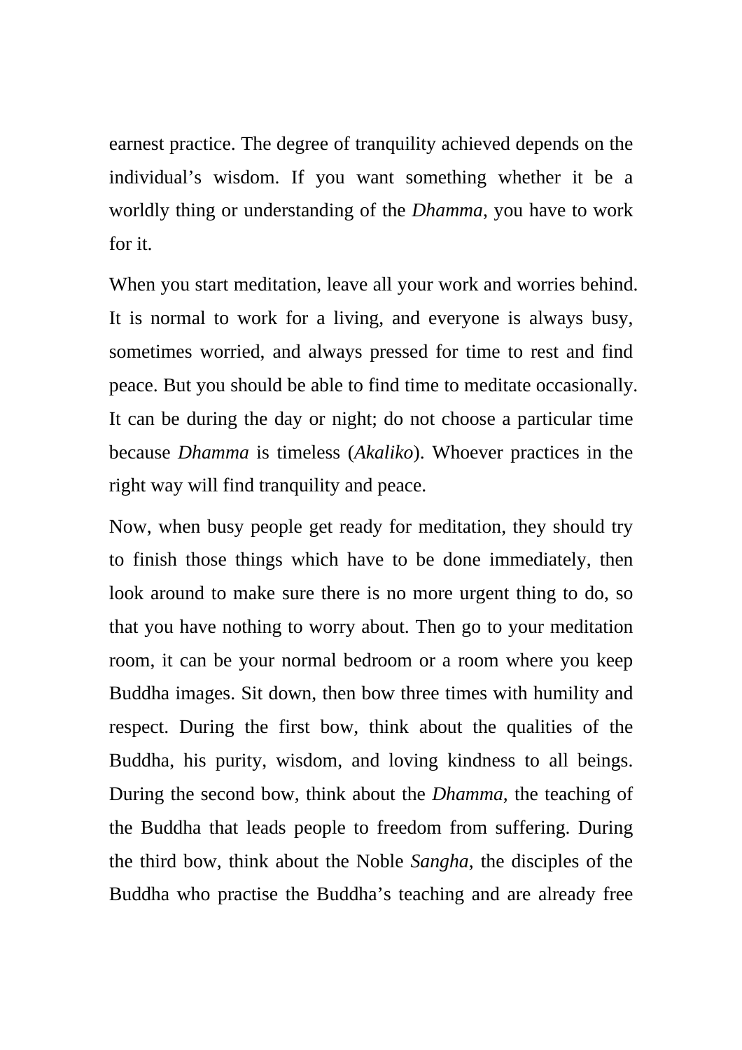earnest practice. The degree of tranquility achieved depends on the individual's wisdom. If you want something whether it be a worldly thing or understanding of the *Dhamma*, you have to work for it.

When you start meditation, leave all your work and worries behind. It is normal to work for a living, and everyone is always busy, sometimes worried, and always pressed for time to rest and find peace. But you should be able to find time to meditate occasionally. It can be during the day or night; do not choose a particular time because *Dhamma* is timeless (*Akaliko*). Whoever practices in the right way will find tranquility and peace.

Now, when busy people get ready for meditation, they should try to finish those things which have to be done immediately, then look around to make sure there is no more urgent thing to do, so that you have nothing to worry about. Then go to your meditation room, it can be your normal bedroom or a room where you keep Buddha images. Sit down, then bow three times with humility and respect. During the first bow, think about the qualities of the Buddha, his purity, wisdom, and loving kindness to all beings. During the second bow, think about the *Dhamma*, the teaching of the Buddha that leads people to freedom from suffering. During the third bow, think about the Noble *Sangha*, the disciples of the Buddha who practise the Buddha's teaching and are already free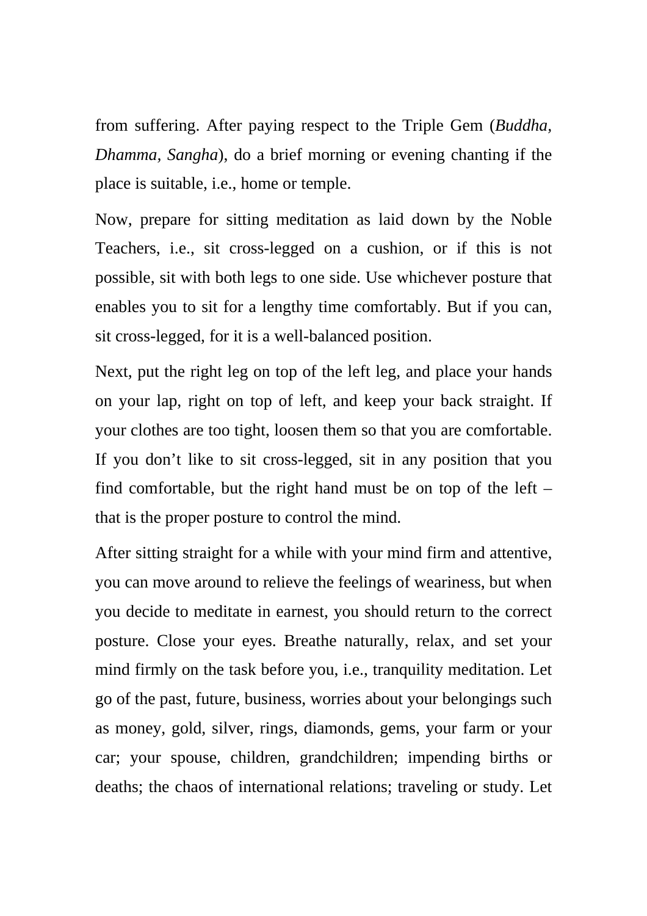from suffering. After paying respect to the Triple Gem (*Buddha, Dhamma, Sangha*), do a brief morning or evening chanting if the place is suitable, i.e., home or temple.

Now, prepare for sitting meditation as laid down by the Noble Teachers, i.e., sit cross-legged on a cushion, or if this is not possible, sit with both legs to one side. Use whichever posture that enables you to sit for a lengthy time comfortably. But if you can, sit cross-legged, for it is a well-balanced position.

Next, put the right leg on top of the left leg, and place your hands on your lap, right on top of left, and keep your back straight. If your clothes are too tight, loosen them so that you are comfortable. If you don't like to sit cross-legged, sit in any position that you find comfortable, but the right hand must be on top of the left – that is the proper posture to control the mind.

After sitting straight for a while with your mind firm and attentive, you can move around to relieve the feelings of weariness, but when you decide to meditate in earnest, you should return to the correct posture. Close your eyes. Breathe naturally, relax, and set your mind firmly on the task before you, i.e., tranquility meditation. Let go of the past, future, business, worries about your belongings such as money, gold, silver, rings, diamonds, gems, your farm or your car; your spouse, children, grandchildren; impending births or deaths; the chaos of international relations; traveling or study. Let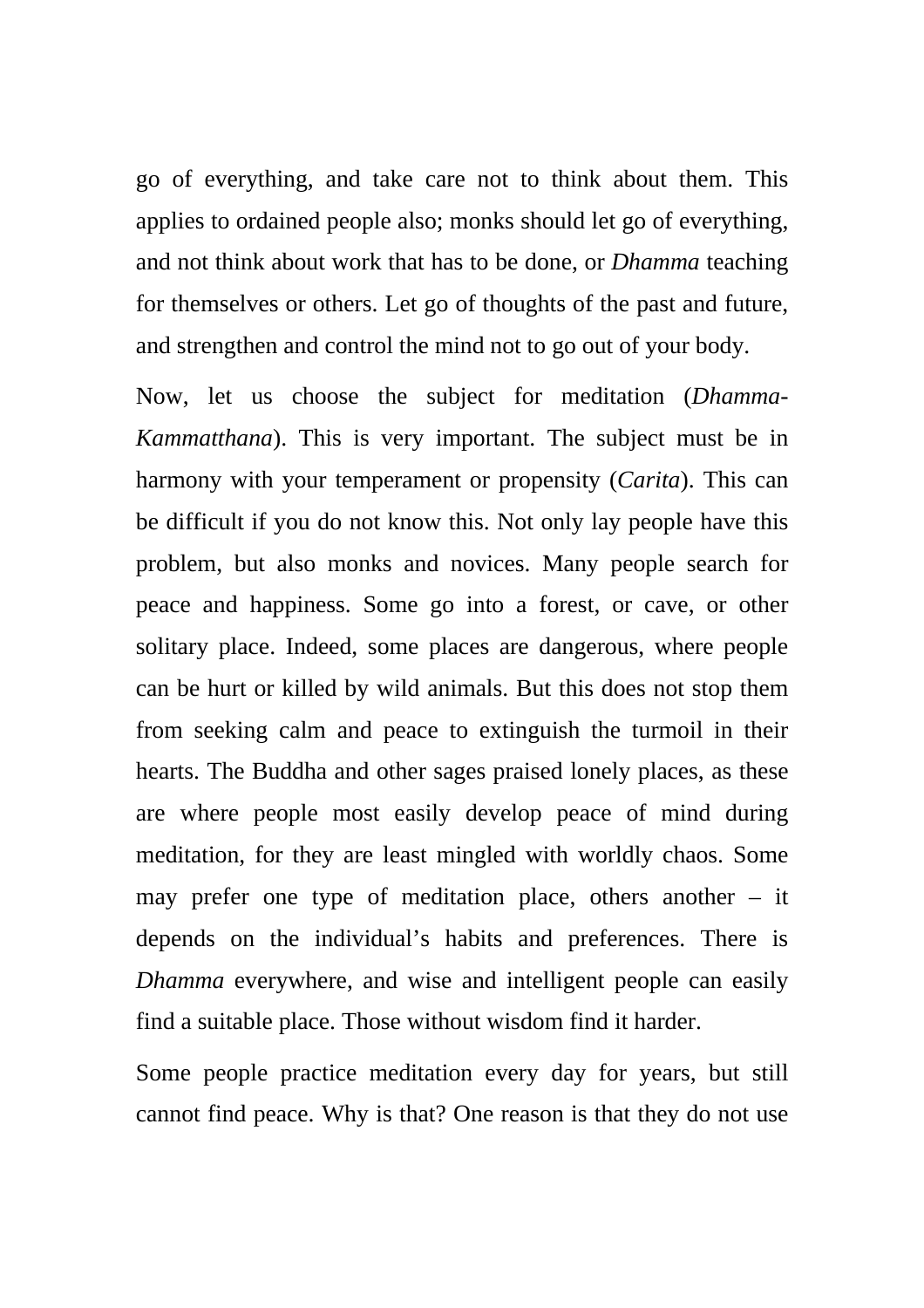go of everything, and take care not to think about them. This applies to ordained people also; monks should let go of everything, and not think about work that has to be done, or *Dhamma* teaching for themselves or others. Let go of thoughts of the past and future, and strengthen and control the mind not to go out of your body.

Now, let us choose the subject for meditation (*Dhamma-Kammatthana*). This is very important. The subject must be in harmony with your temperament or propensity (*Carita*). This can be difficult if you do not know this. Not only lay people have this problem, but also monks and novices. Many people search for peace and happiness. Some go into a forest, or cave, or other solitary place. Indeed, some places are dangerous, where people can be hurt or killed by wild animals. But this does not stop them from seeking calm and peace to extinguish the turmoil in their hearts. The Buddha and other sages praised lonely places, as these are where people most easily develop peace of mind during meditation, for they are least mingled with worldly chaos. Some may prefer one type of meditation place, others another – it depends on the individual's habits and preferences. There is *Dhamma* everywhere, and wise and intelligent people can easily find a suitable place. Those without wisdom find it harder.

Some people practice meditation every day for years, but still cannot find peace. Why is that? One reason is that they do not use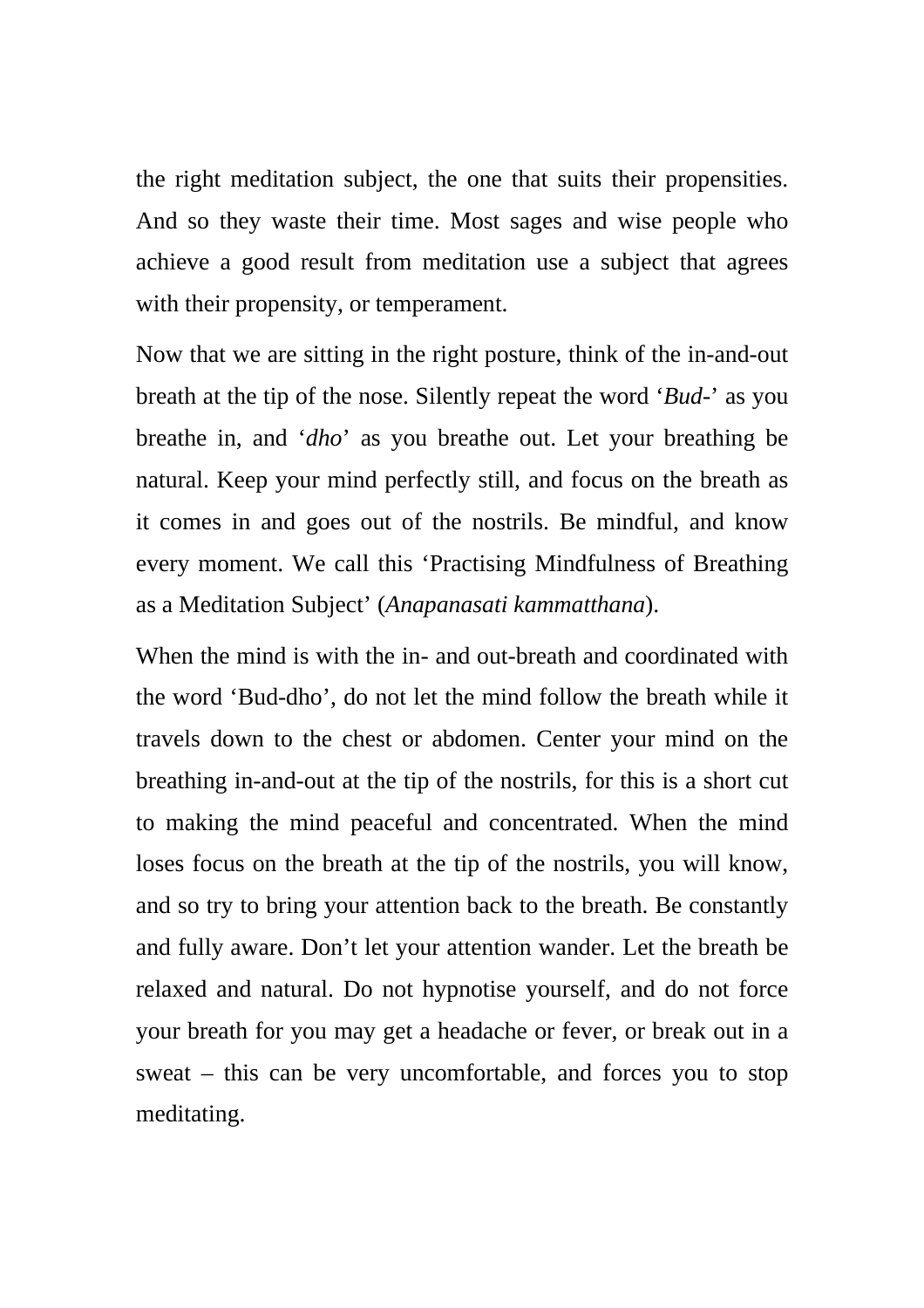the right meditation subject, the one that suits their propensities. And so they waste their time. Most sages and wise people who achieve a good result from meditation use a subject that agrees with their propensity, or temperament.

Now that we are sitting in the right posture, think of the in-and-out breath at the tip of the nose. Silently repeat the word '*Bud-*' as you breathe in, and '*dho*' as you breathe out. Let your breathing be natural. Keep your mind perfectly still, and focus on the breath as it comes in and goes out of the nostrils. Be mindful, and know every moment. We call this 'Practising Mindfulness of Breathing as a Meditation Subject' (*Anapanasati kammatthana*).

When the mind is with the in- and out-breath and coordinated with the word 'Bud-dho', do not let the mind follow the breath while it travels down to the chest or abdomen. Center your mind on the breathing in-and-out at the tip of the nostrils, for this is a short cut to making the mind peaceful and concentrated. When the mind loses focus on the breath at the tip of the nostrils, you will know, and so try to bring your attention back to the breath. Be constantly and fully aware. Don't let your attention wander. Let the breath be relaxed and natural. Do not hypnotise yourself, and do not force your breath for you may get a headache or fever, or break out in a sweat – this can be very uncomfortable, and forces you to stop meditating.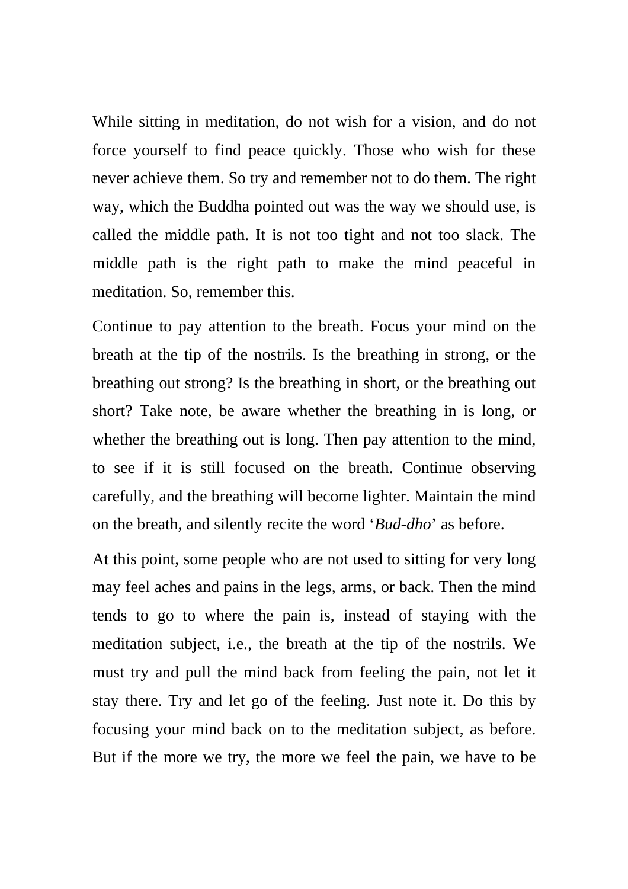While sitting in meditation, do not wish for a vision, and do not force yourself to find peace quickly. Those who wish for these never achieve them. So try and remember not to do them. The right way, which the Buddha pointed out was the way we should use, is called the middle path. It is not too tight and not too slack. The middle path is the right path to make the mind peaceful in meditation. So, remember this.

Continue to pay attention to the breath. Focus your mind on the breath at the tip of the nostrils. Is the breathing in strong, or the breathing out strong? Is the breathing in short, or the breathing out short? Take note, be aware whether the breathing in is long, or whether the breathing out is long. Then pay attention to the mind, to see if it is still focused on the breath. Continue observing carefully, and the breathing will become lighter. Maintain the mind on the breath, and silently recite the word '*Bud-dho*' as before.

At this point, some people who are not used to sitting for very long may feel aches and pains in the legs, arms, or back. Then the mind tends to go to where the pain is, instead of staying with the meditation subject, i.e., the breath at the tip of the nostrils. We must try and pull the mind back from feeling the pain, not let it stay there. Try and let go of the feeling. Just note it. Do this by focusing your mind back on to the meditation subject, as before. But if the more we try, the more we feel the pain, we have to be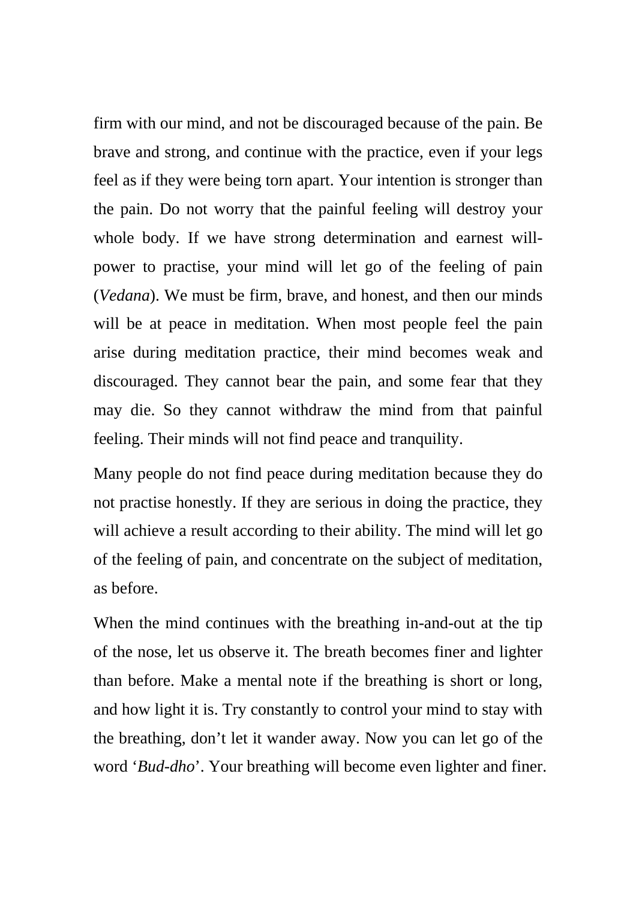firm with our mind, and not be discouraged because of the pain. Be brave and strong, and continue with the practice, even if your legs feel as if they were being torn apart. Your intention is stronger than the pain. Do not worry that the painful feeling will destroy your whole body. If we have strong determination and earnest will-power to practise, your mind will let go of the feeling of pain (*Vedana*). We must be firm, brave, and honest, and then our minds will be at peace in meditation. When most people feel the pain arise during meditation practice, their mind becomes weak and discouraged. They cannot bear the pain, and some fear that they may die. So they cannot withdraw the mind from that painful feeling. Their minds will not find peace and tranquility.

Many people do not find peace during meditation because they do not practise honestly. If they are serious in doing the practice, they will achieve a result according to their ability. The mind will let go of the feeling of pain, and concentrate on the subject of meditation, as before.

When the mind continues with the breathing in-and-out at the tip of the nose, let us observe it. The breath becomes finer and lighter than before. Make a mental note if the breathing is short or long, and how light it is. Try constantly to control your mind to stay with the breathing, don't let it wander away. Now you can let go of the word '*Bud-dho*'. Your breathing will become even lighter and finer.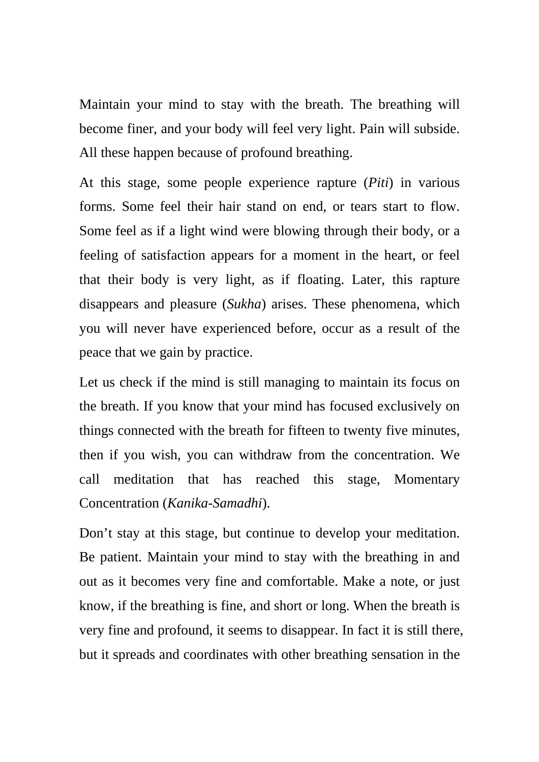Maintain your mind to stay with the breath. The breathing will become finer, and your body will feel very light. Pain will subside. All these happen because of profound breathing.

At this stage, some people experience rapture (*Piti*) in various forms. Some feel their hair stand on end, or tears start to flow. Some feel as if a light wind were blowing through their body, or a feeling of satisfaction appears for a moment in the heart, or feel that their body is very light, as if floating. Later, this rapture disappears and pleasure (*Sukha*) arises. These phenomena, which you will never have experienced before, occur as a result of the peace that we gain by practice.

Let us check if the mind is still managing to maintain its focus on the breath. If you know that your mind has focused exclusively on things connected with the breath for fifteen to twenty five minutes, then if you wish, you can withdraw from the concentration. We call meditation that has reached this stage, Momentary Concentration (*Kanika-Samadhi*).

Don't stay at this stage, but continue to develop your meditation. Be patient. Maintain your mind to stay with the breathing in and out as it becomes very fine and comfortable. Make a note, or just know, if the breathing is fine, and short or long. When the breath is very fine and profound, it seems to disappear. In fact it is still there, but it spreads and coordinates with other breathing sensation in the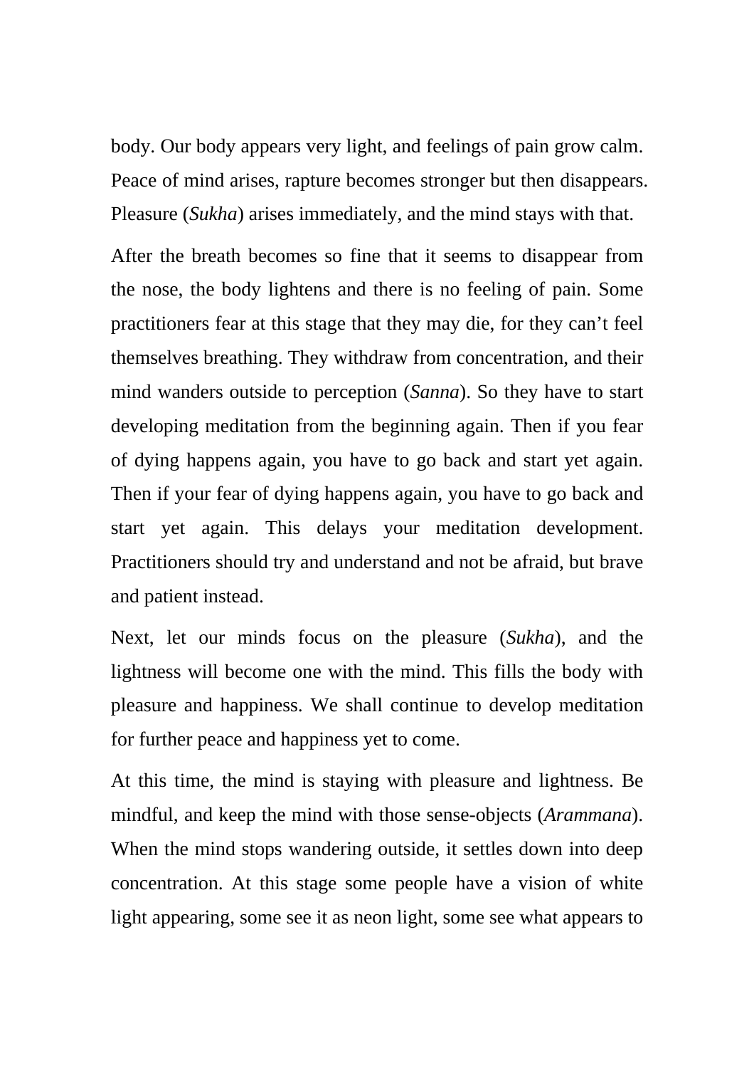body. Our body appears very light, and feelings of pain grow calm. Peace of mind arises, rapture becomes stronger but then disappears. Pleasure (*Sukha*) arises immediately, and the mind stays with that.

After the breath becomes so fine that it seems to disappear from the nose, the body lightens and there is no feeling of pain. Some practitioners fear at this stage that they may die, for they can't feel themselves breathing. They withdraw from concentration, and their mind wanders outside to perception (*Sanna*). So they have to start developing meditation from the beginning again. Then if you fear of dying happens again, you have to go back and start yet again. Then if your fear of dying happens again, you have to go back and start yet again. This delays your meditation development. Practitioners should try and understand and not be afraid, but brave and patient instead.

Next, let our minds focus on the pleasure (*Sukha*), and the lightness will become one with the mind. This fills the body with pleasure and happiness. We shall continue to develop meditation for further peace and happiness yet to come.

At this time, the mind is staying with pleasure and lightness. Be mindful, and keep the mind with those sense-objects (*Arammana*). When the mind stops wandering outside, it settles down into deep concentration. At this stage some people have a vision of white light appearing, some see it as neon light, some see what appears to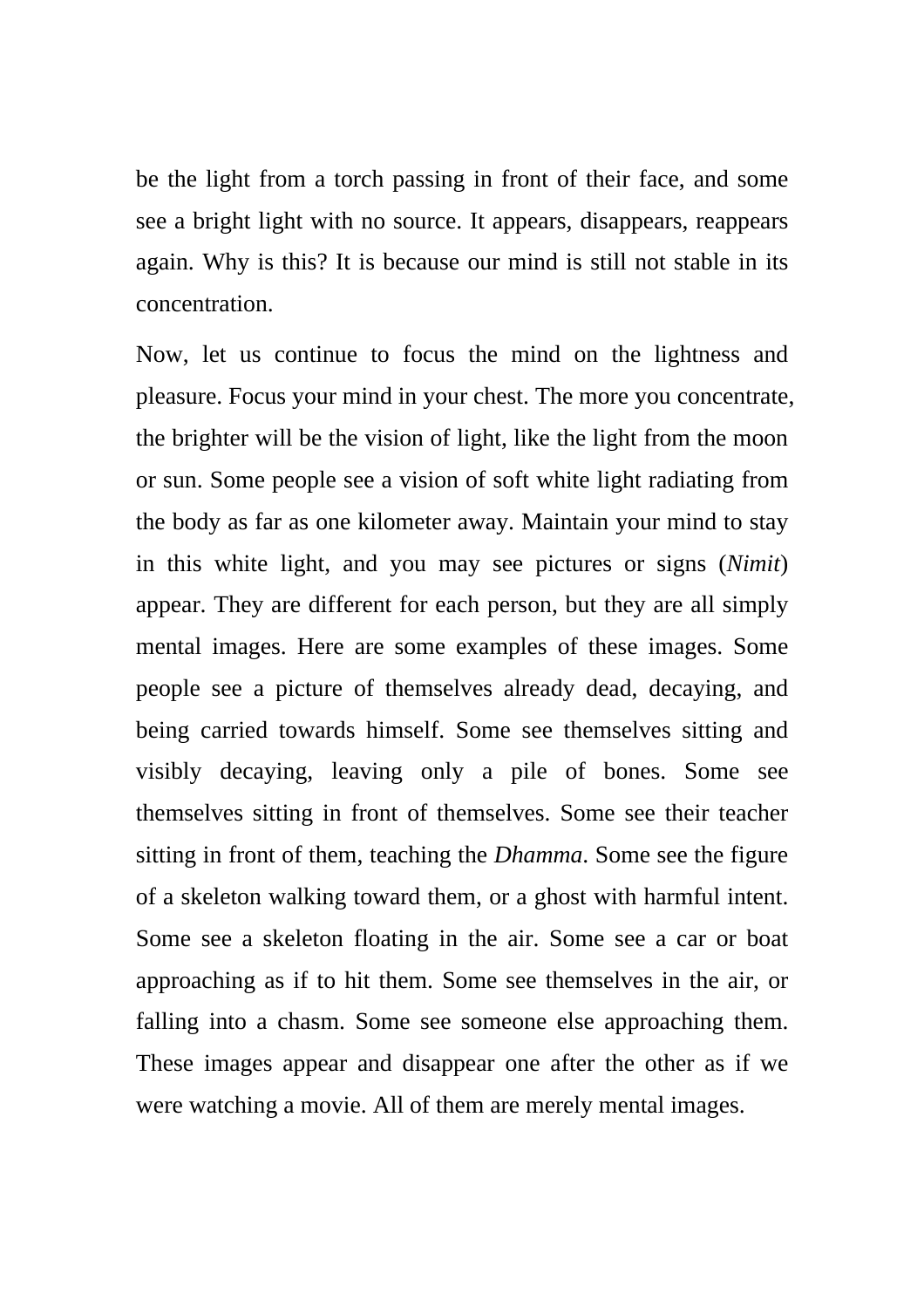be the light from a torch passing in front of their face, and some see a bright light with no source. It appears, disappears, reappears again. Why is this? It is because our mind is still not stable in its concentration.

Now, let us continue to focus the mind on the lightness and pleasure. Focus your mind in your chest. The more you concentrate, the brighter will be the vision of light, like the light from the moon or sun. Some people see a vision of soft white light radiating from the body as far as one kilometer away. Maintain your mind to stay in this white light, and you may see pictures or signs (*Nimit*) appear. They are different for each person, but they are all simply mental images. Here are some examples of these images. Some people see a picture of themselves already dead, decaying, and being carried towards himself. Some see themselves sitting and visibly decaying, leaving only a pile of bones. Some see themselves sitting in front of themselves. Some see their teacher sitting in front of them, teaching the *Dhamma*. Some see the figure of a skeleton walking toward them, or a ghost with harmful intent. Some see a skeleton floating in the air. Some see a car or boat approaching as if to hit them. Some see themselves in the air, or falling into a chasm. Some see someone else approaching them. These images appear and disappear one after the other as if we were watching a movie. All of them are merely mental images.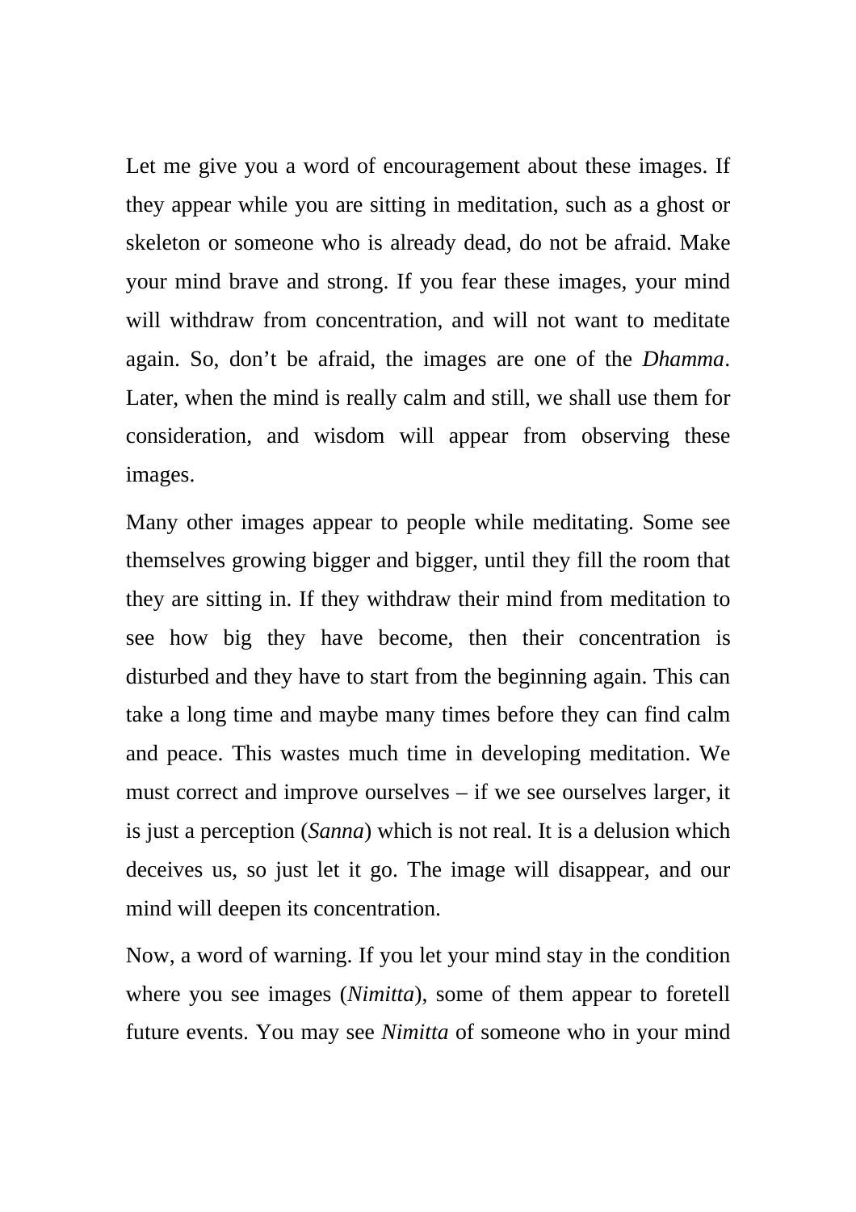Let me give you a word of encouragement about these images. If they appear while you are sitting in meditation, such as a ghost or skeleton or someone who is already dead, do not be afraid. Make your mind brave and strong. If you fear these images, your mind will withdraw from concentration, and will not want to meditate again. So, don't be afraid, the images are one of the *Dhamma*. Later, when the mind is really calm and still, we shall use them for consideration, and wisdom will appear from observing these images.

Many other images appear to people while meditating. Some see themselves growing bigger and bigger, until they fill the room that they are sitting in. If they withdraw their mind from meditation to see how big they have become, then their concentration is disturbed and they have to start from the beginning again. This can take a long time and maybe many times before they can find calm and peace. This wastes much time in developing meditation. We must correct and improve ourselves – if we see ourselves larger, it is just a perception (*Sanna*) which is not real. It is a delusion which deceives us, so just let it go. The image will disappear, and our mind will deepen its concentration.

Now, a word of warning. If you let your mind stay in the condition where you see images (*Nimitta*), some of them appear to foretell future events. You may see *Nimitta* of someone who in your mind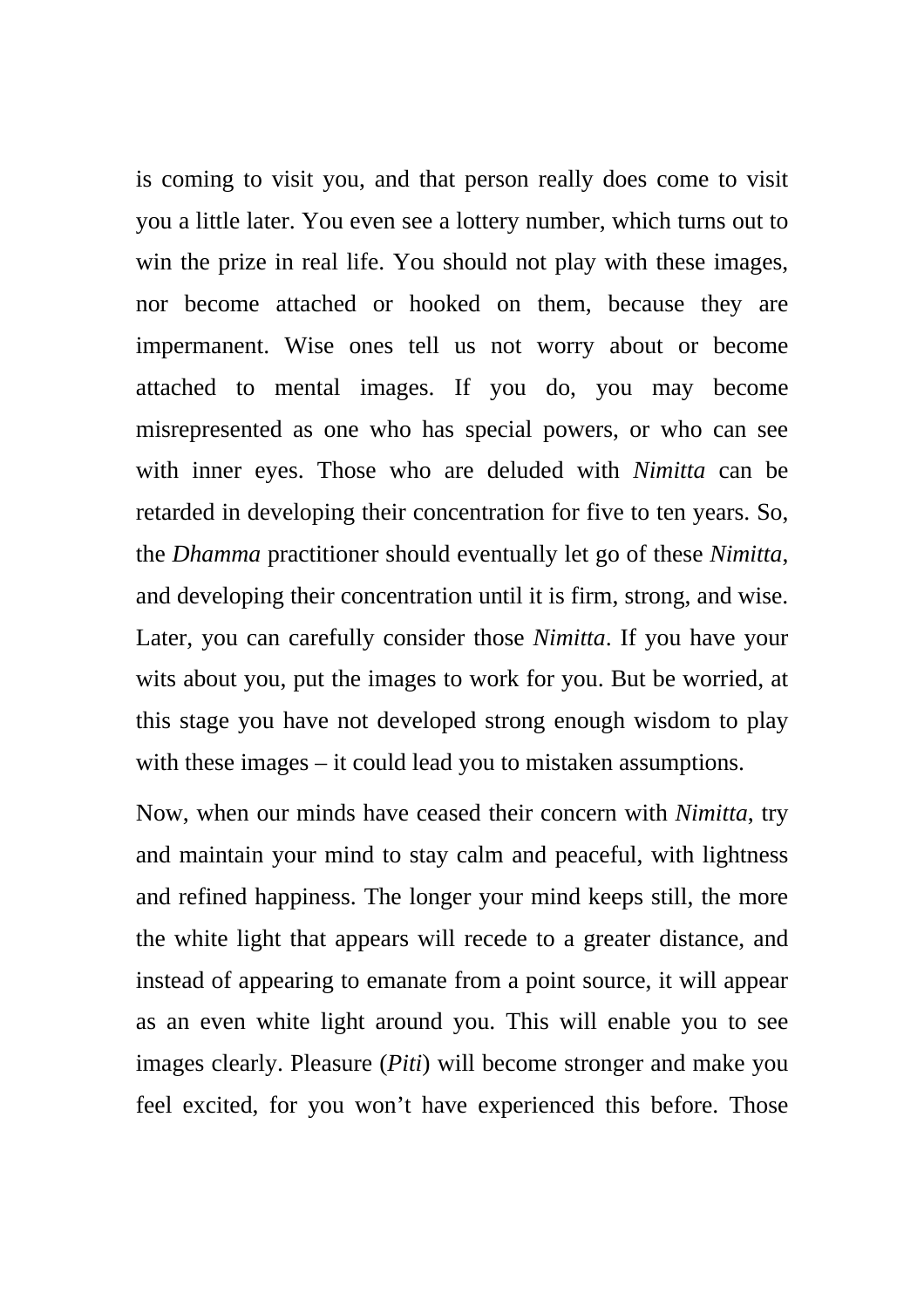is coming to visit you, and that person really does come to visit you a little later. You even see a lottery number, which turns out to win the prize in real life. You should not play with these images, nor become attached or hooked on them, because they are impermanent. Wise ones tell us not worry about or become attached to mental images. If you do, you may become misrepresented as one who has special powers, or who can see with inner eyes. Those who are deluded with *Nimitta* can be retarded in developing their concentration for five to ten years. So, the *Dhamma* practitioner should eventually let go of these *Nimitta*, and developing their concentration until it is firm, strong, and wise. Later, you can carefully consider those *Nimitta*. If you have your wits about you, put the images to work for you. But be worried, at this stage you have not developed strong enough wisdom to play with these images – it could lead you to mistaken assumptions.

Now, when our minds have ceased their concern with *Nimitta*, try and maintain your mind to stay calm and peaceful, with lightness and refined happiness. The longer your mind keeps still, the more the white light that appears will recede to a greater distance, and instead of appearing to emanate from a point source, it will appear as an even white light around you. This will enable you to see images clearly. Pleasure (*Piti*) will become stronger and make you feel excited, for you won't have experienced this before. Those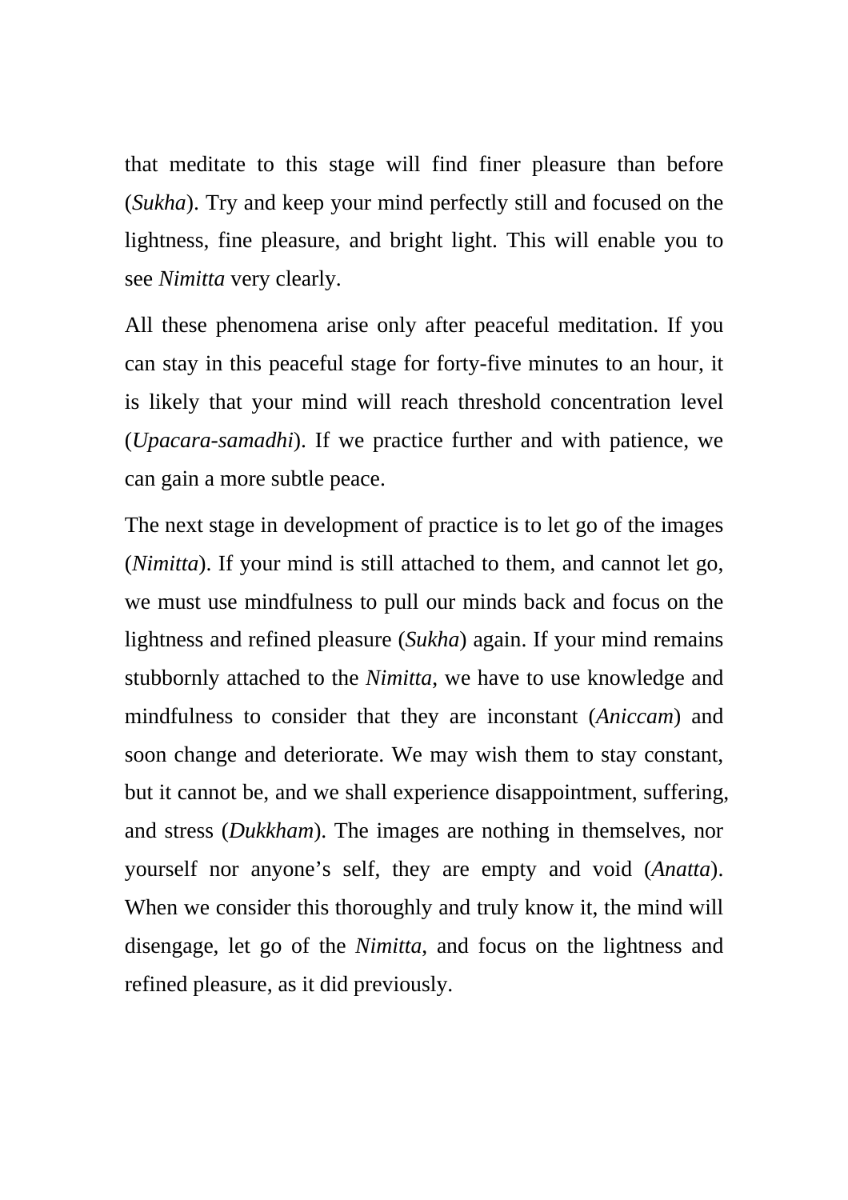that meditate to this stage will find finer pleasure than before (*Sukha*). Try and keep your mind perfectly still and focused on the lightness, fine pleasure, and bright light. This will enable you to see *Nimitta* very clearly.

All these phenomena arise only after peaceful meditation. If you can stay in this peaceful stage for forty-five minutes to an hour, it is likely that your mind will reach threshold concentration level (*Upacara-samadhi*). If we practice further and with patience, we can gain a more subtle peace.

The next stage in development of practice is to let go of the images (*Nimitta*). If your mind is still attached to them, and cannot let go, we must use mindfulness to pull our minds back and focus on the lightness and refined pleasure (*Sukha*) again. If your mind remains stubbornly attached to the *Nimitta*, we have to use knowledge and mindfulness to consider that they are inconstant (*Aniccam*) and soon change and deteriorate. We may wish them to stay constant, but it cannot be, and we shall experience disappointment, suffering, and stress (*Dukkham*). The images are nothing in themselves, nor yourself nor anyone's self, they are empty and void (*Anatta*). When we consider this thoroughly and truly know it, the mind will disengage, let go of the *Nimitta*, and focus on the lightness and refined pleasure, as it did previously.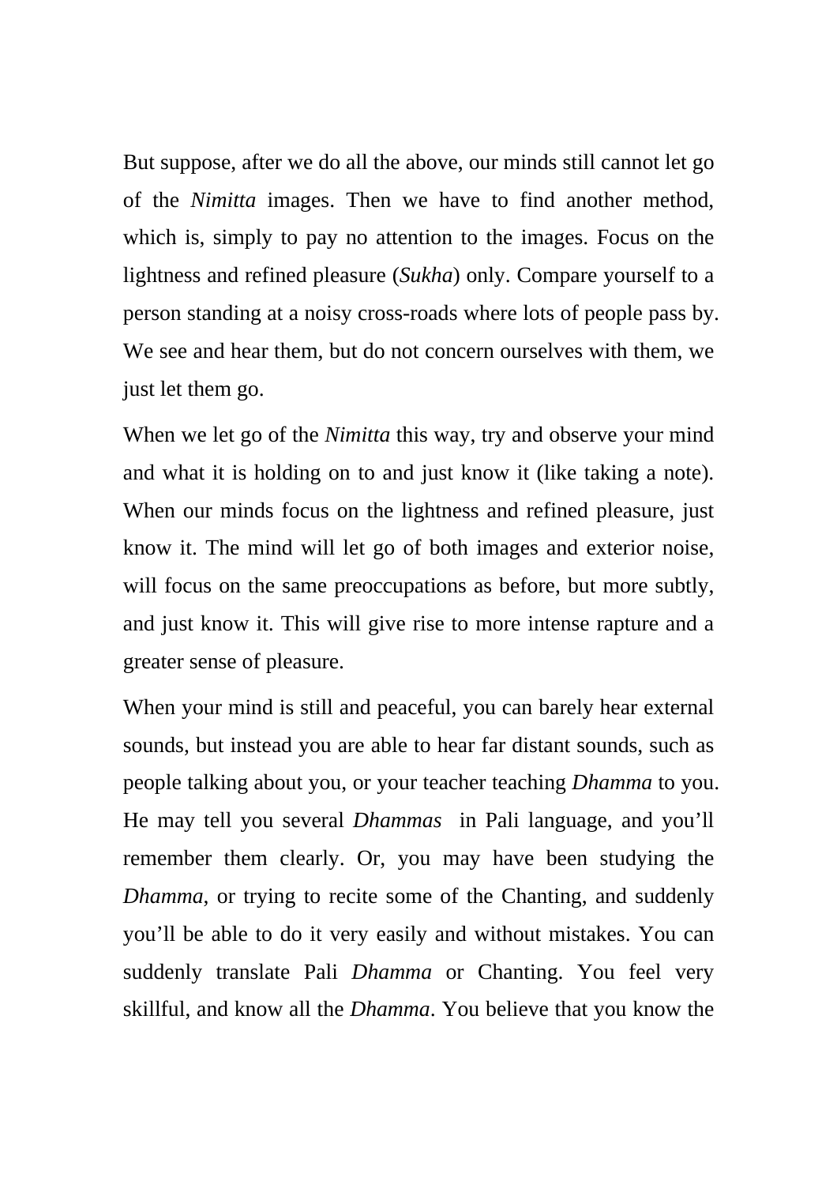But suppose, after we do all the above, our minds still cannot let go of the *Nimitta* images. Then we have to find another method, which is, simply to pay no attention to the images. Focus on the lightness and refined pleasure (*Sukha*) only. Compare yourself to a person standing at a noisy cross-roads where lots of people pass by. We see and hear them, but do not concern ourselves with them, we just let them go.

When we let go of the *Nimitta* this way, try and observe your mind and what it is holding on to and just know it (like taking a note). When our minds focus on the lightness and refined pleasure, just know it. The mind will let go of both images and exterior noise, will focus on the same preoccupations as before, but more subtly, and just know it. This will give rise to more intense rapture and a greater sense of pleasure.

When your mind is still and peaceful, you can barely hear external sounds, but instead you are able to hear far distant sounds, such as people talking about you, or your teacher teaching *Dhamma* to you. He may tell you several *Dhammas* in Pali language, and you'll remember them clearly. Or, you may have been studying the *Dhamma*, or trying to recite some of the Chanting, and suddenly you'll be able to do it very easily and without mistakes. You can suddenly translate Pali *Dhamma* or Chanting. You feel very skillful, and know all the *Dhamma*. You believe that you know the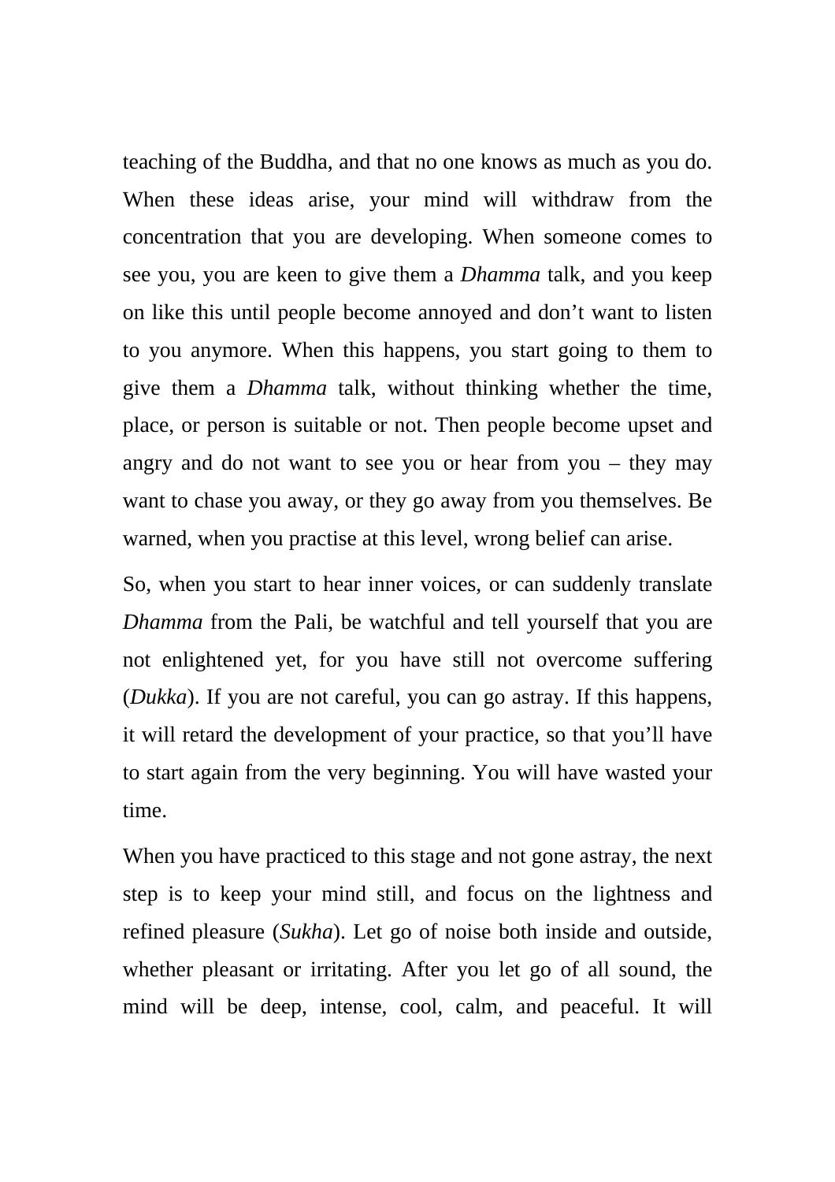teaching of the Buddha, and that no one knows as much as you do. When these ideas arise, your mind will withdraw from the concentration that you are developing. When someone comes to see you, you are keen to give them a *Dhamma* talk, and you keep on like this until people become annoyed and don't want to listen to you anymore. When this happens, you start going to them to give them a *Dhamma* talk, without thinking whether the time, place, or person is suitable or not. Then people become upset and angry and do not want to see you or hear from you – they may want to chase you away, or they go away from you themselves. Be warned, when you practise at this level, wrong belief can arise.

So, when you start to hear inner voices, or can suddenly translate *Dhamma* from the Pali, be watchful and tell yourself that you are not enlightened yet, for you have still not overcome suffering (*Dukka*). If you are not careful, you can go astray. If this happens, it will retard the development of your practice, so that you'll have to start again from the very beginning. You will have wasted your time.

When you have practiced to this stage and not gone astray, the next step is to keep your mind still, and focus on the lightness and refined pleasure (*Sukha*). Let go of noise both inside and outside, whether pleasant or irritating. After you let go of all sound, the mind will be deep, intense, cool, calm, and peaceful. It will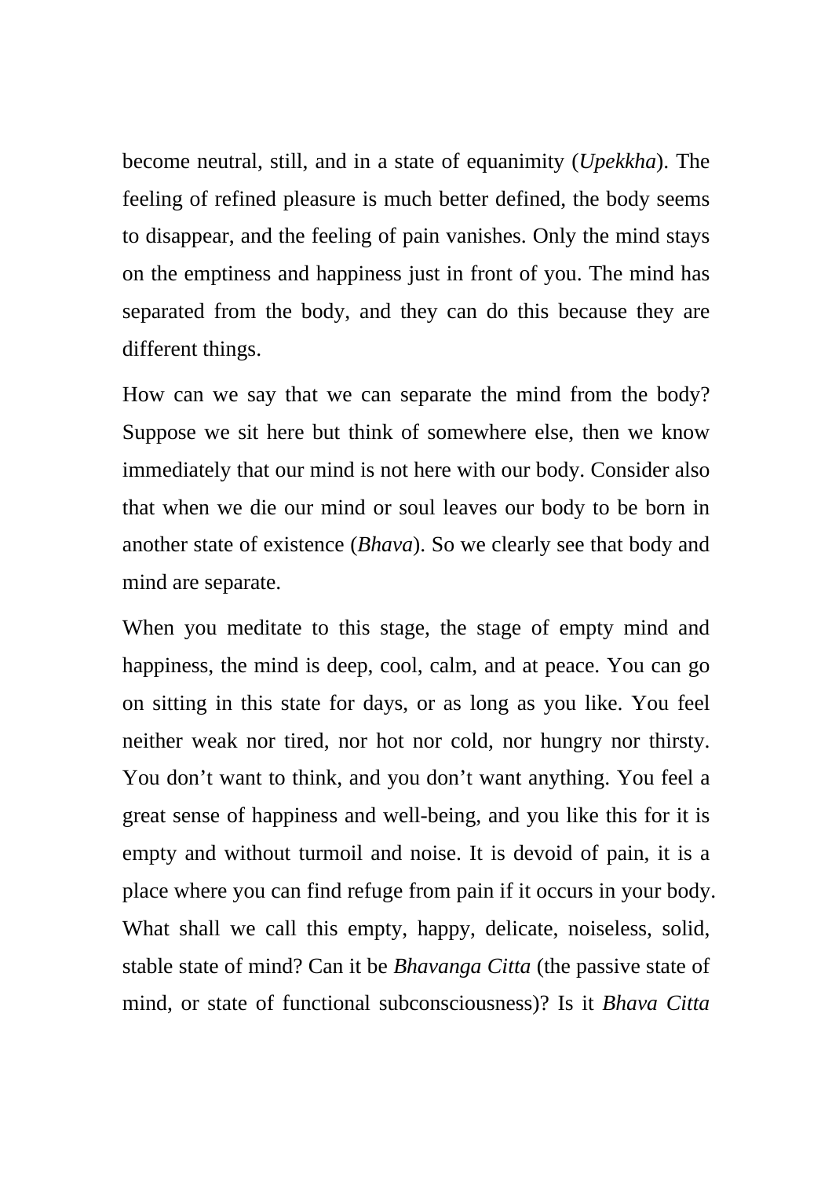become neutral, still, and in a state of equanimity (*Upekkha*). The feeling of refined pleasure is much better defined, the body seems to disappear, and the feeling of pain vanishes. Only the mind stays on the emptiness and happiness just in front of you. The mind has separated from the body, and they can do this because they are different things.

How can we say that we can separate the mind from the body? Suppose we sit here but think of somewhere else, then we know immediately that our mind is not here with our body. Consider also that when we die our mind or soul leaves our body to be born in another state of existence (*Bhava*). So we clearly see that body and mind are separate.

When you meditate to this stage, the stage of empty mind and happiness, the mind is deep, cool, calm, and at peace. You can go on sitting in this state for days, or as long as you like. You feel neither weak nor tired, nor hot nor cold, nor hungry nor thirsty. You don't want to think, and you don't want anything. You feel a great sense of happiness and well-being, and you like this for it is empty and without turmoil and noise. It is devoid of pain, it is a place where you can find refuge from pain if it occurs in your body. What shall we call this empty, happy, delicate, noiseless, solid, stable state of mind? Can it be *Bhavanga Citta* (the passive state of mind, or state of functional subconsciousness)? Is it *Bhava Citta*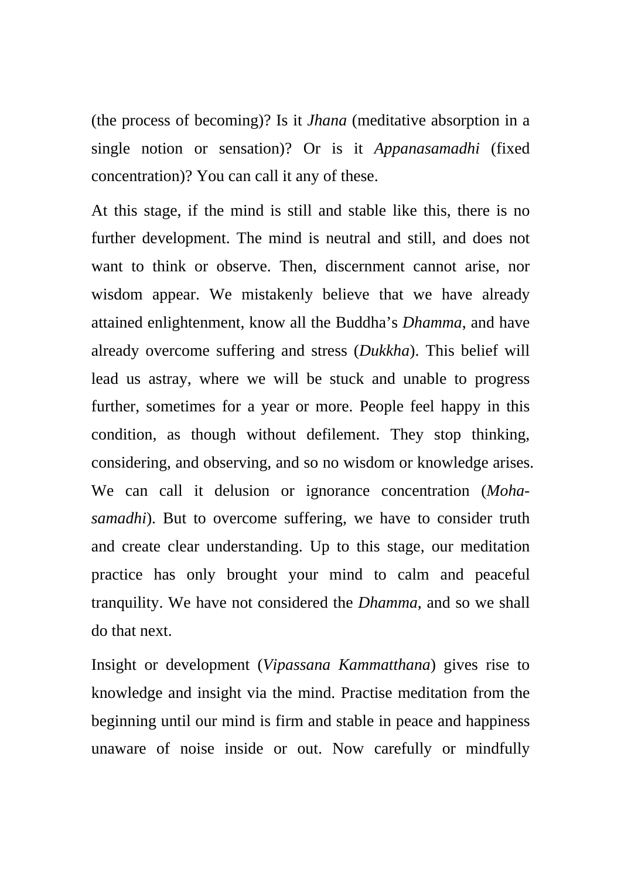(the process of becoming)? Is it *Jhana* (meditative absorption in a single notion or sensation)? Or is it *Appanasamadhi* (fixed concentration)? You can call it any of these.

At this stage, if the mind is still and stable like this, there is no further development. The mind is neutral and still, and does not want to think or observe. Then, discernment cannot arise, nor wisdom appear. We mistakenly believe that we have already attained enlightenment, know all the Buddha's *Dhamma*, and have already overcome suffering and stress (*Dukkha*). This belief will lead us astray, where we will be stuck and unable to progress further, sometimes for a year or more. People feel happy in this condition, as though without defilement. They stop thinking, considering, and observing, and so no wisdom or knowledge arises. We can call it delusion or ignorance concentration (*Moha-samadhi*). But to overcome suffering, we have to consider truth and create clear understanding. Up to this stage, our meditation practice has only brought your mind to calm and peaceful tranquility. We have not considered the *Dhamma*, and so we shall do that next.

Insight or development (*Vipassana Kammatthana*) gives rise to knowledge and insight via the mind. Practise meditation from the beginning until our mind is firm and stable in peace and happiness unaware of noise inside or out. Now carefully or mindfully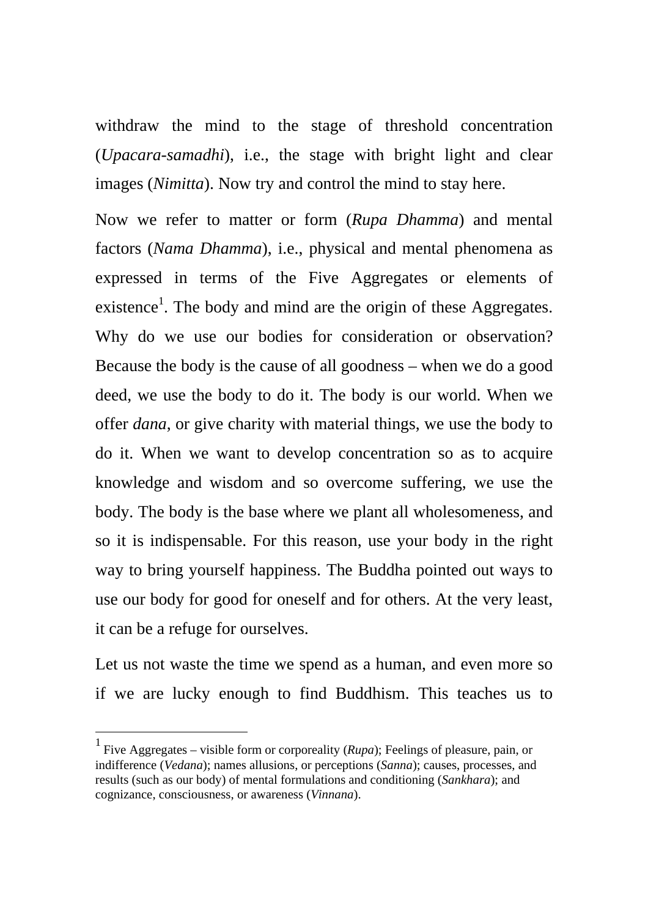withdraw the mind to the stage of threshold concentration (*Upacara-samadhi*), i.e., the stage with bright light and clear images (*Nimitta*). Now try and control the mind to stay here.

Now we refer to matter or form (*Rupa Dhamma*) and mental factors (*Nama Dhamma*), i.e., physical and mental phenomena as expressed in terms of the Five Aggregates or elements of existence[1]. The body and mind are the origin of these Aggregates. Why do we use our bodies for consideration or observation? Because the body is the cause of all goodness – when we do a good deed, we use the body to do it. The body is our world. When we offer *dana*, or give charity with material things, we use the body to do it. When we want to develop concentration so as to acquire knowledge and wisdom and so overcome suffering, we use the body. The body is the base where we plant all wholesomeness, and so it is indispensable. For this reason, use your body in the right way to bring yourself happiness. The Buddha pointed out ways to use our body for good for oneself and for others. At the very least, it can be a refuge for ourselves.

Let us not waste the time we spend as a human, and even more so if we are lucky enough to find Buddhism. This teaches us to

---

[1] Five Aggregates – visible form or corporeality (*Rupa*); Feelings of pleasure, pain, or indifference (*Vedana*); names allusions, or perceptions (*Sanna*); causes, processes, and results (such as our body) of mental formulations and conditioning (*Sankhara*); and cognizance, consciousness, or awareness (*Vinnana*).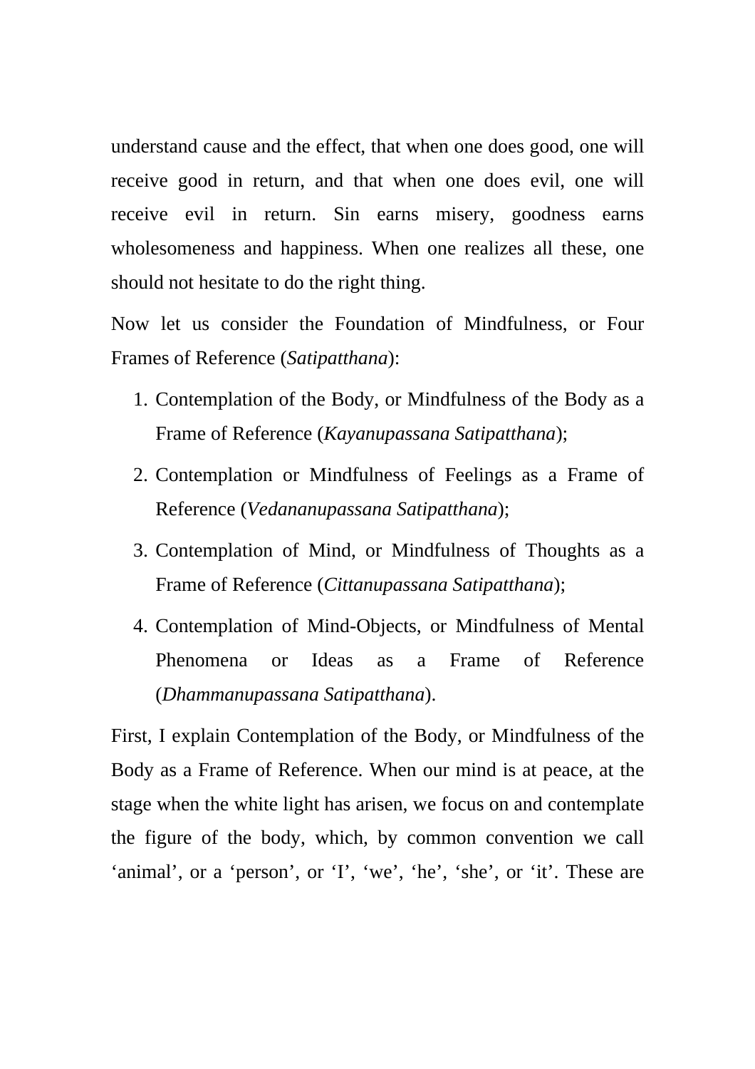understand cause and the effect, that when one does good, one will receive good in return, and that when one does evil, one will receive evil in return. Sin earns misery, goodness earns wholesomeness and happiness. When one realizes all these, one should not hesitate to do the right thing.

Now let us consider the Foundation of Mindfulness, or Four Frames of Reference (*Satipatthana*):

1. Contemplation of the Body, or Mindfulness of the Body as a Frame of Reference (*Kayanupassana Satipatthana*);
2. Contemplation or Mindfulness of Feelings as a Frame of Reference (*Vedananupassana Satipatthana*);
3. Contemplation of Mind, or Mindfulness of Thoughts as a Frame of Reference (*Cittanupassana Satipatthana*);
4. Contemplation of Mind-Objects, or Mindfulness of Mental Phenomena or Ideas as a Frame of Reference (*Dhammanupassana Satipatthana*).

First, I explain Contemplation of the Body, or Mindfulness of the Body as a Frame of Reference. When our mind is at peace, at the stage when the white light has arisen, we focus on and contemplate the figure of the body, which, by common convention we call 'animal', or a 'person', or 'I', 'we', 'he', 'she', or 'it'. These are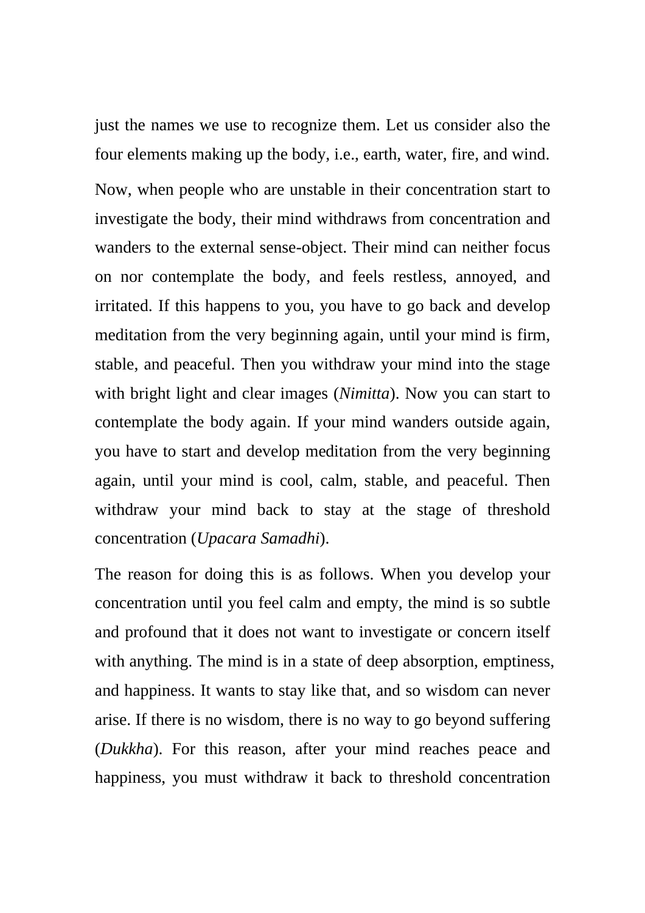just the names we use to recognize them. Let us consider also the four elements making up the body, i.e., earth, water, fire, and wind.

Now, when people who are unstable in their concentration start to investigate the body, their mind withdraws from concentration and wanders to the external sense-object. Their mind can neither focus on nor contemplate the body, and feels restless, annoyed, and irritated. If this happens to you, you have to go back and develop meditation from the very beginning again, until your mind is firm, stable, and peaceful. Then you withdraw your mind into the stage with bright light and clear images (*Nimitta*). Now you can start to contemplate the body again. If your mind wanders outside again, you have to start and develop meditation from the very beginning again, until your mind is cool, calm, stable, and peaceful. Then withdraw your mind back to stay at the stage of threshold concentration (*Upacara Samadhi*).

The reason for doing this is as follows. When you develop your concentration until you feel calm and empty, the mind is so subtle and profound that it does not want to investigate or concern itself with anything. The mind is in a state of deep absorption, emptiness, and happiness. It wants to stay like that, and so wisdom can never arise. If there is no wisdom, there is no way to go beyond suffering (*Dukkha*). For this reason, after your mind reaches peace and happiness, you must withdraw it back to threshold concentration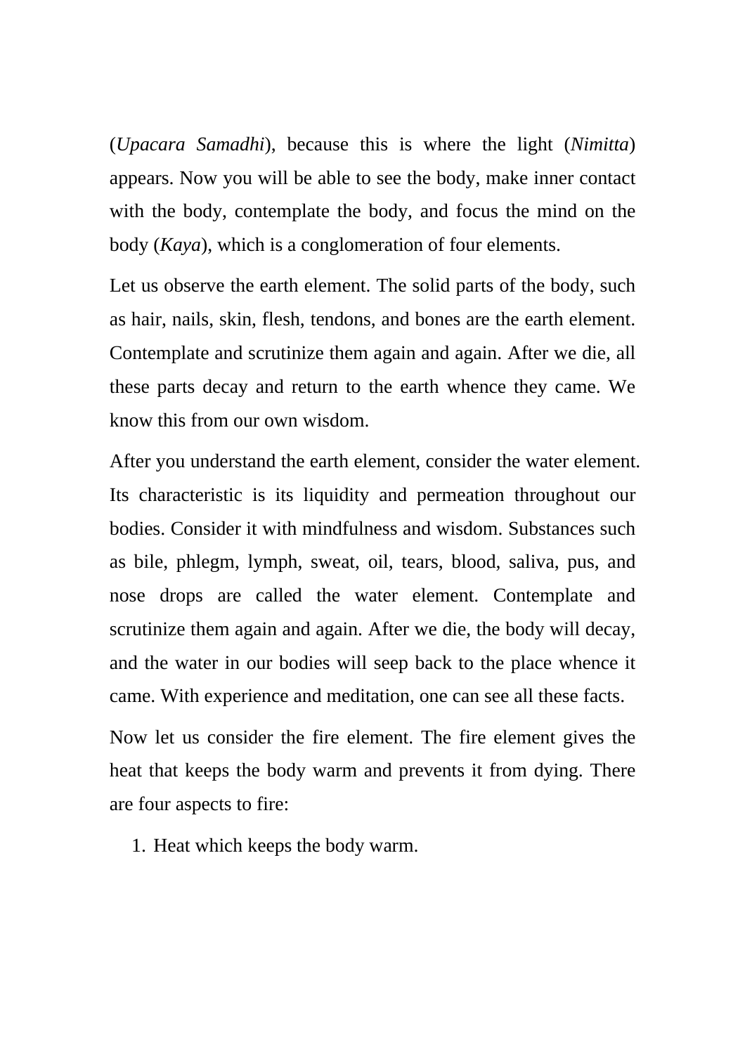(*Upacara Samadhi*), because this is where the light (*Nimitta*) appears. Now you will be able to see the body, make inner contact with the body, contemplate the body, and focus the mind on the body (*Kaya*), which is a conglomeration of four elements.

Let us observe the earth element. The solid parts of the body, such as hair, nails, skin, flesh, tendons, and bones are the earth element. Contemplate and scrutinize them again and again. After we die, all these parts decay and return to the earth whence they came. We know this from our own wisdom.

After you understand the earth element, consider the water element. Its characteristic is its liquidity and permeation throughout our bodies. Consider it with mindfulness and wisdom. Substances such as bile, phlegm, lymph, sweat, oil, tears, blood, saliva, pus, and nose drops are called the water element. Contemplate and scrutinize them again and again. After we die, the body will decay, and the water in our bodies will seep back to the place whence it came. With experience and meditation, one can see all these facts.

Now let us consider the fire element. The fire element gives the heat that keeps the body warm and prevents it from dying. There are four aspects to fire:

1. Heat which keeps the body warm.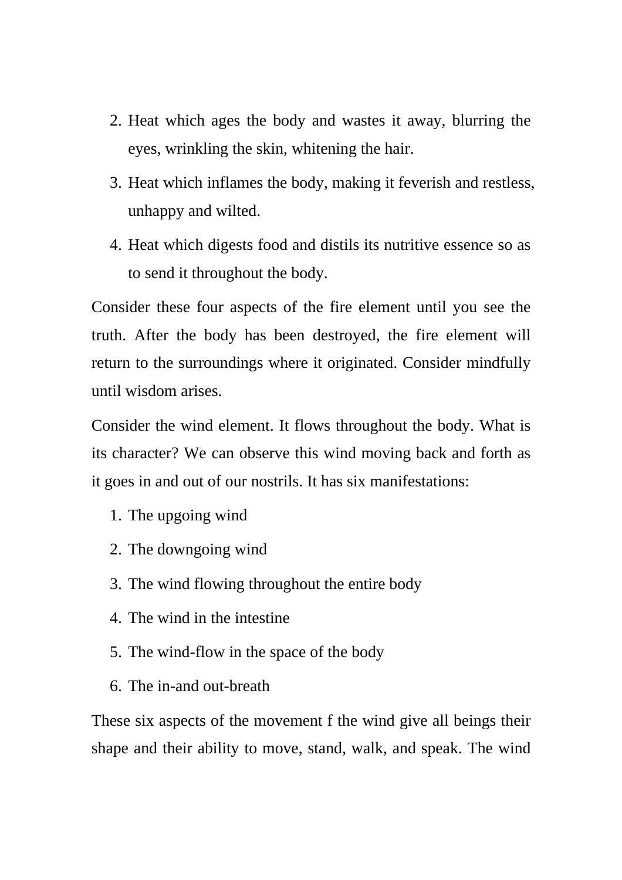2. Heat which ages the body and wastes it away, blurring the eyes, wrinkling the skin, whitening the hair.
3. Heat which inflames the body, making it feverish and restless, unhappy and wilted.
4. Heat which digests food and distils its nutritive essence so as to send it throughout the body.

Consider these four aspects of the fire element until you see the truth. After the body has been destroyed, the fire element will return to the surroundings where it originated. Consider mindfully until wisdom arises.

Consider the wind element. It flows throughout the body. What is its character? We can observe this wind moving back and forth as it goes in and out of our nostrils. It has six manifestations:

1. The upgoing wind
2. The downgoing wind
3. The wind flowing throughout the entire body
4. The wind in the intestine
5. The wind-flow in the space of the body
6. The in-and out-breath

These six aspects of the movement f the wind give all beings their shape and their ability to move, stand, walk, and speak. The wind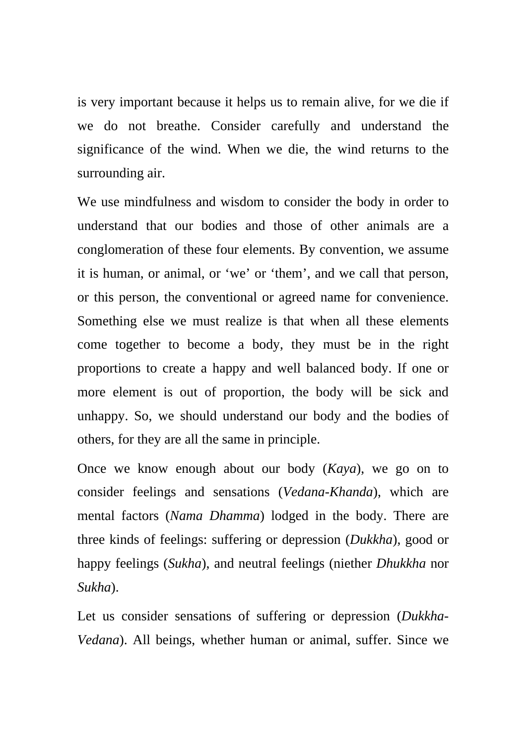is very important because it helps us to remain alive, for we die if we do not breathe. Consider carefully and understand the significance of the wind. When we die, the wind returns to the surrounding air.

We use mindfulness and wisdom to consider the body in order to understand that our bodies and those of other animals are a conglomeration of these four elements. By convention, we assume it is human, or animal, or 'we' or 'them', and we call that person, or this person, the conventional or agreed name for convenience. Something else we must realize is that when all these elements come together to become a body, they must be in the right proportions to create a happy and well balanced body. If one or more element is out of proportion, the body will be sick and unhappy. So, we should understand our body and the bodies of others, for they are all the same in principle.

Once we know enough about our body (*Kaya*), we go on to consider feelings and sensations (*Vedana-Khanda*), which are mental factors (*Nama Dhamma*) lodged in the body. There are three kinds of feelings: suffering or depression (*Dukkha*), good or happy feelings (*Sukha*), and neutral feelings (niether *Dhukkha* nor *Sukha*).

Let us consider sensations of suffering or depression (*Dukkha-Vedana*). All beings, whether human or animal, suffer. Since we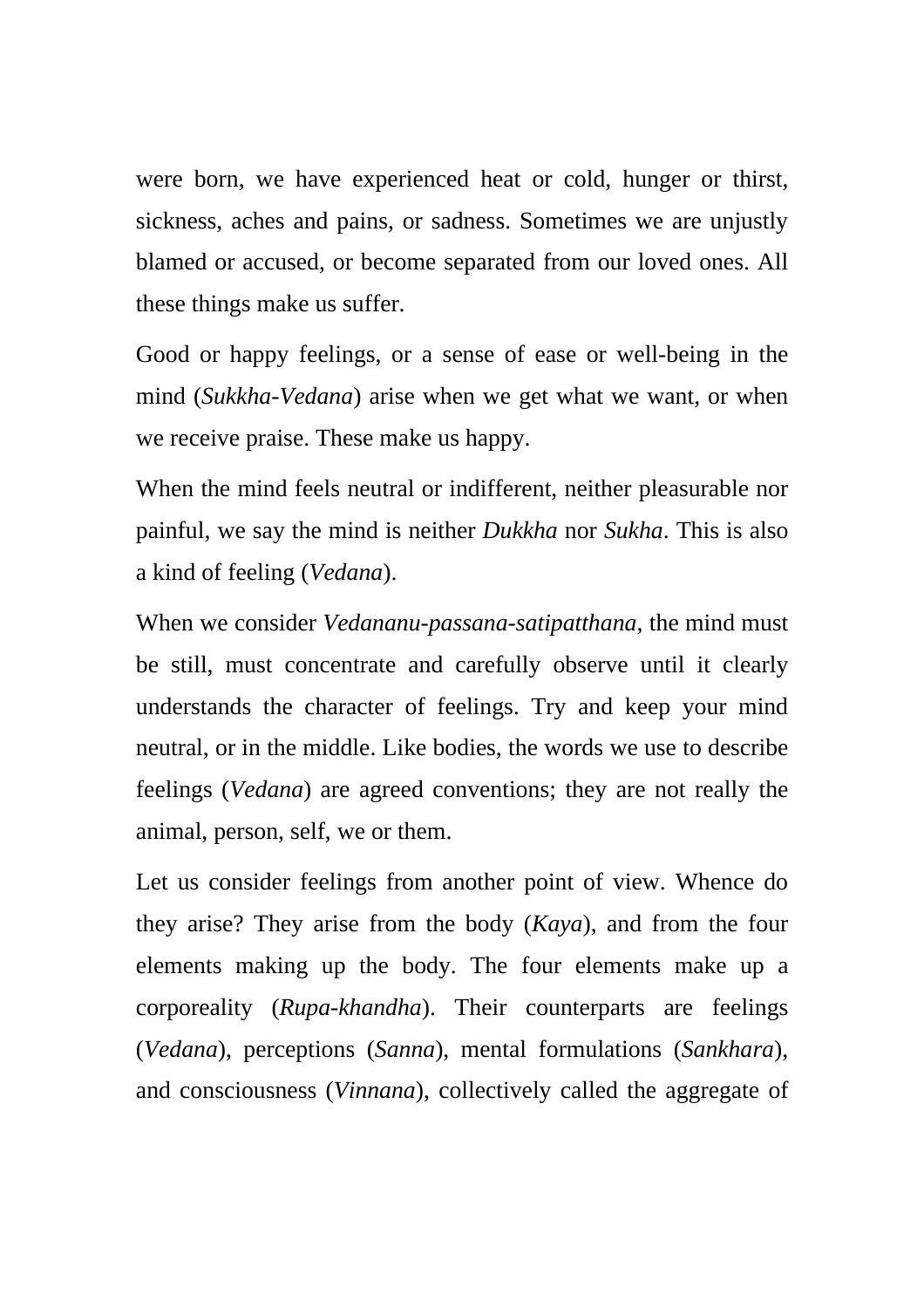were born, we have experienced heat or cold, hunger or thirst, sickness, aches and pains, or sadness. Sometimes we are unjustly blamed or accused, or become separated from our loved ones. All these things make us suffer.

Good or happy feelings, or a sense of ease or well-being in the mind (*Sukkha-Vedana*) arise when we get what we want, or when we receive praise. These make us happy.

When the mind feels neutral or indifferent, neither pleasurable nor painful, we say the mind is neither *Dukkha* nor *Sukha*. This is also a kind of feeling (*Vedana*).

When we consider *Vedananu-passana-satipatthana*, the mind must be still, must concentrate and carefully observe until it clearly understands the character of feelings. Try and keep your mind neutral, or in the middle. Like bodies, the words we use to describe feelings (*Vedana*) are agreed conventions; they are not really the animal, person, self, we or them.

Let us consider feelings from another point of view. Whence do they arise? They arise from the body (*Kaya*), and from the four elements making up the body. The four elements make up a corporeality (*Rupa-khandha*). Their counterparts are feelings (*Vedana*), perceptions (*Sanna*), mental formulations (*Sankhara*), and consciousness (*Vinnana*), collectively called the aggregate of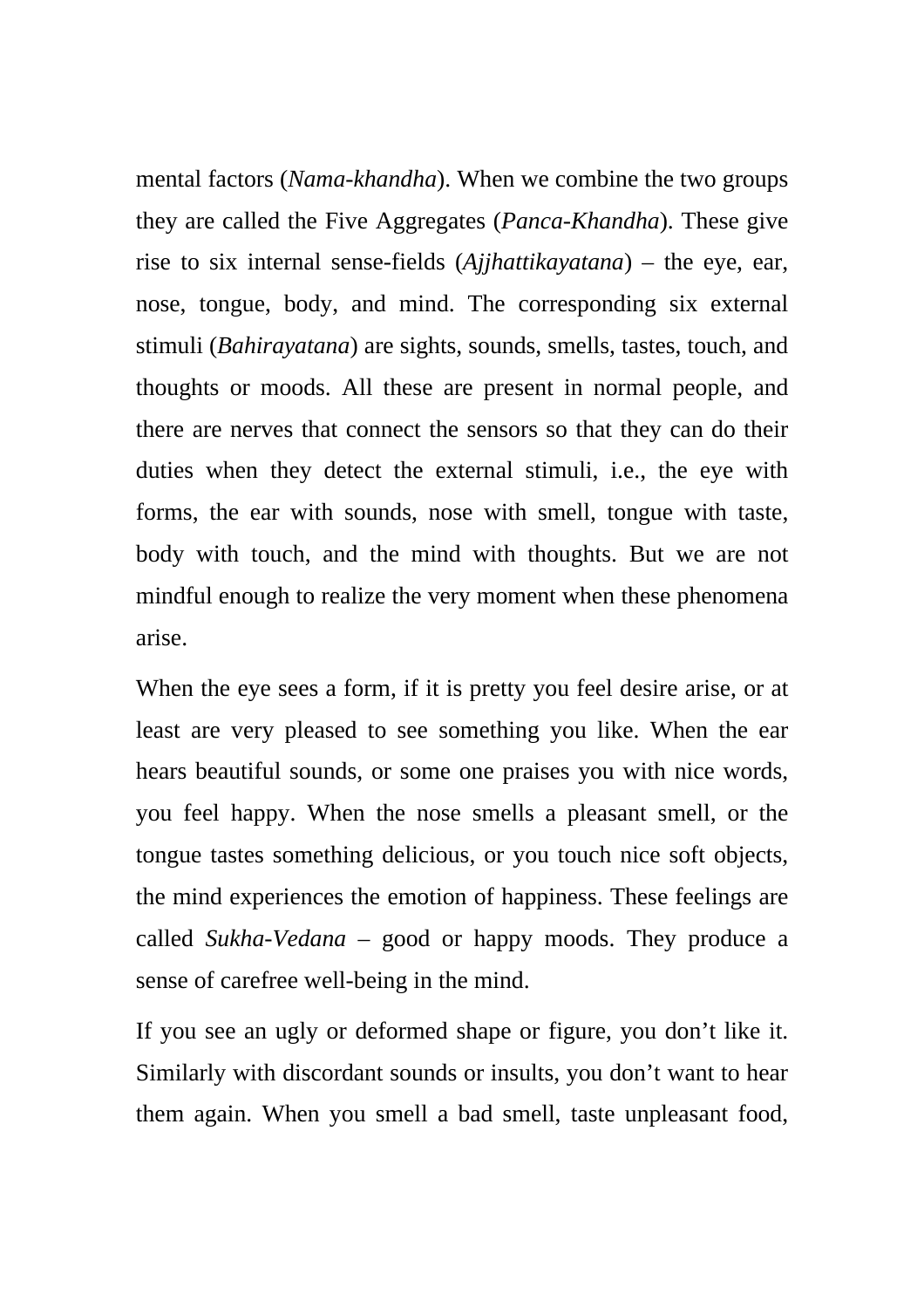mental factors (*Nama-khandha*). When we combine the two groups they are called the Five Aggregates (*Panca-Khandha*). These give rise to six internal sense-fields (*Ajjhattikayatana*) – the eye, ear, nose, tongue, body, and mind. The corresponding six external stimuli (*Bahirayatana*) are sights, sounds, smells, tastes, touch, and thoughts or moods. All these are present in normal people, and there are nerves that connect the sensors so that they can do their duties when they detect the external stimuli, i.e., the eye with forms, the ear with sounds, nose with smell, tongue with taste, body with touch, and the mind with thoughts. But we are not mindful enough to realize the very moment when these phenomena arise.

When the eye sees a form, if it is pretty you feel desire arise, or at least are very pleased to see something you like. When the ear hears beautiful sounds, or some one praises you with nice words, you feel happy. When the nose smells a pleasant smell, or the tongue tastes something delicious, or you touch nice soft objects, the mind experiences the emotion of happiness. These feelings are called *Sukha-Vedana* – good or happy moods. They produce a sense of carefree well-being in the mind.

If you see an ugly or deformed shape or figure, you don't like it. Similarly with discordant sounds or insults, you don't want to hear them again. When you smell a bad smell, taste unpleasant food,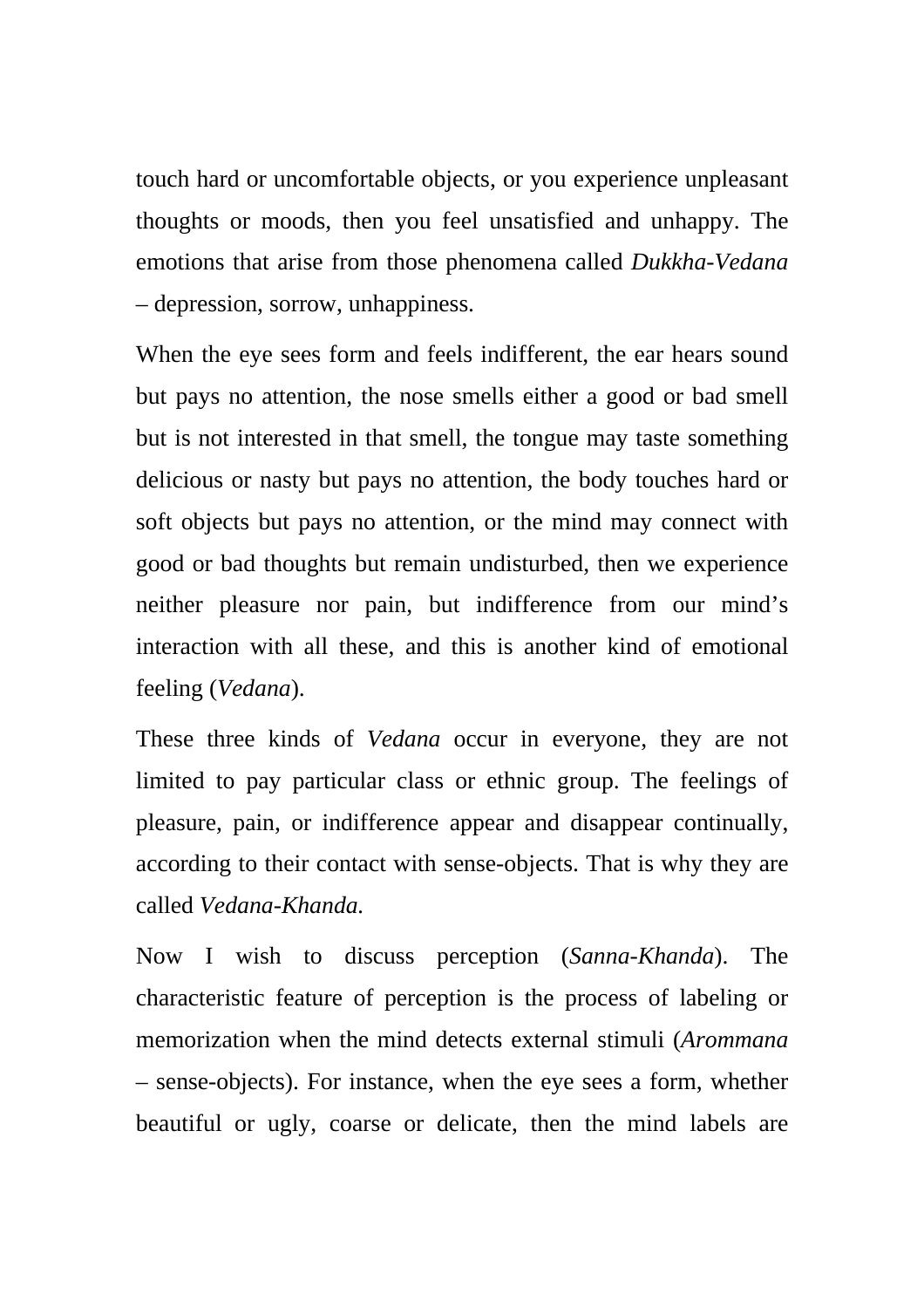touch hard or uncomfortable objects, or you experience unpleasant thoughts or moods, then you feel unsatisfied and unhappy. The emotions that arise from those phenomena called *Dukkha-Vedana* – depression, sorrow, unhappiness.

When the eye sees form and feels indifferent, the ear hears sound but pays no attention, the nose smells either a good or bad smell but is not interested in that smell, the tongue may taste something delicious or nasty but pays no attention, the body touches hard or soft objects but pays no attention, or the mind may connect with good or bad thoughts but remain undisturbed, then we experience neither pleasure nor pain, but indifference from our mind's interaction with all these, and this is another kind of emotional feeling (*Vedana*).

These three kinds of *Vedana* occur in everyone, they are not limited to pay particular class or ethnic group. The feelings of pleasure, pain, or indifference appear and disappear continually, according to their contact with sense-objects. That is why they are called *Vedana-Khanda.*

Now I wish to discuss perception (*Sanna-Khanda*). The characteristic feature of perception is the process of labeling or memorization when the mind detects external stimuli (*Arommana* – sense-objects). For instance, when the eye sees a form, whether beautiful or ugly, coarse or delicate, then the mind labels are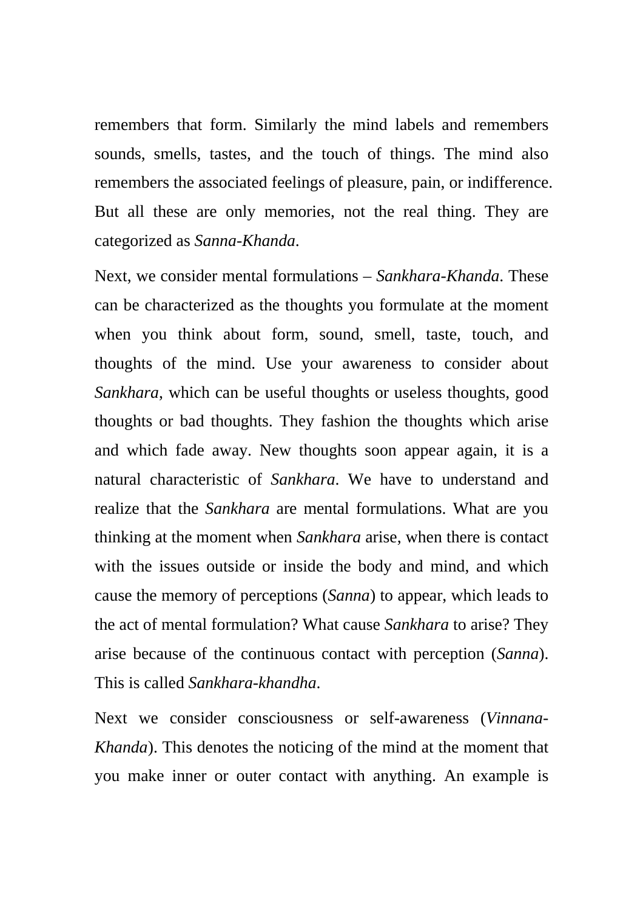remembers that form. Similarly the mind labels and remembers sounds, smells, tastes, and the touch of things. The mind also remembers the associated feelings of pleasure, pain, or indifference. But all these are only memories, not the real thing. They are categorized as *Sanna-Khanda*.

Next, we consider mental formulations – *Sankhara-Khanda*. These can be characterized as the thoughts you formulate at the moment when you think about form, sound, smell, taste, touch, and thoughts of the mind. Use your awareness to consider about *Sankhara*, which can be useful thoughts or useless thoughts, good thoughts or bad thoughts. They fashion the thoughts which arise and which fade away. New thoughts soon appear again, it is a natural characteristic of *Sankhara*. We have to understand and realize that the *Sankhara* are mental formulations. What are you thinking at the moment when *Sankhara* arise, when there is contact with the issues outside or inside the body and mind, and which cause the memory of perceptions (*Sanna*) to appear, which leads to the act of mental formulation? What cause *Sankhara* to arise? They arise because of the continuous contact with perception (*Sanna*). This is called *Sankhara-khandha*.

Next we consider consciousness or self-awareness (*Vinnana-Khanda*). This denotes the noticing of the mind at the moment that you make inner or outer contact with anything. An example is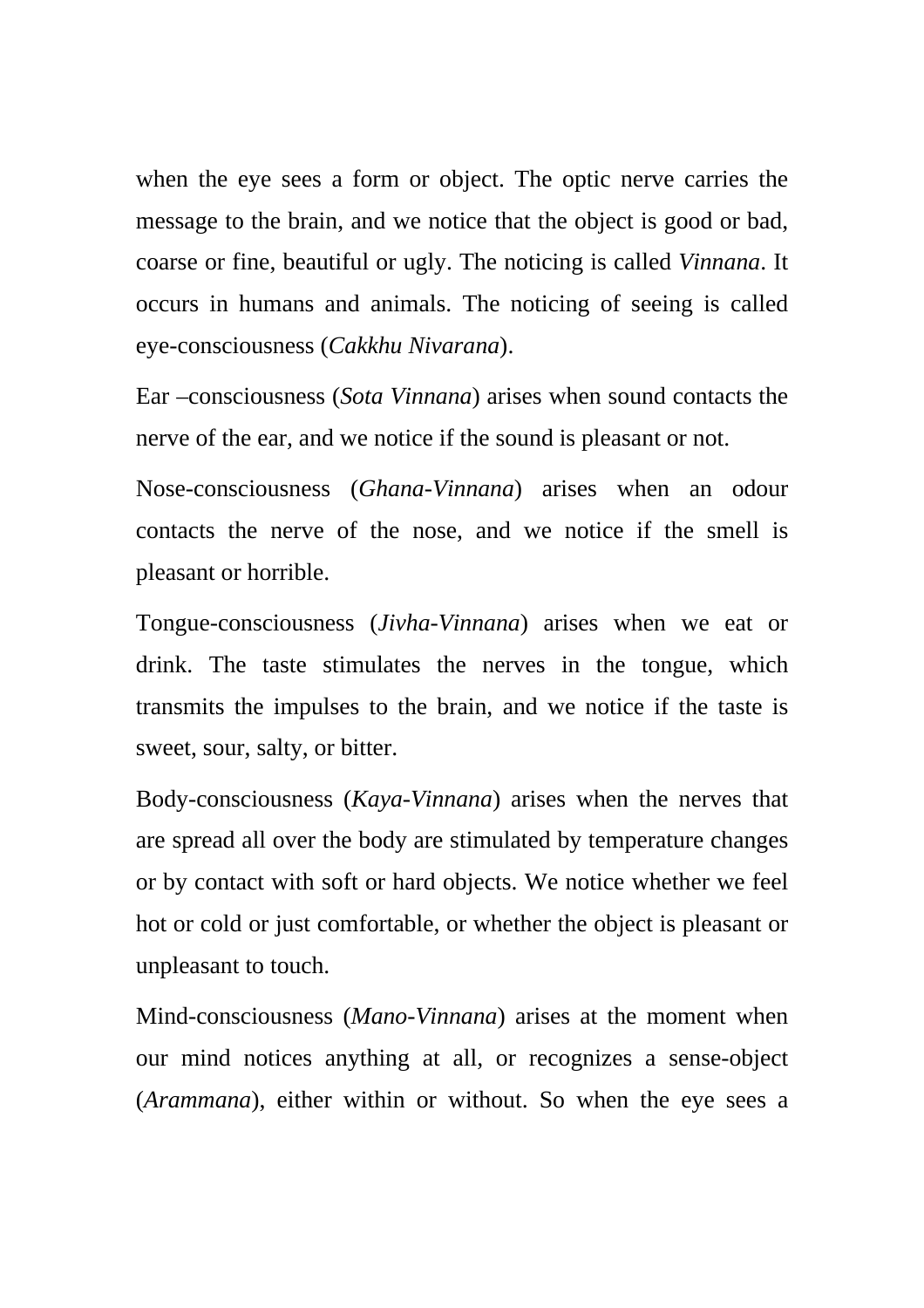when the eye sees a form or object. The optic nerve carries the message to the brain, and we notice that the object is good or bad, coarse or fine, beautiful or ugly. The noticing is called *Vinnana*. It occurs in humans and animals. The noticing of seeing is called eye-consciousness (*Cakkhu Nivarana*).

Ear –consciousness (*Sota Vinnana*) arises when sound contacts the nerve of the ear, and we notice if the sound is pleasant or not.

Nose-consciousness (*Ghana-Vinnana*) arises when an odour contacts the nerve of the nose, and we notice if the smell is pleasant or horrible.

Tongue-consciousness (*Jivha-Vinnana*) arises when we eat or drink. The taste stimulates the nerves in the tongue, which transmits the impulses to the brain, and we notice if the taste is sweet, sour, salty, or bitter.

Body-consciousness (*Kaya-Vinnana*) arises when the nerves that are spread all over the body are stimulated by temperature changes or by contact with soft or hard objects. We notice whether we feel hot or cold or just comfortable, or whether the object is pleasant or unpleasant to touch.

Mind-consciousness (*Mano-Vinnana*) arises at the moment when our mind notices anything at all, or recognizes a sense-object (*Arammana*), either within or without. So when the eye sees a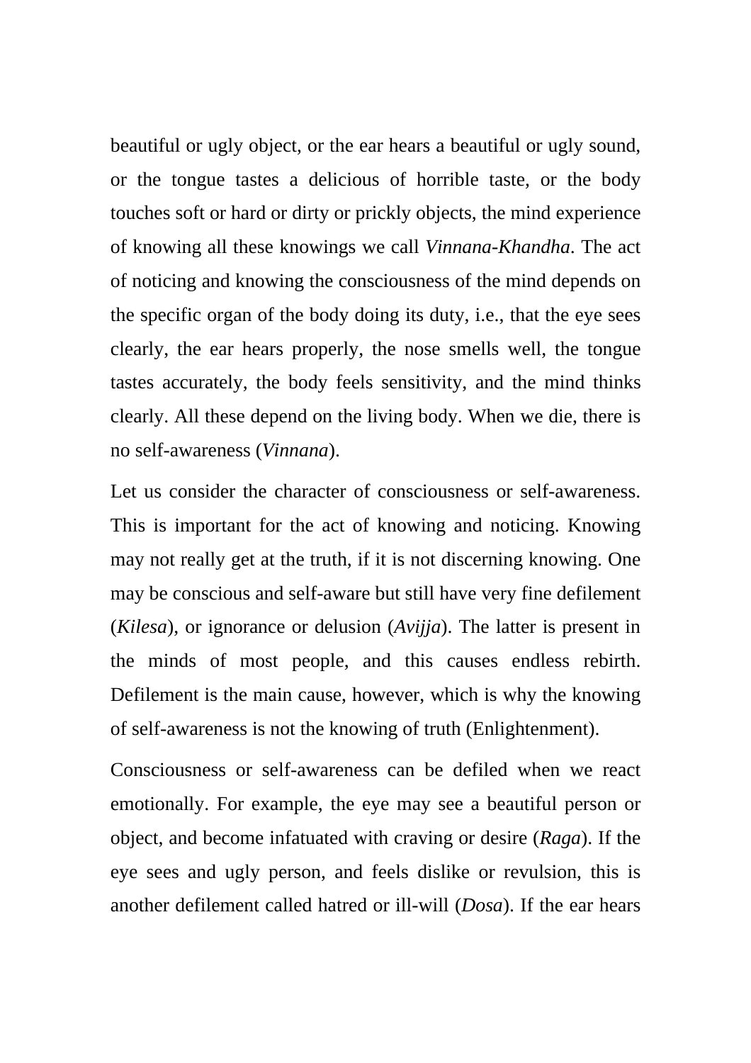beautiful or ugly object, or the ear hears a beautiful or ugly sound, or the tongue tastes a delicious of horrible taste, or the body touches soft or hard or dirty or prickly objects, the mind experience of knowing all these knowings we call *Vinnana-Khandha*. The act of noticing and knowing the consciousness of the mind depends on the specific organ of the body doing its duty, i.e., that the eye sees clearly, the ear hears properly, the nose smells well, the tongue tastes accurately, the body feels sensitivity, and the mind thinks clearly. All these depend on the living body. When we die, there is no self-awareness (*Vinnana*).

Let us consider the character of consciousness or self-awareness. This is important for the act of knowing and noticing. Knowing may not really get at the truth, if it is not discerning knowing. One may be conscious and self-aware but still have very fine defilement (*Kilesa*), or ignorance or delusion (*Avijja*). The latter is present in the minds of most people, and this causes endless rebirth. Defilement is the main cause, however, which is why the knowing of self-awareness is not the knowing of truth (Enlightenment).

Consciousness or self-awareness can be defiled when we react emotionally. For example, the eye may see a beautiful person or object, and become infatuated with craving or desire (*Raga*). If the eye sees and ugly person, and feels dislike or revulsion, this is another defilement called hatred or ill-will (*Dosa*). If the ear hears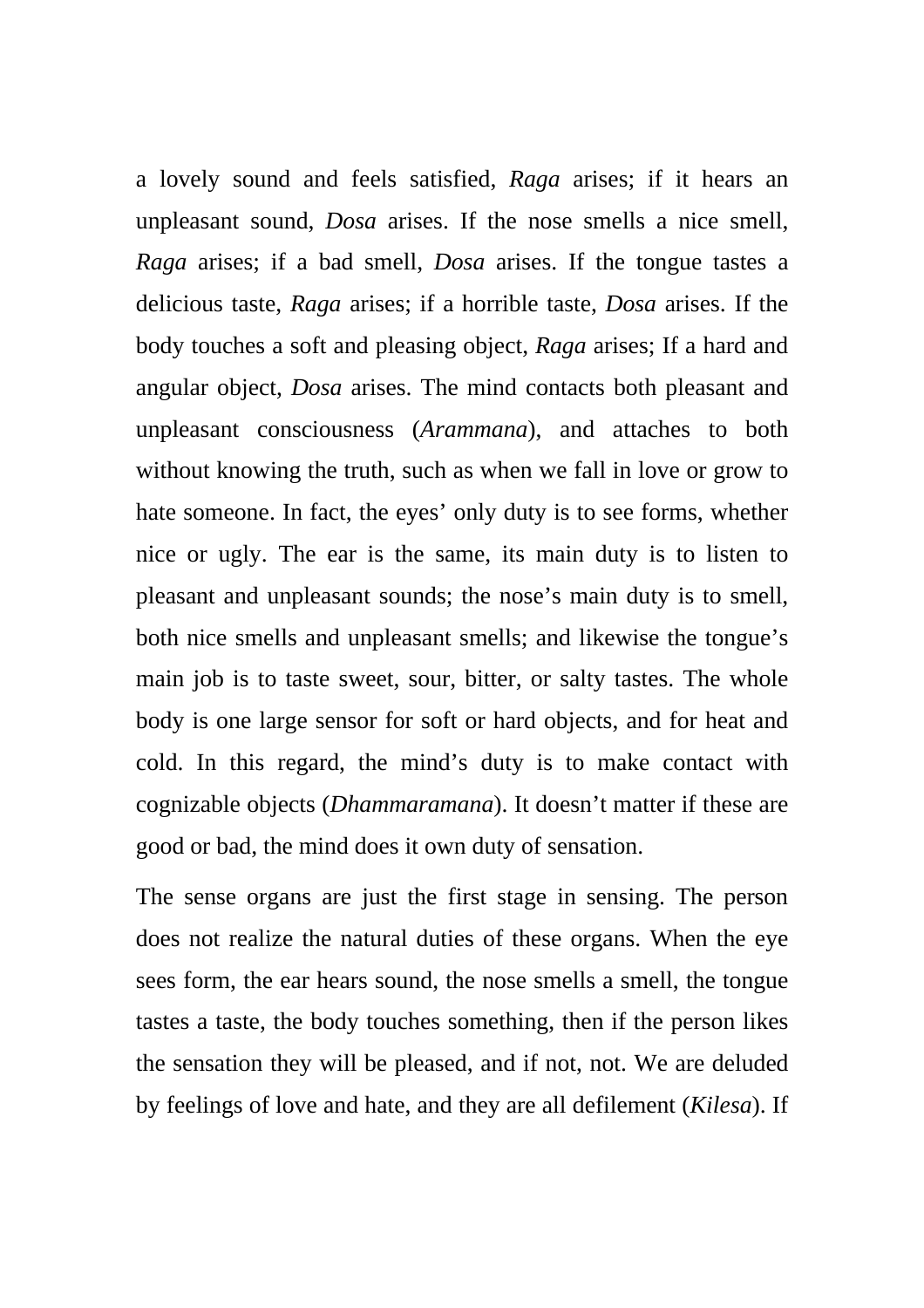a lovely sound and feels satisfied, *Raga* arises; if it hears an unpleasant sound, *Dosa* arises. If the nose smells a nice smell, *Raga* arises; if a bad smell, *Dosa* arises. If the tongue tastes a delicious taste, *Raga* arises; if a horrible taste, *Dosa* arises. If the body touches a soft and pleasing object, *Raga* arises; If a hard and angular object, *Dosa* arises. The mind contacts both pleasant and unpleasant consciousness (*Arammana*), and attaches to both without knowing the truth, such as when we fall in love or grow to hate someone. In fact, the eyes' only duty is to see forms, whether nice or ugly. The ear is the same, its main duty is to listen to pleasant and unpleasant sounds; the nose's main duty is to smell, both nice smells and unpleasant smells; and likewise the tongue's main job is to taste sweet, sour, bitter, or salty tastes. The whole body is one large sensor for soft or hard objects, and for heat and cold. In this regard, the mind's duty is to make contact with cognizable objects (*Dhammaramana*). It doesn't matter if these are good or bad, the mind does it own duty of sensation.

The sense organs are just the first stage in sensing. The person does not realize the natural duties of these organs. When the eye sees form, the ear hears sound, the nose smells a smell, the tongue tastes a taste, the body touches something, then if the person likes the sensation they will be pleased, and if not, not. We are deluded by feelings of love and hate, and they are all defilement (*Kilesa*). If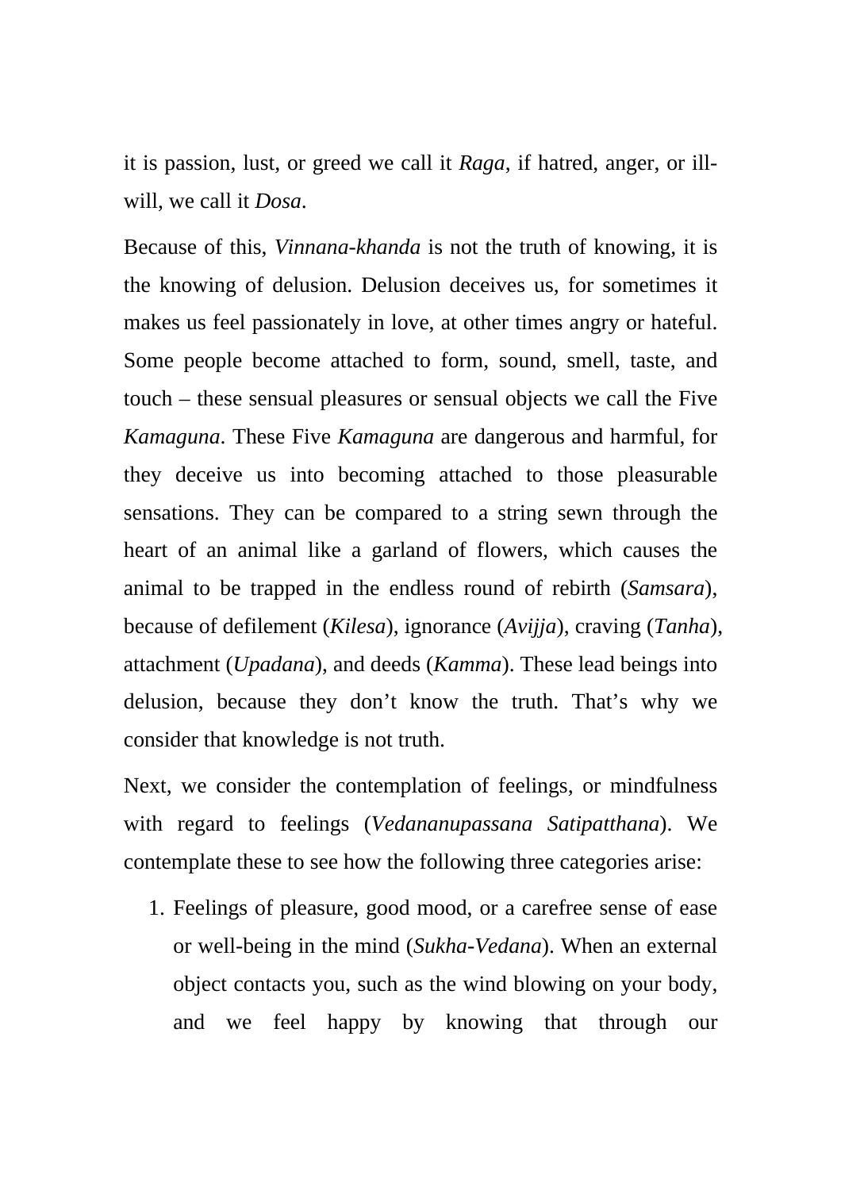it is passion, lust, or greed we call it *Raga*, if hatred, anger, or ill-will, we call it *Dosa*.

Because of this, *Vinnana-khanda* is not the truth of knowing, it is the knowing of delusion. Delusion deceives us, for sometimes it makes us feel passionately in love, at other times angry or hateful. Some people become attached to form, sound, smell, taste, and touch – these sensual pleasures or sensual objects we call the Five *Kamaguna*. These Five *Kamaguna* are dangerous and harmful, for they deceive us into becoming attached to those pleasurable sensations. They can be compared to a string sewn through the heart of an animal like a garland of flowers, which causes the animal to be trapped in the endless round of rebirth (*Samsara*), because of defilement (*Kilesa*), ignorance (*Avijja*), craving (*Tanha*), attachment (*Upadana*), and deeds (*Kamma*). These lead beings into delusion, because they don't know the truth. That's why we consider that knowledge is not truth.

Next, we consider the contemplation of feelings, or mindfulness with regard to feelings (*Vedananupassana Satipatthana*). We contemplate these to see how the following three categories arise:

1. Feelings of pleasure, good mood, or a carefree sense of ease or well-being in the mind (*Sukha-Vedana*). When an external object contacts you, such as the wind blowing on your body, and we feel happy by knowing that through our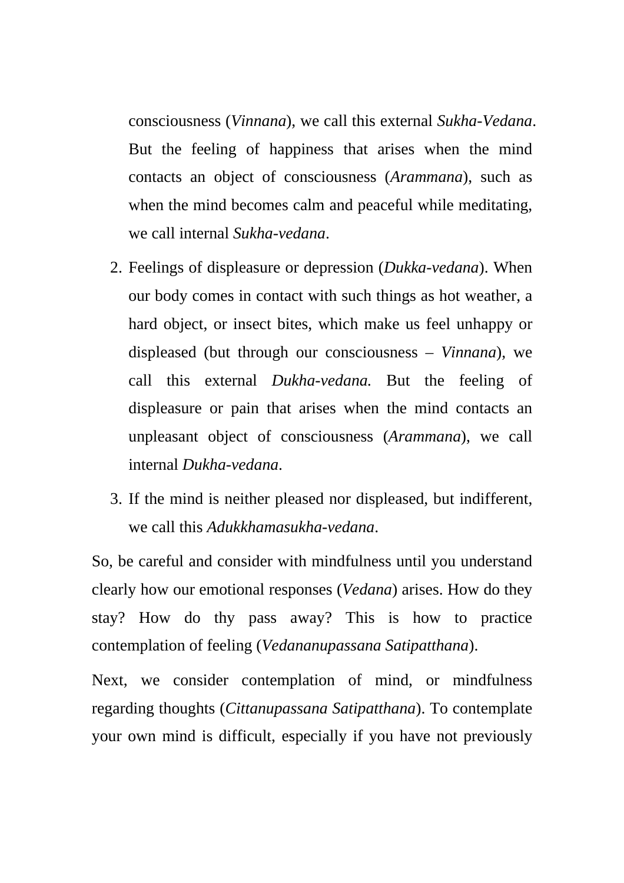consciousness (*Vinnana*), we call this external *Sukha-Vedana*. But the feeling of happiness that arises when the mind contacts an object of consciousness (*Arammana*), such as when the mind becomes calm and peaceful while meditating, we call internal *Sukha-vedana*.

2. Feelings of displeasure or depression (*Dukka-vedana*). When our body comes in contact with such things as hot weather, a hard object, or insect bites, which make us feel unhappy or displeased (but through our consciousness – *Vinnana*), we call this external *Dukha-vedana.* But the feeling of displeasure or pain that arises when the mind contacts an unpleasant object of consciousness (*Arammana*), we call internal *Dukha-vedana*.
3. If the mind is neither pleased nor displeased, but indifferent, we call this *Adukkhamasukha-vedana*.

So, be careful and consider with mindfulness until you understand clearly how our emotional responses (*Vedana*) arises. How do they stay? How do thy pass away? This is how to practice contemplation of feeling (*Vedananupassana Satipatthana*).

Next, we consider contemplation of mind, or mindfulness regarding thoughts (*Cittanupassana Satipatthana*). To contemplate your own mind is difficult, especially if you have not previously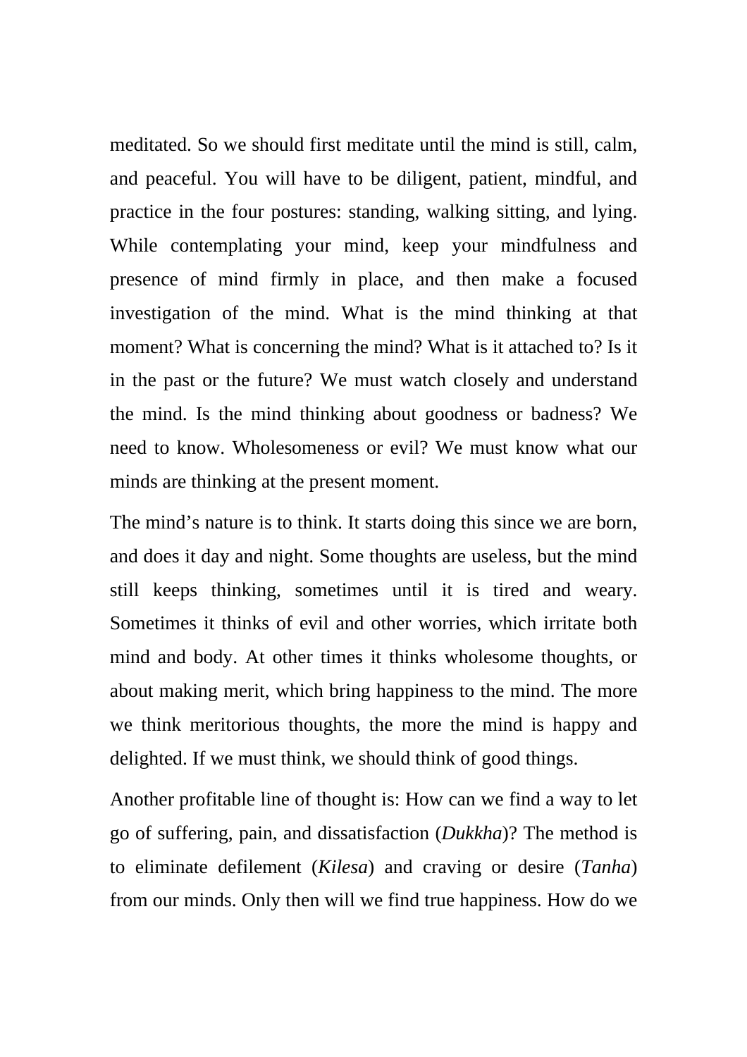meditated. So we should first meditate until the mind is still, calm, and peaceful. You will have to be diligent, patient, mindful, and practice in the four postures: standing, walking sitting, and lying. While contemplating your mind, keep your mindfulness and presence of mind firmly in place, and then make a focused investigation of the mind. What is the mind thinking at that moment? What is concerning the mind? What is it attached to? Is it in the past or the future? We must watch closely and understand the mind. Is the mind thinking about goodness or badness? We need to know. Wholesomeness or evil? We must know what our minds are thinking at the present moment.

The mind's nature is to think. It starts doing this since we are born, and does it day and night. Some thoughts are useless, but the mind still keeps thinking, sometimes until it is tired and weary. Sometimes it thinks of evil and other worries, which irritate both mind and body. At other times it thinks wholesome thoughts, or about making merit, which bring happiness to the mind. The more we think meritorious thoughts, the more the mind is happy and delighted. If we must think, we should think of good things.

Another profitable line of thought is: How can we find a way to let go of suffering, pain, and dissatisfaction (*Dukkha*)? The method is to eliminate defilement (*Kilesa*) and craving or desire (*Tanha*) from our minds. Only then will we find true happiness. How do we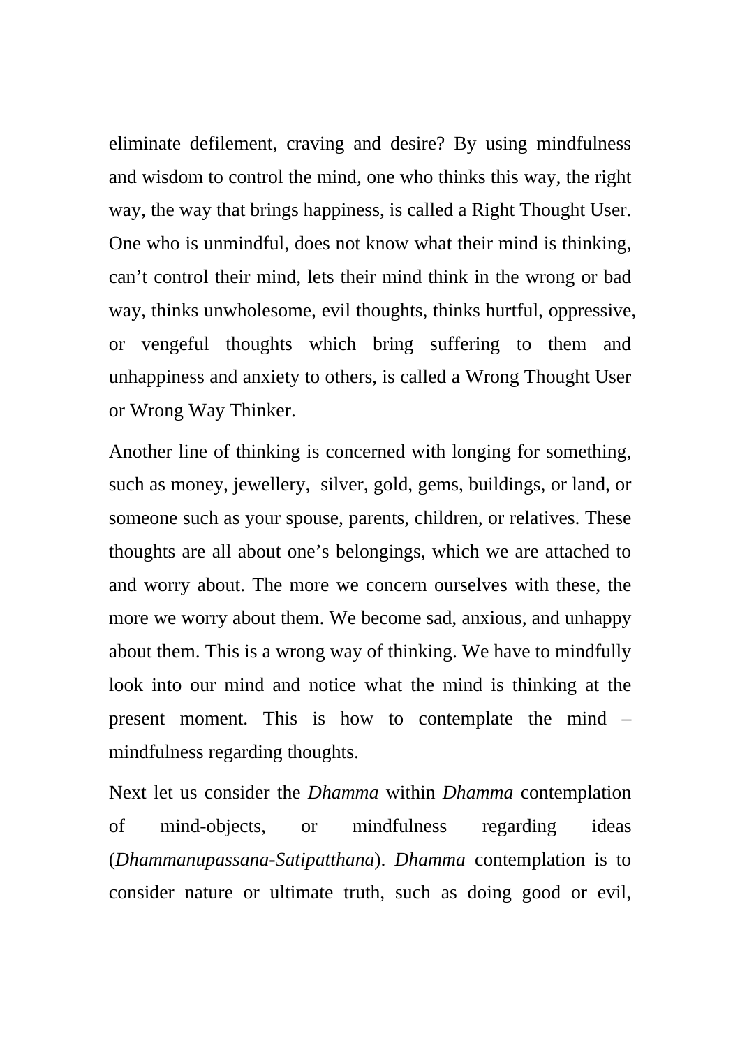eliminate defilement, craving and desire? By using mindfulness and wisdom to control the mind, one who thinks this way, the right way, the way that brings happiness, is called a Right Thought User. One who is unmindful, does not know what their mind is thinking, can't control their mind, lets their mind think in the wrong or bad way, thinks unwholesome, evil thoughts, thinks hurtful, oppressive, or vengeful thoughts which bring suffering to them and unhappiness and anxiety to others, is called a Wrong Thought User or Wrong Way Thinker.

Another line of thinking is concerned with longing for something, such as money, jewellery, silver, gold, gems, buildings, or land, or someone such as your spouse, parents, children, or relatives. These thoughts are all about one's belongings, which we are attached to and worry about. The more we concern ourselves with these, the more we worry about them. We become sad, anxious, and unhappy about them. This is a wrong way of thinking. We have to mindfully look into our mind and notice what the mind is thinking at the present moment. This is how to contemplate the mind – mindfulness regarding thoughts.

Next let us consider the *Dhamma* within *Dhamma* contemplation of mind-objects, or mindfulness regarding ideas (*Dhammanupassana-Satipatthana*). *Dhamma* contemplation is to consider nature or ultimate truth, such as doing good or evil,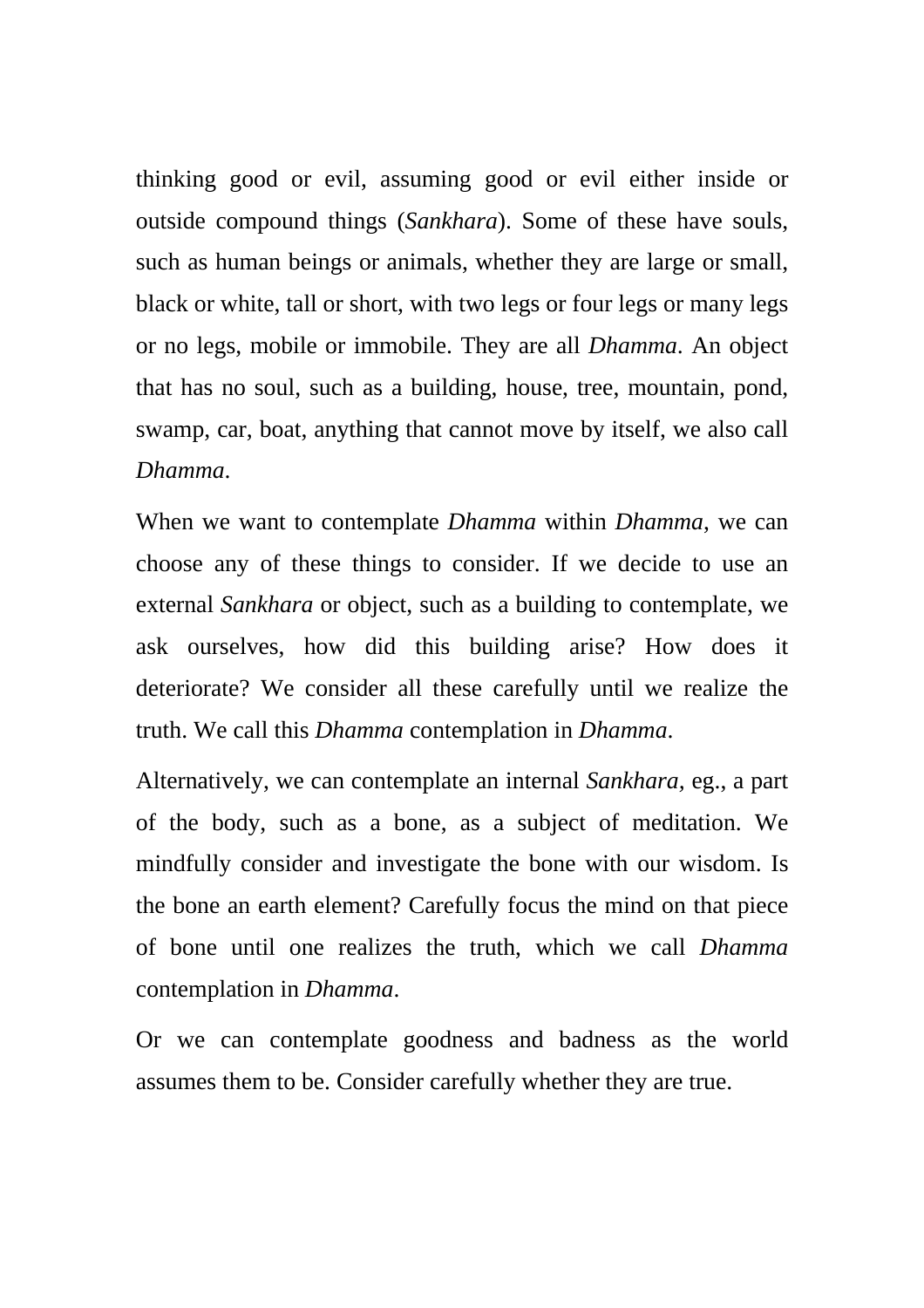thinking good or evil, assuming good or evil either inside or outside compound things (*Sankhara*). Some of these have souls, such as human beings or animals, whether they are large or small, black or white, tall or short, with two legs or four legs or many legs or no legs, mobile or immobile. They are all *Dhamma*. An object that has no soul, such as a building, house, tree, mountain, pond, swamp, car, boat, anything that cannot move by itself, we also call *Dhamma*.

When we want to contemplate *Dhamma* within *Dhamma*, we can choose any of these things to consider. If we decide to use an external *Sankhara* or object, such as a building to contemplate, we ask ourselves, how did this building arise? How does it deteriorate? We consider all these carefully until we realize the truth. We call this *Dhamma* contemplation in *Dhamma*.

Alternatively, we can contemplate an internal *Sankhara*, eg., a part of the body, such as a bone, as a subject of meditation. We mindfully consider and investigate the bone with our wisdom. Is the bone an earth element? Carefully focus the mind on that piece of bone until one realizes the truth, which we call *Dhamma* contemplation in *Dhamma*.

Or we can contemplate goodness and badness as the world assumes them to be. Consider carefully whether they are true.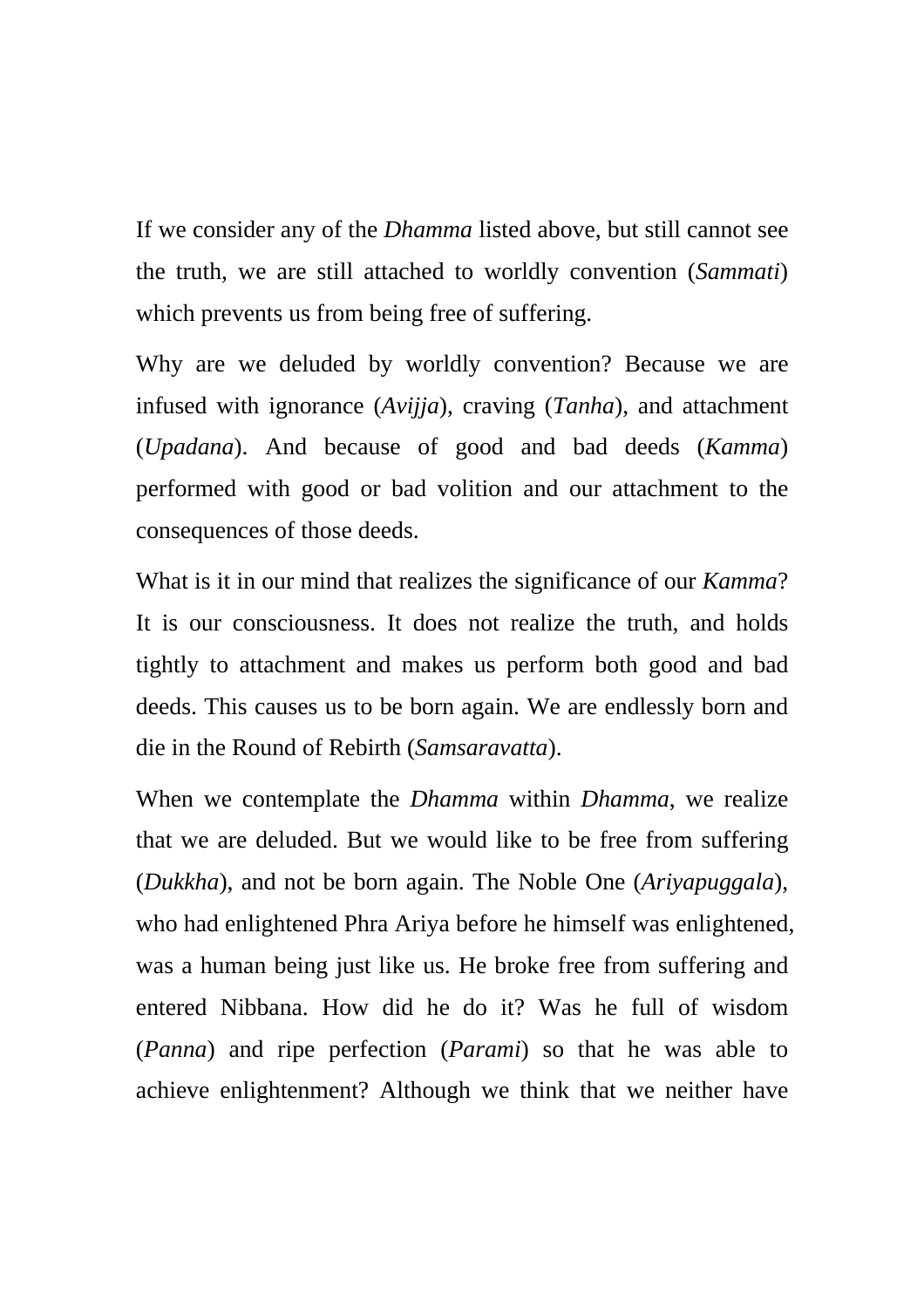If we consider any of the *Dhamma* listed above, but still cannot see the truth, we are still attached to worldly convention (*Sammati*) which prevents us from being free of suffering.

Why are we deluded by worldly convention? Because we are infused with ignorance (*Avijja*), craving (*Tanha*), and attachment (*Upadana*). And because of good and bad deeds (*Kamma*) performed with good or bad volition and our attachment to the consequences of those deeds.

What is it in our mind that realizes the significance of our *Kamma*? It is our consciousness. It does not realize the truth, and holds tightly to attachment and makes us perform both good and bad deeds. This causes us to be born again. We are endlessly born and die in the Round of Rebirth (*Samsaravatta*).

When we contemplate the *Dhamma* within *Dhamma*, we realize that we are deluded. But we would like to be free from suffering (*Dukkha*), and not be born again. The Noble One (*Ariyapuggala*), who had enlightened Phra Ariya before he himself was enlightened, was a human being just like us. He broke free from suffering and entered Nibbana. How did he do it? Was he full of wisdom (*Panna*) and ripe perfection (*Parami*) so that he was able to achieve enlightenment? Although we think that we neither have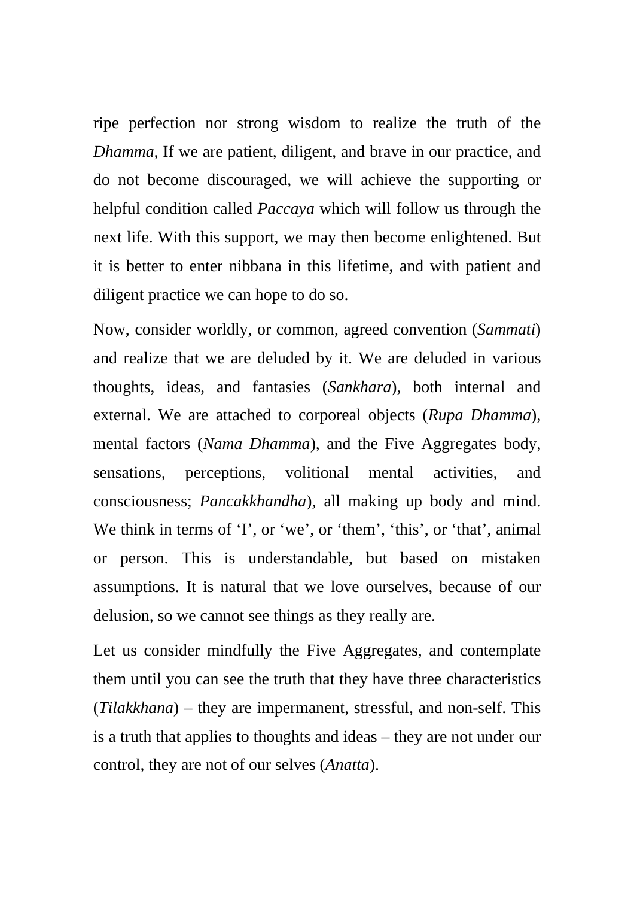ripe perfection nor strong wisdom to realize the truth of the *Dhamma*, If we are patient, diligent, and brave in our practice, and do not become discouraged, we will achieve the supporting or helpful condition called *Paccaya* which will follow us through the next life. With this support, we may then become enlightened. But it is better to enter nibbana in this lifetime, and with patient and diligent practice we can hope to do so.

Now, consider worldly, or common, agreed convention (*Sammati*) and realize that we are deluded by it. We are deluded in various thoughts, ideas, and fantasies (*Sankhara*), both internal and external. We are attached to corporeal objects (*Rupa Dhamma*), mental factors (*Nama Dhamma*), and the Five Aggregates body, sensations, perceptions, volitional mental activities, and consciousness; *Pancakkhandha*), all making up body and mind. We think in terms of 'I', or 'we', or 'them', 'this', or 'that', animal or person. This is understandable, but based on mistaken assumptions. It is natural that we love ourselves, because of our delusion, so we cannot see things as they really are.

Let us consider mindfully the Five Aggregates, and contemplate them until you can see the truth that they have three characteristics (*Tilakkhana*) – they are impermanent, stressful, and non-self. This is a truth that applies to thoughts and ideas – they are not under our control, they are not of our selves (*Anatta*).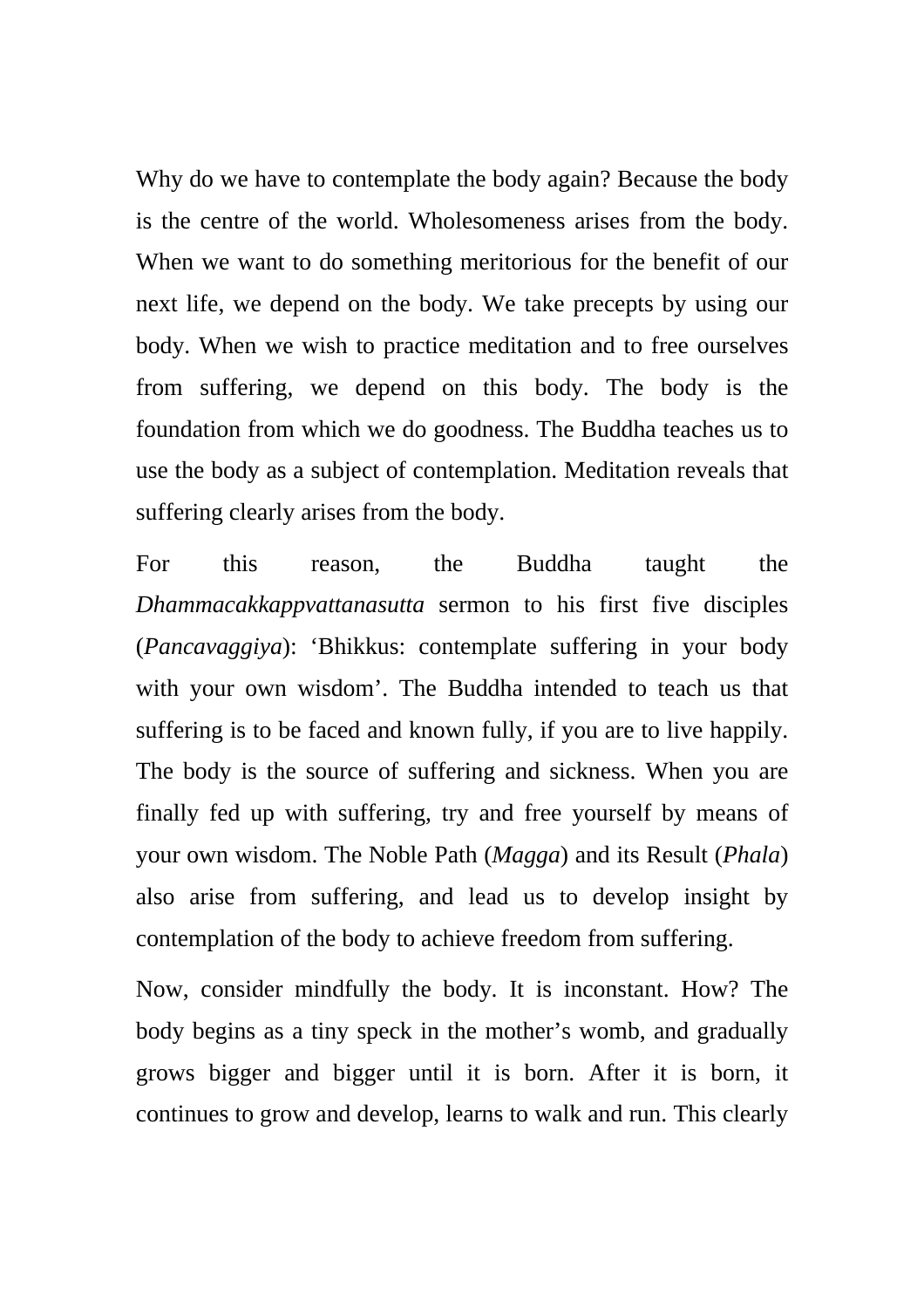Why do we have to contemplate the body again? Because the body is the centre of the world. Wholesomeness arises from the body. When we want to do something meritorious for the benefit of our next life, we depend on the body. We take precepts by using our body. When we wish to practice meditation and to free ourselves from suffering, we depend on this body. The body is the foundation from which we do goodness. The Buddha teaches us to use the body as a subject of contemplation. Meditation reveals that suffering clearly arises from the body.

For this reason, the Buddha taught the *Dhammacakkappvattanasutta* sermon to his first five disciples (*Pancavaggiya*): 'Bhikkus: contemplate suffering in your body with your own wisdom'. The Buddha intended to teach us that suffering is to be faced and known fully, if you are to live happily. The body is the source of suffering and sickness. When you are finally fed up with suffering, try and free yourself by means of your own wisdom. The Noble Path (*Magga*) and its Result (*Phala*) also arise from suffering, and lead us to develop insight by contemplation of the body to achieve freedom from suffering.

Now, consider mindfully the body. It is inconstant. How? The body begins as a tiny speck in the mother's womb, and gradually grows bigger and bigger until it is born. After it is born, it continues to grow and develop, learns to walk and run. This clearly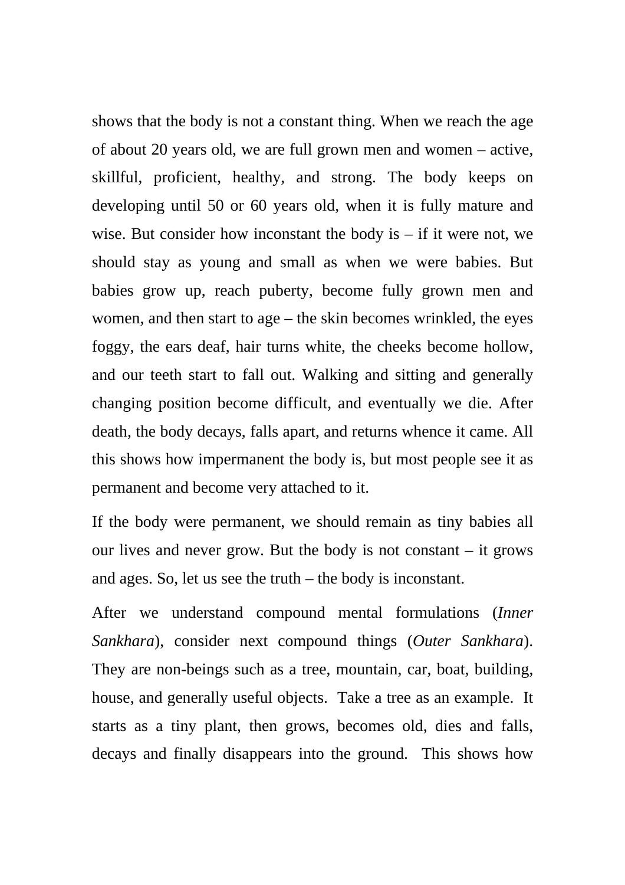shows that the body is not a constant thing. When we reach the age of about 20 years old, we are full grown men and women – active, skillful, proficient, healthy, and strong. The body keeps on developing until 50 or 60 years old, when it is fully mature and wise. But consider how inconstant the body is – if it were not, we should stay as young and small as when we were babies. But babies grow up, reach puberty, become fully grown men and women, and then start to age – the skin becomes wrinkled, the eyes foggy, the ears deaf, hair turns white, the cheeks become hollow, and our teeth start to fall out. Walking and sitting and generally changing position become difficult, and eventually we die. After death, the body decays, falls apart, and returns whence it came. All this shows how impermanent the body is, but most people see it as permanent and become very attached to it.

If the body were permanent, we should remain as tiny babies all our lives and never grow. But the body is not constant – it grows and ages. So, let us see the truth – the body is inconstant.

After we understand compound mental formulations (*Inner Sankhara*), consider next compound things (*Outer Sankhara*). They are non-beings such as a tree, mountain, car, boat, building, house, and generally useful objects. Take a tree as an example. It starts as a tiny plant, then grows, becomes old, dies and falls, decays and finally disappears into the ground. This shows how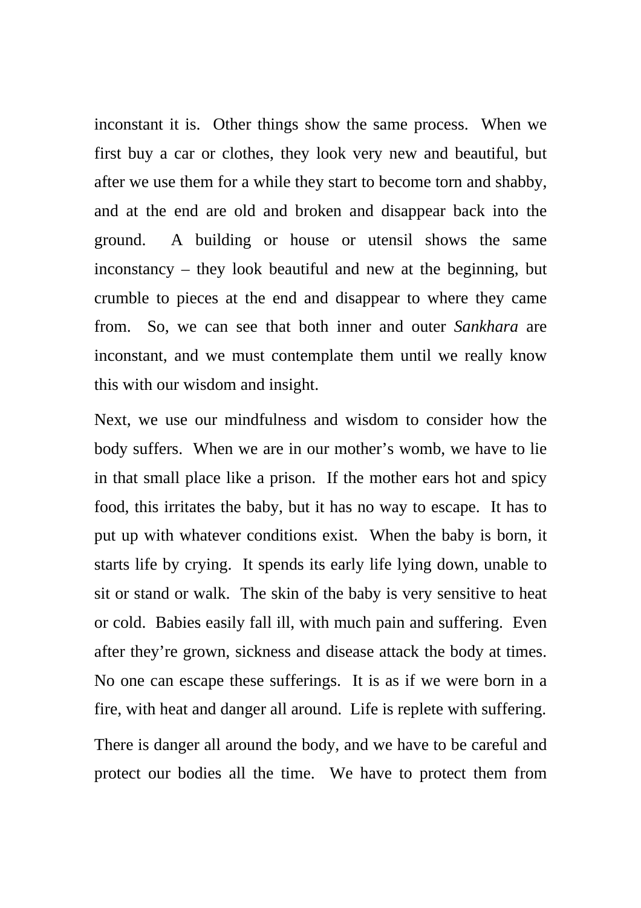inconstant it is.  Other things show the same process.  When we first buy a car or clothes, they look very new and beautiful, but after we use them for a while they start to become torn and shabby, and at the end are old and broken and disappear back into the ground.  A building or house or utensil shows the same inconstancy – they look beautiful and new at the beginning, but crumble to pieces at the end and disappear to where they came from.  So, we can see that both inner and outer *Sankhara* are inconstant, and we must contemplate them until we really know this with our wisdom and insight.

Next, we use our mindfulness and wisdom to consider how the body suffers.  When we are in our mother's womb, we have to lie in that small place like a prison.  If the mother ears hot and spicy food, this irritates the baby, but it has no way to escape.  It has to put up with whatever conditions exist.  When the baby is born, it starts life by crying.  It spends its early life lying down, unable to sit or stand or walk.  The skin of the baby is very sensitive to heat or cold.  Babies easily fall ill, with much pain and suffering.  Even after they're grown, sickness and disease attack the body at times.  No one can escape these sufferings.  It is as if we were born in a fire, with heat and danger all around.  Life is replete with suffering.

There is danger all around the body, and we have to be careful and protect our bodies all the time.  We have to protect them from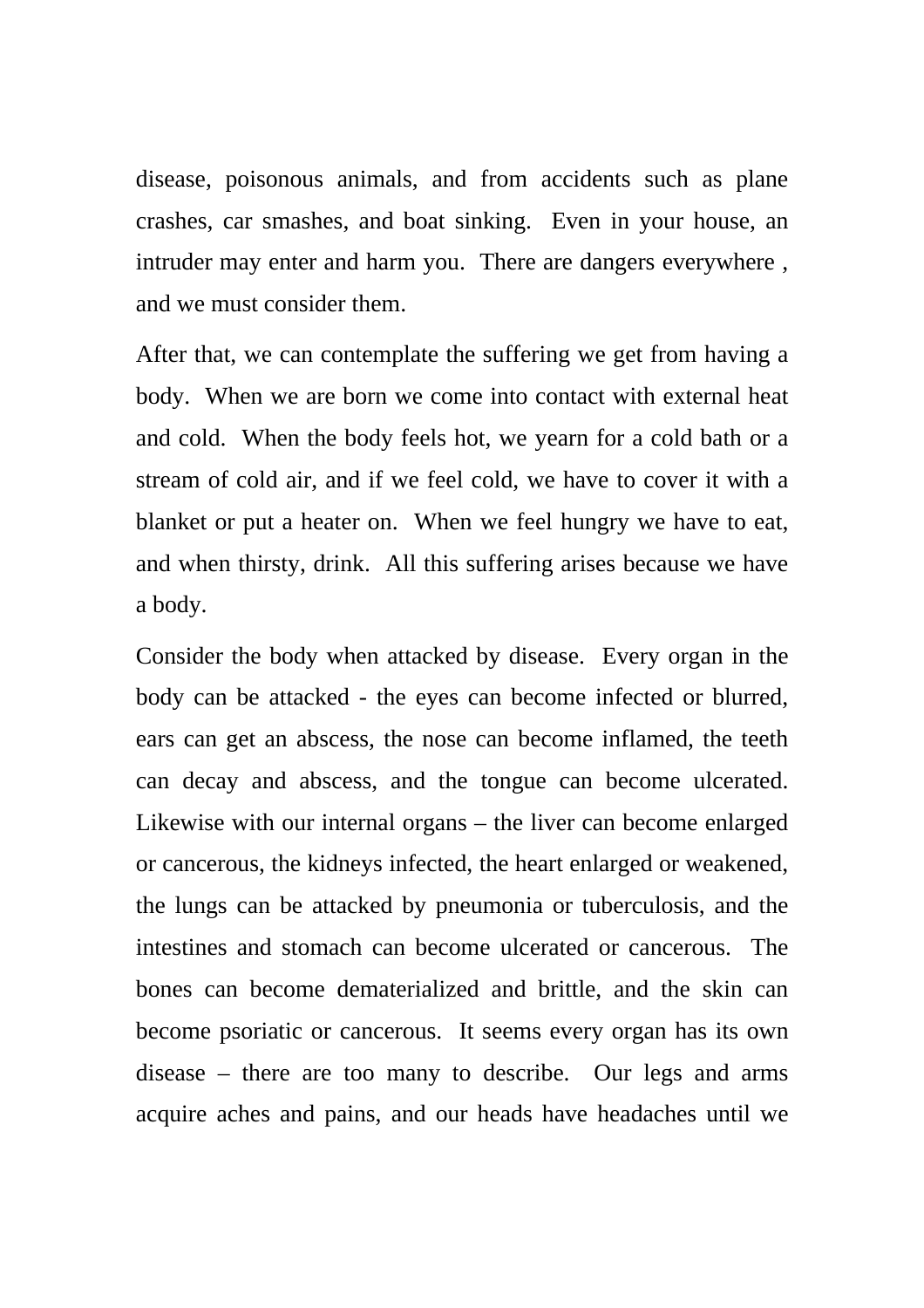disease, poisonous animals, and from accidents such as plane crashes, car smashes, and boat sinking. Even in your house, an intruder may enter and harm you. There are dangers everywhere , and we must consider them.

After that, we can contemplate the suffering we get from having a body. When we are born we come into contact with external heat and cold. When the body feels hot, we yearn for a cold bath or a stream of cold air, and if we feel cold, we have to cover it with a blanket or put a heater on. When we feel hungry we have to eat, and when thirsty, drink. All this suffering arises because we have a body.

Consider the body when attacked by disease. Every organ in the body can be attacked - the eyes can become infected or blurred, ears can get an abscess, the nose can become inflamed, the teeth can decay and abscess, and the tongue can become ulcerated. Likewise with our internal organs – the liver can become enlarged or cancerous, the kidneys infected, the heart enlarged or weakened, the lungs can be attacked by pneumonia or tuberculosis, and the intestines and stomach can become ulcerated or cancerous. The bones can become dematerialized and brittle, and the skin can become psoriatic or cancerous. It seems every organ has its own disease – there are too many to describe. Our legs and arms acquire aches and pains, and our heads have headaches until we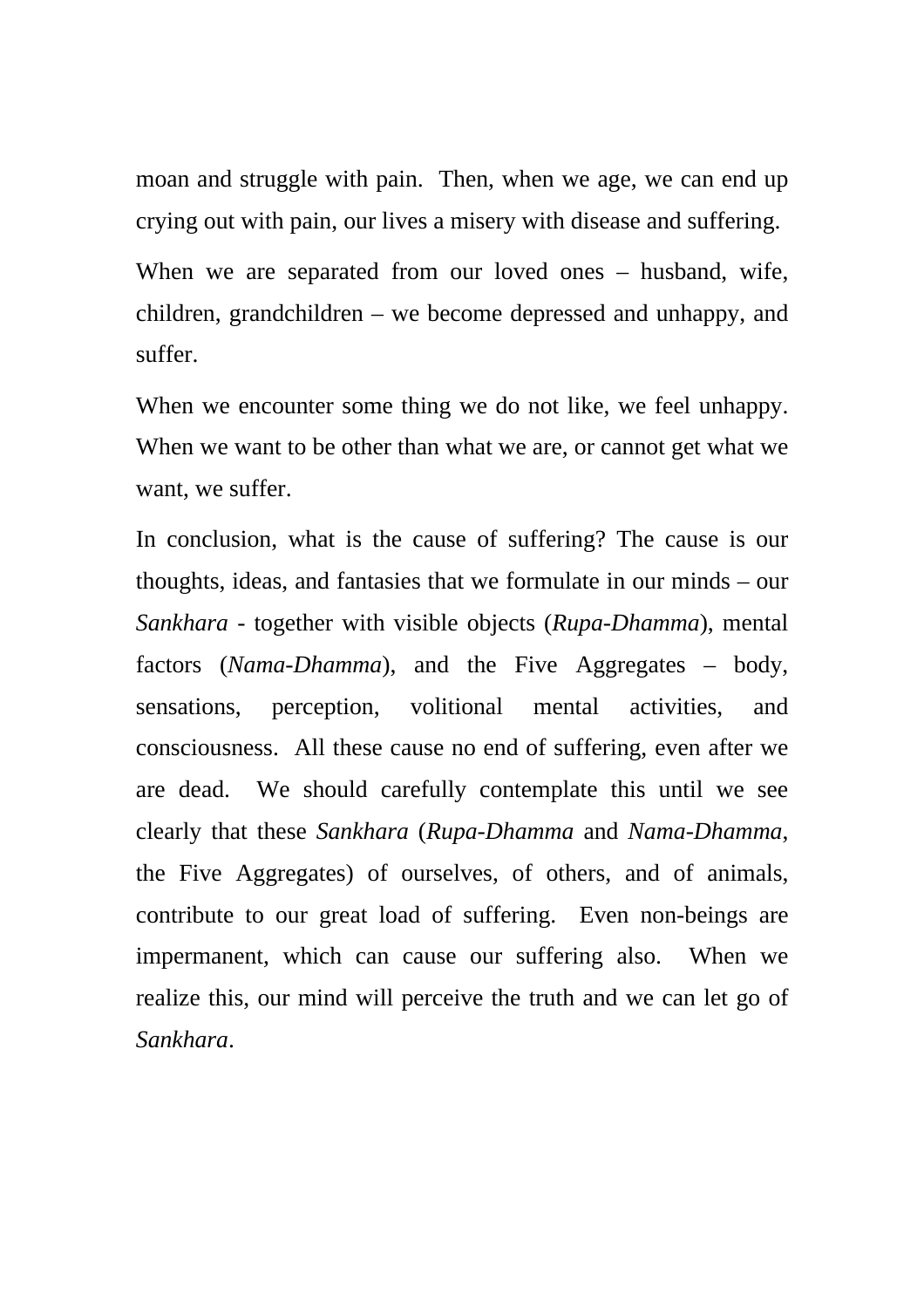moan and struggle with pain.  Then, when we age, we can end up crying out with pain, our lives a misery with disease and suffering.

When we are separated from our loved ones – husband, wife, children, grandchildren – we become depressed and unhappy, and suffer.

When we encounter some thing we do not like, we feel unhappy. When we want to be other than what we are, or cannot get what we want, we suffer.

In conclusion, what is the cause of suffering? The cause is our thoughts, ideas, and fantasies that we formulate in our minds – our *Sankhara* - together with visible objects (*Rupa-Dhamma*), mental factors (*Nama-Dhamma*), and the Five Aggregates – body, sensations, perception, volitional mental activities, and consciousness.  All these cause no end of suffering, even after we are dead.  We should carefully contemplate this until we see clearly that these *Sankhara* (*Rupa-Dhamma* and *Nama-Dhamma*, the Five Aggregates) of ourselves, of others, and of animals, contribute to our great load of suffering.  Even non-beings are impermanent, which can cause our suffering also.  When we realize this, our mind will perceive the truth and we can let go of *Sankhara*.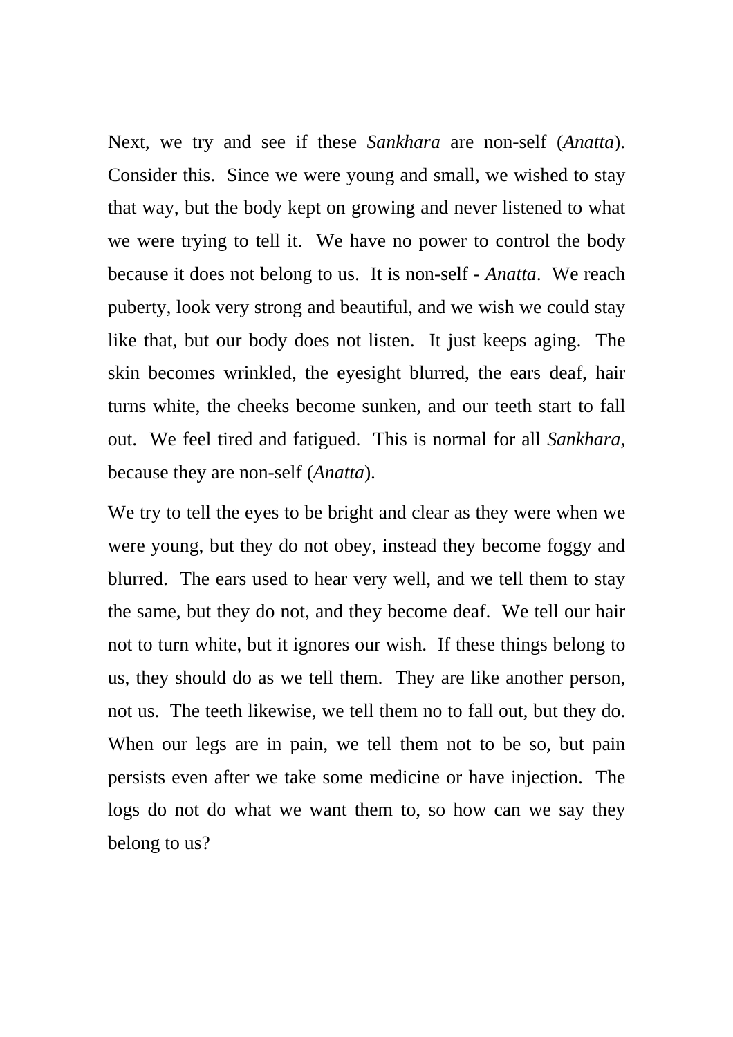Next, we try and see if these *Sankhara* are non-self (*Anatta*). Consider this. Since we were young and small, we wished to stay that way, but the body kept on growing and never listened to what we were trying to tell it. We have no power to control the body because it does not belong to us. It is non-self - *Anatta*. We reach puberty, look very strong and beautiful, and we wish we could stay like that, but our body does not listen. It just keeps aging. The skin becomes wrinkled, the eyesight blurred, the ears deaf, hair turns white, the cheeks become sunken, and our teeth start to fall out. We feel tired and fatigued. This is normal for all *Sankhara*, because they are non-self (*Anatta*).

We try to tell the eyes to be bright and clear as they were when we were young, but they do not obey, instead they become foggy and blurred. The ears used to hear very well, and we tell them to stay the same, but they do not, and they become deaf. We tell our hair not to turn white, but it ignores our wish. If these things belong to us, they should do as we tell them. They are like another person, not us. The teeth likewise, we tell them no to fall out, but they do. When our legs are in pain, we tell them not to be so, but pain persists even after we take some medicine or have injection. The logs do not do what we want them to, so how can we say they belong to us?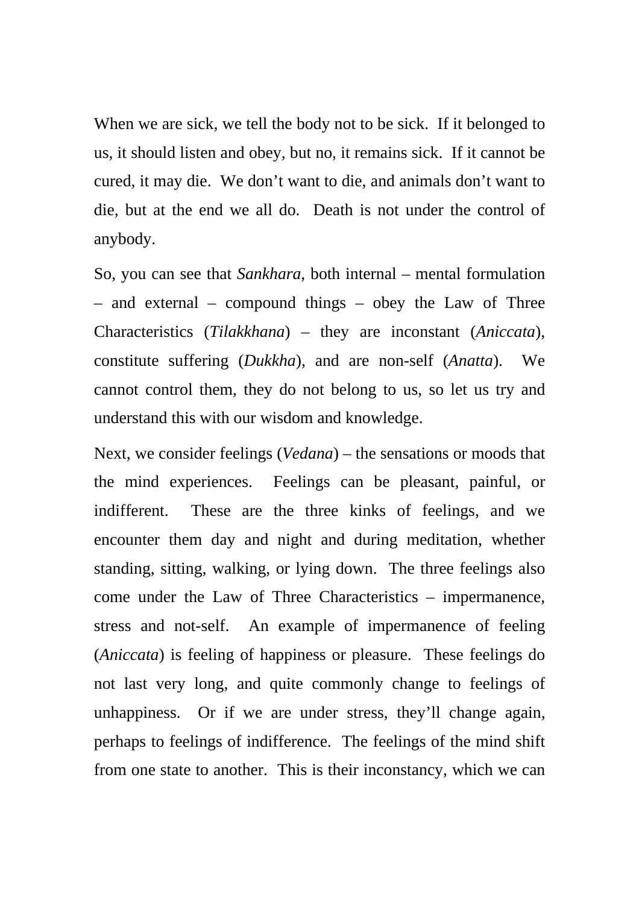When we are sick, we tell the body not to be sick. If it belonged to us, it should listen and obey, but no, it remains sick. If it cannot be cured, it may die. We don't want to die, and animals don't want to die, but at the end we all do. Death is not under the control of anybody.

So, you can see that *Sankhara*, both internal – mental formulation – and external – compound things – obey the Law of Three Characteristics (*Tilakkhana*) – they are inconstant (*Aniccata*), constitute suffering (*Dukkha*), and are non-self (*Anatta*). We cannot control them, they do not belong to us, so let us try and understand this with our wisdom and knowledge.

Next, we consider feelings (*Vedana*) – the sensations or moods that the mind experiences. Feelings can be pleasant, painful, or indifferent. These are the three kinks of feelings, and we encounter them day and night and during meditation, whether standing, sitting, walking, or lying down. The three feelings also come under the Law of Three Characteristics – impermanence, stress and not-self. An example of impermanence of feeling (*Aniccata*) is feeling of happiness or pleasure. These feelings do not last very long, and quite commonly change to feelings of unhappiness. Or if we are under stress, they'll change again, perhaps to feelings of indifference. The feelings of the mind shift from one state to another. This is their inconstancy, which we can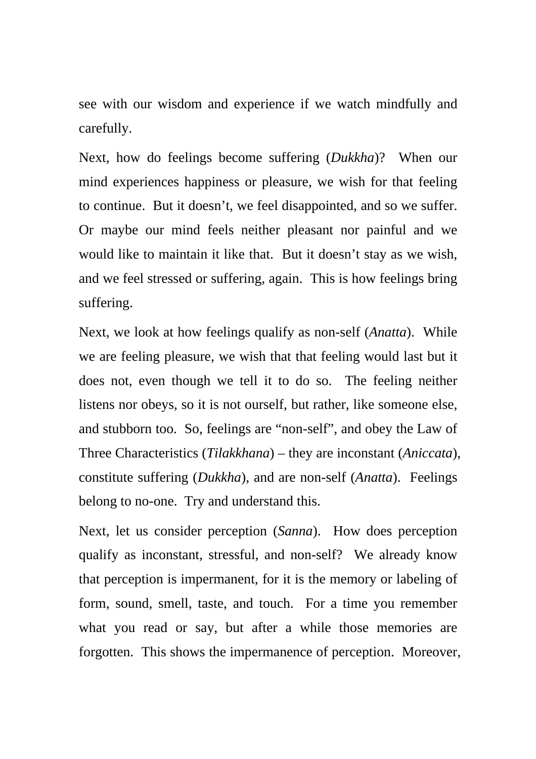see with our wisdom and experience if we watch mindfully and carefully.

Next, how do feelings become suffering (*Dukkha*)? When our mind experiences happiness or pleasure, we wish for that feeling to continue. But it doesn't, we feel disappointed, and so we suffer. Or maybe our mind feels neither pleasant nor painful and we would like to maintain it like that. But it doesn't stay as we wish, and we feel stressed or suffering, again. This is how feelings bring suffering.

Next, we look at how feelings qualify as non-self (*Anatta*). While we are feeling pleasure, we wish that that feeling would last but it does not, even though we tell it to do so. The feeling neither listens nor obeys, so it is not ourself, but rather, like someone else, and stubborn too. So, feelings are "non-self", and obey the Law of Three Characteristics (*Tilakkhana*) – they are inconstant (*Aniccata*), constitute suffering (*Dukkha*), and are non-self (*Anatta*). Feelings belong to no-one. Try and understand this.

Next, let us consider perception (*Sanna*). How does perception qualify as inconstant, stressful, and non-self? We already know that perception is impermanent, for it is the memory or labeling of form, sound, smell, taste, and touch. For a time you remember what you read or say, but after a while those memories are forgotten. This shows the impermanence of perception. Moreover,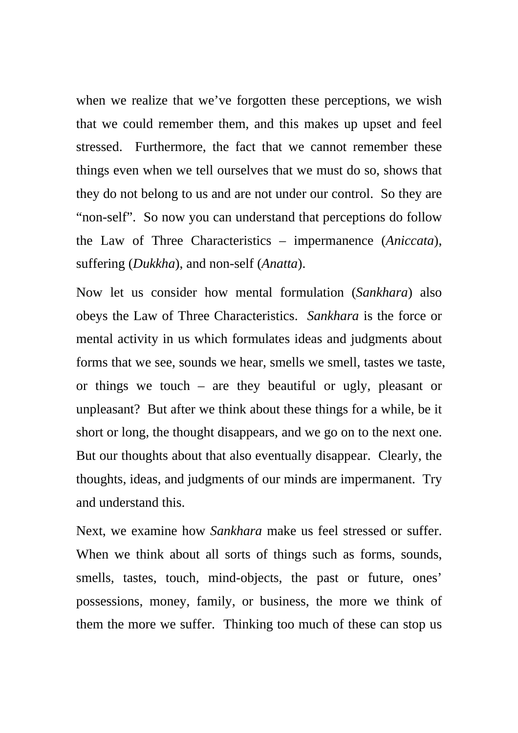when we realize that we've forgotten these perceptions, we wish that we could remember them, and this makes up upset and feel stressed.  Furthermore, the fact that we cannot remember these things even when we tell ourselves that we must do so, shows that they do not belong to us and are not under our control.  So they are "non-self".  So now you can understand that perceptions do follow the Law of Three Characteristics – impermanence (*Aniccata*), suffering (*Dukkha*), and non-self (*Anatta*).

Now let us consider how mental formulation (*Sankhara*) also obeys the Law of Three Characteristics.  *Sankhara* is the force or mental activity in us which formulates ideas and judgments about forms that we see, sounds we hear, smells we smell, tastes we taste, or things we touch – are they beautiful or ugly, pleasant or unpleasant?  But after we think about these things for a while, be it short or long, the thought disappears, and we go on to the next one.  But our thoughts about that also eventually disappear.  Clearly, the thoughts, ideas, and judgments of our minds are impermanent.  Try and understand this.

Next, we examine how *Sankhara* make us feel stressed or suffer.  When we think about all sorts of things such as forms, sounds, smells, tastes, touch, mind-objects, the past or future, ones' possessions, money, family, or business, the more we think of them the more we suffer.  Thinking too much of these can stop us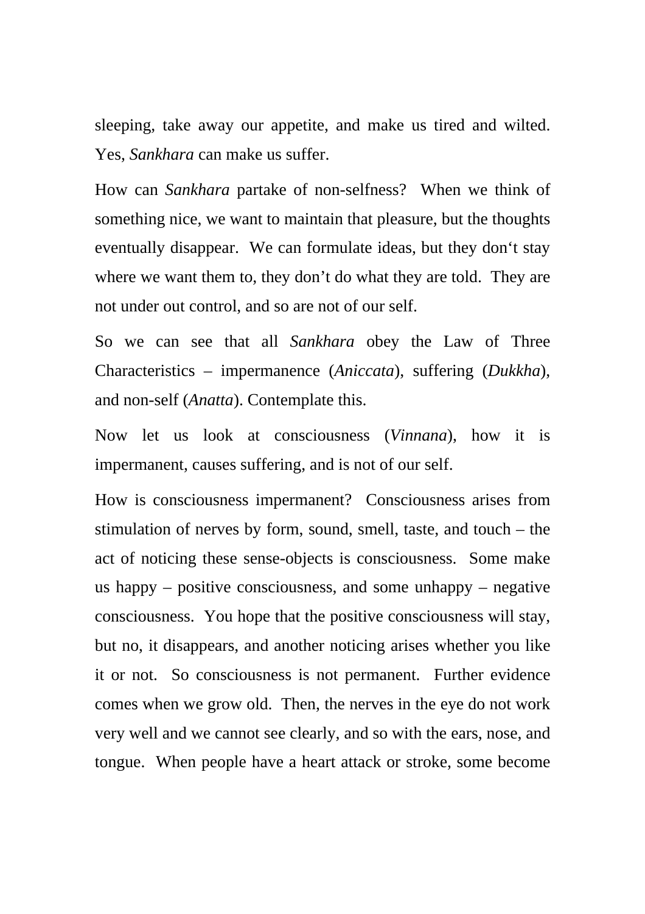sleeping, take away our appetite, and make us tired and wilted. Yes, *Sankhara* can make us suffer.

How can *Sankhara* partake of non-selfness? When we think of something nice, we want to maintain that pleasure, but the thoughts eventually disappear. We can formulate ideas, but they don't stay where we want them to, they don't do what they are told. They are not under out control, and so are not of our self.

So we can see that all *Sankhara* obey the Law of Three Characteristics – impermanence (*Aniccata*), suffering (*Dukkha*), and non-self (*Anatta*). Contemplate this.

Now let us look at consciousness (*Vinnana*), how it is impermanent, causes suffering, and is not of our self.

How is consciousness impermanent? Consciousness arises from stimulation of nerves by form, sound, smell, taste, and touch – the act of noticing these sense-objects is consciousness. Some make us happy – positive consciousness, and some unhappy – negative consciousness. You hope that the positive consciousness will stay, but no, it disappears, and another noticing arises whether you like it or not. So consciousness is not permanent. Further evidence comes when we grow old. Then, the nerves in the eye do not work very well and we cannot see clearly, and so with the ears, nose, and tongue. When people have a heart attack or stroke, some become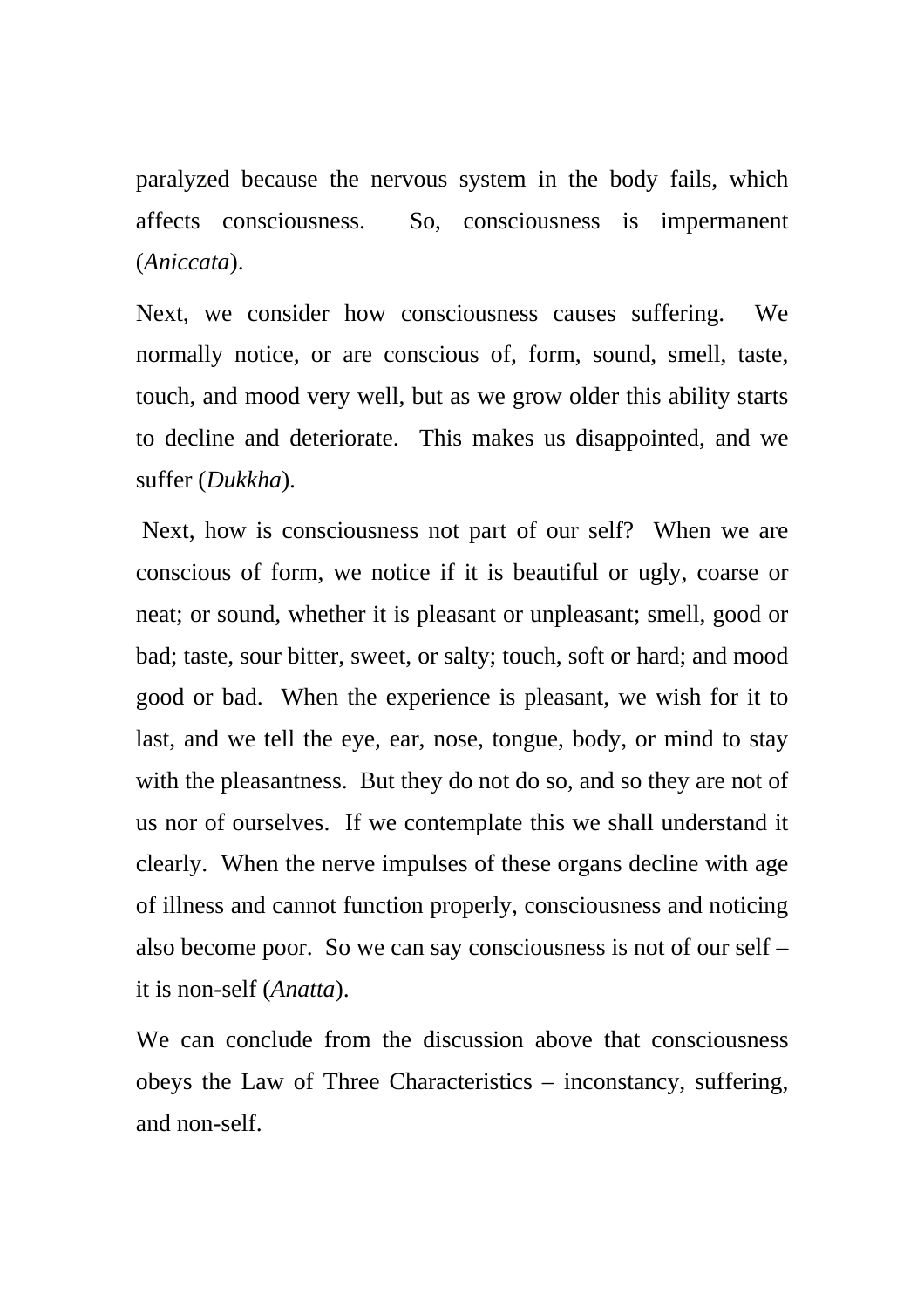paralyzed because the nervous system in the body fails, which affects consciousness. So, consciousness is impermanent (*Aniccata*).

Next, we consider how consciousness causes suffering. We normally notice, or are conscious of, form, sound, smell, taste, touch, and mood very well, but as we grow older this ability starts to decline and deteriorate. This makes us disappointed, and we suffer (*Dukkha*).

Next, how is consciousness not part of our self? When we are conscious of form, we notice if it is beautiful or ugly, coarse or neat; or sound, whether it is pleasant or unpleasant; smell, good or bad; taste, sour bitter, sweet, or salty; touch, soft or hard; and mood good or bad. When the experience is pleasant, we wish for it to last, and we tell the eye, ear, nose, tongue, body, or mind to stay with the pleasantness. But they do not do so, and so they are not of us nor of ourselves. If we contemplate this we shall understand it clearly. When the nerve impulses of these organs decline with age of illness and cannot function properly, consciousness and noticing also become poor. So we can say consciousness is not of our self – it is non-self (*Anatta*).

We can conclude from the discussion above that consciousness obeys the Law of Three Characteristics – inconstancy, suffering, and non-self.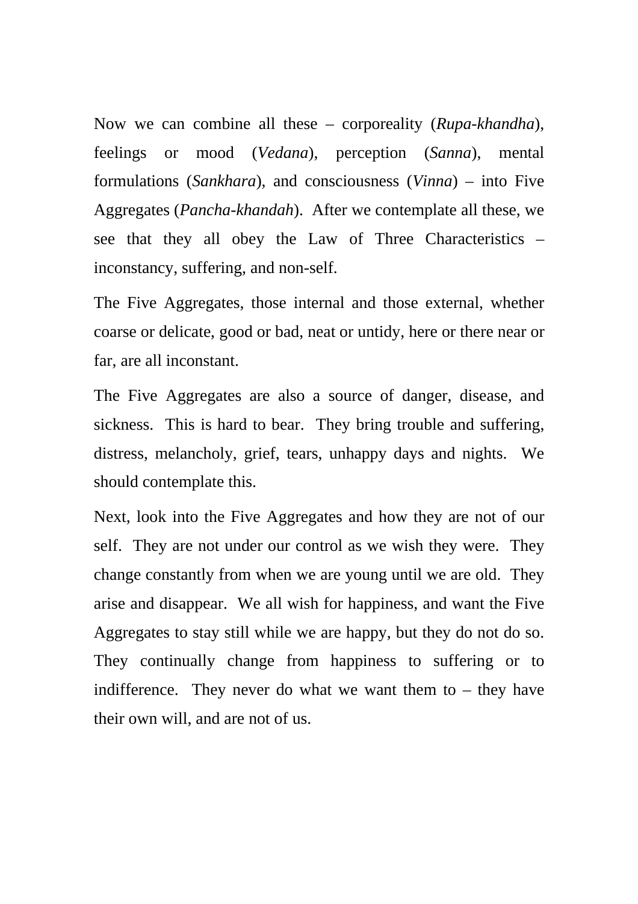Now we can combine all these – corporeality (*Rupa-khandha*), feelings or mood (*Vedana*), perception (*Sanna*), mental formulations (*Sankhara*), and consciousness (*Vinna*) – into Five Aggregates (*Pancha-khandah*). After we contemplate all these, we see that they all obey the Law of Three Characteristics – inconstancy, suffering, and non-self.

The Five Aggregates, those internal and those external, whether coarse or delicate, good or bad, neat or untidy, here or there near or far, are all inconstant.

The Five Aggregates are also a source of danger, disease, and sickness. This is hard to bear. They bring trouble and suffering, distress, melancholy, grief, tears, unhappy days and nights. We should contemplate this.

Next, look into the Five Aggregates and how they are not of our self. They are not under our control as we wish they were. They change constantly from when we are young until we are old. They arise and disappear. We all wish for happiness, and want the Five Aggregates to stay still while we are happy, but they do not do so. They continually change from happiness to suffering or to indifference. They never do what we want them to – they have their own will, and are not of us.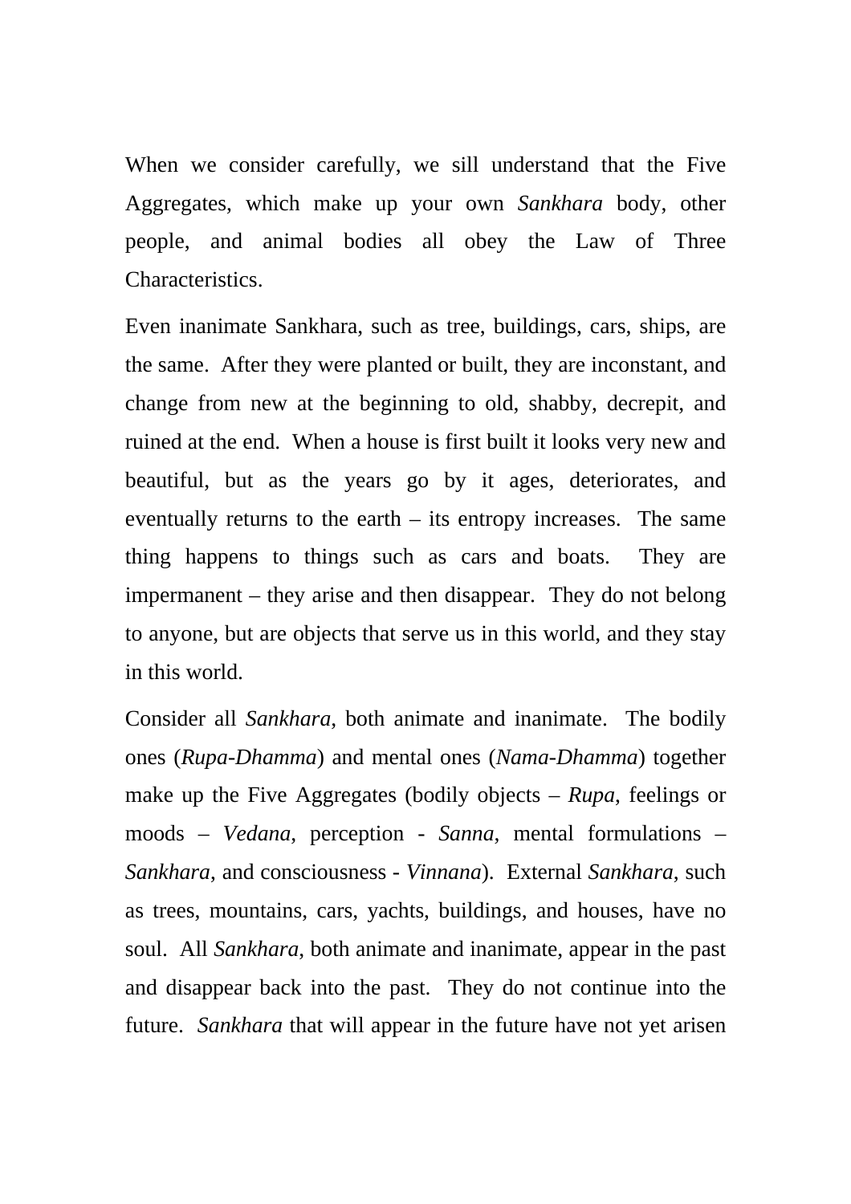When we consider carefully, we sill understand that the Five Aggregates, which make up your own *Sankhara* body, other people, and animal bodies all obey the Law of Three Characteristics.

Even inanimate Sankhara, such as tree, buildings, cars, ships, are the same. After they were planted or built, they are inconstant, and change from new at the beginning to old, shabby, decrepit, and ruined at the end. When a house is first built it looks very new and beautiful, but as the years go by it ages, deteriorates, and eventually returns to the earth – its entropy increases. The same thing happens to things such as cars and boats. They are impermanent – they arise and then disappear. They do not belong to anyone, but are objects that serve us in this world, and they stay in this world.

Consider all *Sankhara*, both animate and inanimate. The bodily ones (*Rupa-Dhamma*) and mental ones (*Nama-Dhamma*) together make up the Five Aggregates (bodily objects – *Rupa*, feelings or moods – *Vedana*, perception - *Sanna*, mental formulations – *Sankhara*, and consciousness - *Vinnana*). External *Sankhara*, such as trees, mountains, cars, yachts, buildings, and houses, have no soul. All *Sankhara*, both animate and inanimate, appear in the past and disappear back into the past. They do not continue into the future. *Sankhara* that will appear in the future have not yet arisen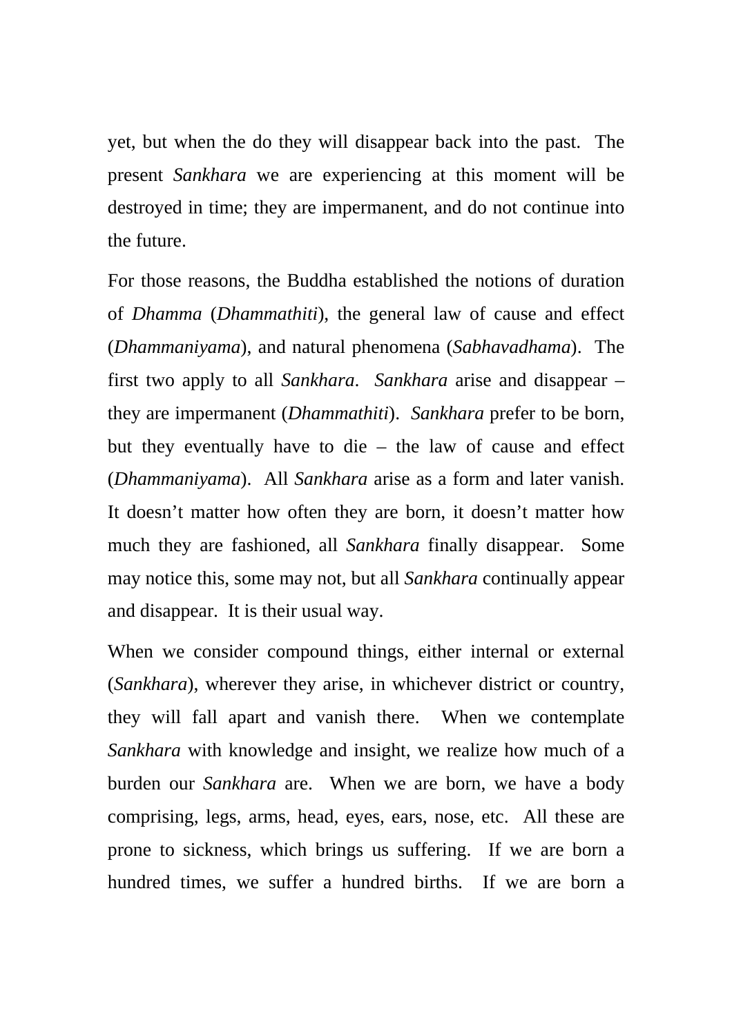yet, but when the do they will disappear back into the past. The present *Sankhara* we are experiencing at this moment will be destroyed in time; they are impermanent, and do not continue into the future.

For those reasons, the Buddha established the notions of duration of *Dhamma* (*Dhammathiti*), the general law of cause and effect (*Dhammaniyama*), and natural phenomena (*Sabhavadhama*). The first two apply to all *Sankhara*. *Sankhara* arise and disappear – they are impermanent (*Dhammathiti*). *Sankhara* prefer to be born, but they eventually have to die – the law of cause and effect (*Dhammaniyama*). All *Sankhara* arise as a form and later vanish. It doesn't matter how often they are born, it doesn't matter how much they are fashioned, all *Sankhara* finally disappear. Some may notice this, some may not, but all *Sankhara* continually appear and disappear. It is their usual way.

When we consider compound things, either internal or external (*Sankhara*), wherever they arise, in whichever district or country, they will fall apart and vanish there. When we contemplate *Sankhara* with knowledge and insight, we realize how much of a burden our *Sankhara* are. When we are born, we have a body comprising, legs, arms, head, eyes, ears, nose, etc. All these are prone to sickness, which brings us suffering. If we are born a hundred times, we suffer a hundred births. If we are born a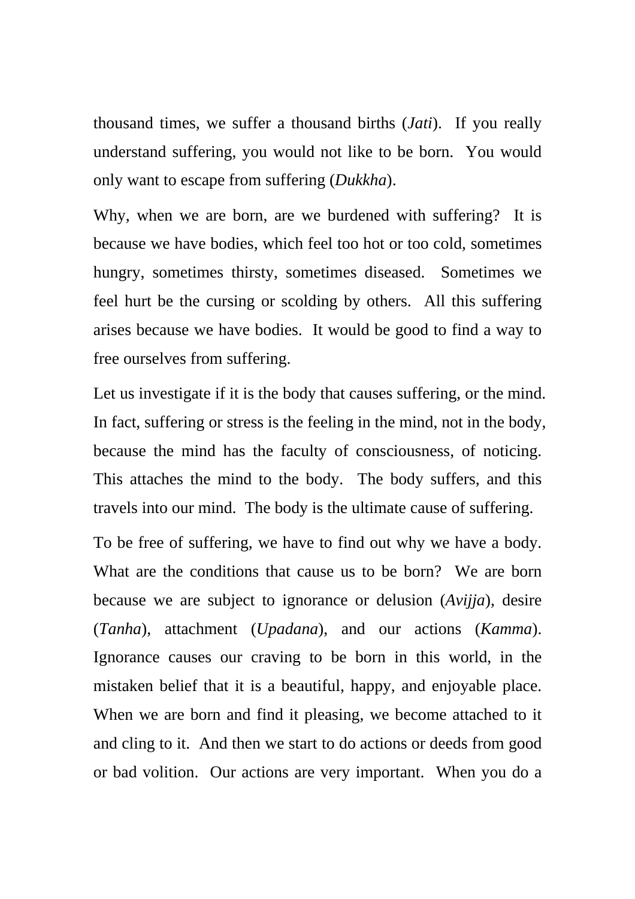thousand times, we suffer a thousand births (*Jati*). If you really understand suffering, you would not like to be born. You would only want to escape from suffering (*Dukkha*).

Why, when we are born, are we burdened with suffering? It is because we have bodies, which feel too hot or too cold, sometimes hungry, sometimes thirsty, sometimes diseased. Sometimes we feel hurt be the cursing or scolding by others. All this suffering arises because we have bodies. It would be good to find a way to free ourselves from suffering.

Let us investigate if it is the body that causes suffering, or the mind. In fact, suffering or stress is the feeling in the mind, not in the body, because the mind has the faculty of consciousness, of noticing. This attaches the mind to the body. The body suffers, and this travels into our mind. The body is the ultimate cause of suffering.

To be free of suffering, we have to find out why we have a body. What are the conditions that cause us to be born? We are born because we are subject to ignorance or delusion (*Avijja*), desire (*Tanha*), attachment (*Upadana*), and our actions (*Kamma*). Ignorance causes our craving to be born in this world, in the mistaken belief that it is a beautiful, happy, and enjoyable place. When we are born and find it pleasing, we become attached to it and cling to it. And then we start to do actions or deeds from good or bad volition. Our actions are very important. When you do a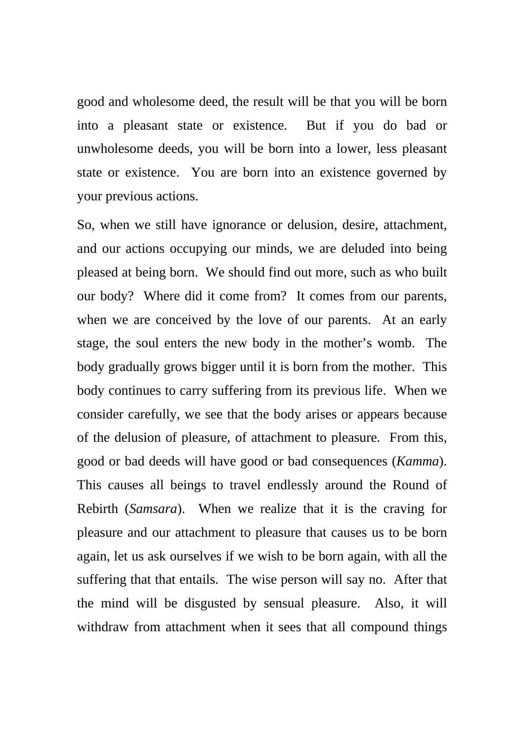good and wholesome deed, the result will be that you will be born into a pleasant state or existence. But if you do bad or unwholesome deeds, you will be born into a lower, less pleasant state or existence. You are born into an existence governed by your previous actions.

So, when we still have ignorance or delusion, desire, attachment, and our actions occupying our minds, we are deluded into being pleased at being born. We should find out more, such as who built our body? Where did it come from? It comes from our parents, when we are conceived by the love of our parents. At an early stage, the soul enters the new body in the mother's womb. The body gradually grows bigger until it is born from the mother. This body continues to carry suffering from its previous life. When we consider carefully, we see that the body arises or appears because of the delusion of pleasure, of attachment to pleasure. From this, good or bad deeds will have good or bad consequences (*Kamma*). This causes all beings to travel endlessly around the Round of Rebirth (*Samsara*). When we realize that it is the craving for pleasure and our attachment to pleasure that causes us to be born again, let us ask ourselves if we wish to be born again, with all the suffering that that entails. The wise person will say no. After that the mind will be disgusted by sensual pleasure. Also, it will withdraw from attachment when it sees that all compound things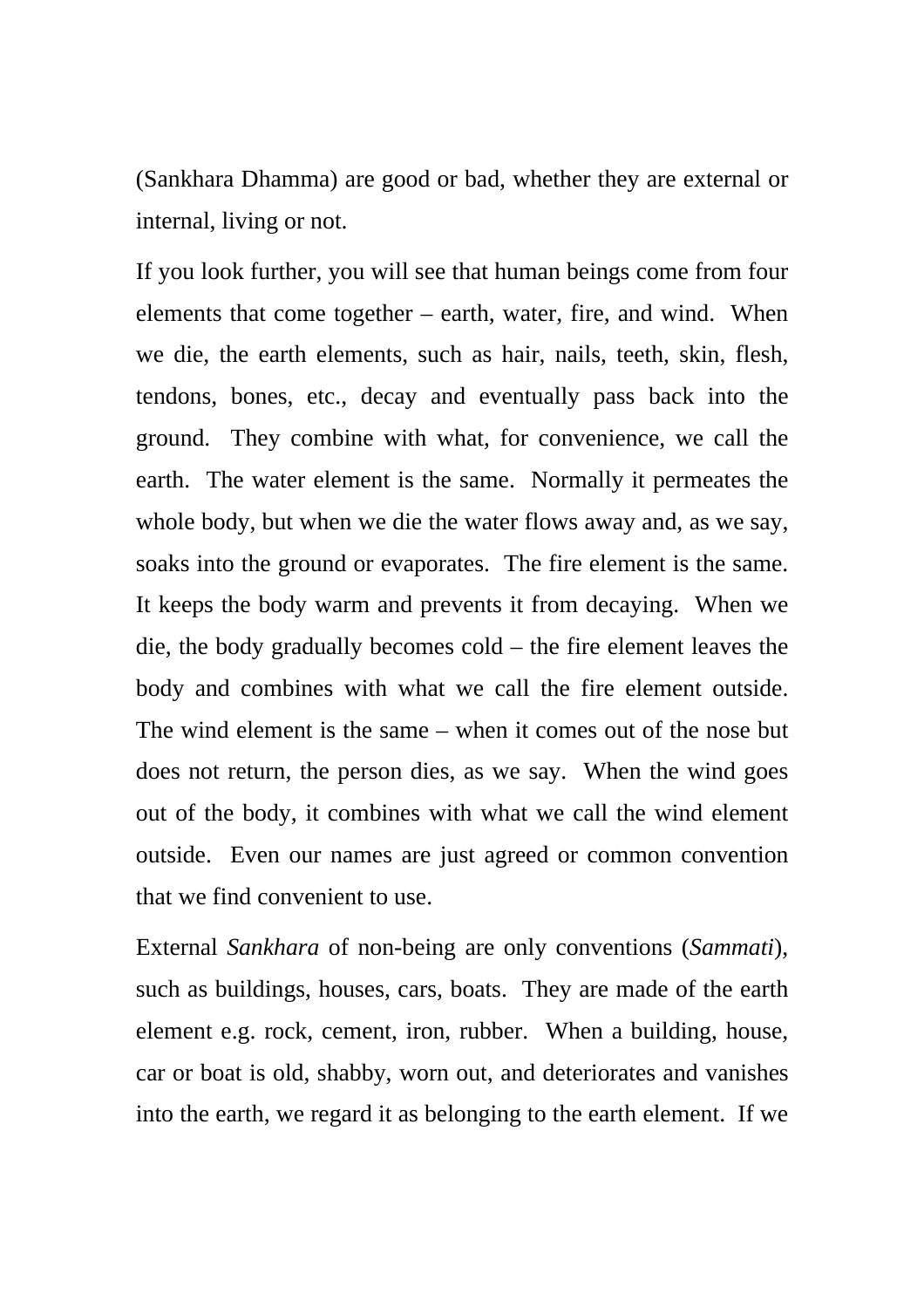(Sankhara Dhamma) are good or bad, whether they are external or internal, living or not.

If you look further, you will see that human beings come from four elements that come together – earth, water, fire, and wind. When we die, the earth elements, such as hair, nails, teeth, skin, flesh, tendons, bones, etc., decay and eventually pass back into the ground. They combine with what, for convenience, we call the earth. The water element is the same. Normally it permeates the whole body, but when we die the water flows away and, as we say, soaks into the ground or evaporates. The fire element is the same. It keeps the body warm and prevents it from decaying. When we die, the body gradually becomes cold – the fire element leaves the body and combines with what we call the fire element outside. The wind element is the same – when it comes out of the nose but does not return, the person dies, as we say. When the wind goes out of the body, it combines with what we call the wind element outside. Even our names are just agreed or common convention that we find convenient to use.

External *Sankhara* of non-being are only conventions (*Sammati*), such as buildings, houses, cars, boats. They are made of the earth element e.g. rock, cement, iron, rubber. When a building, house, car or boat is old, shabby, worn out, and deteriorates and vanishes into the earth, we regard it as belonging to the earth element. If we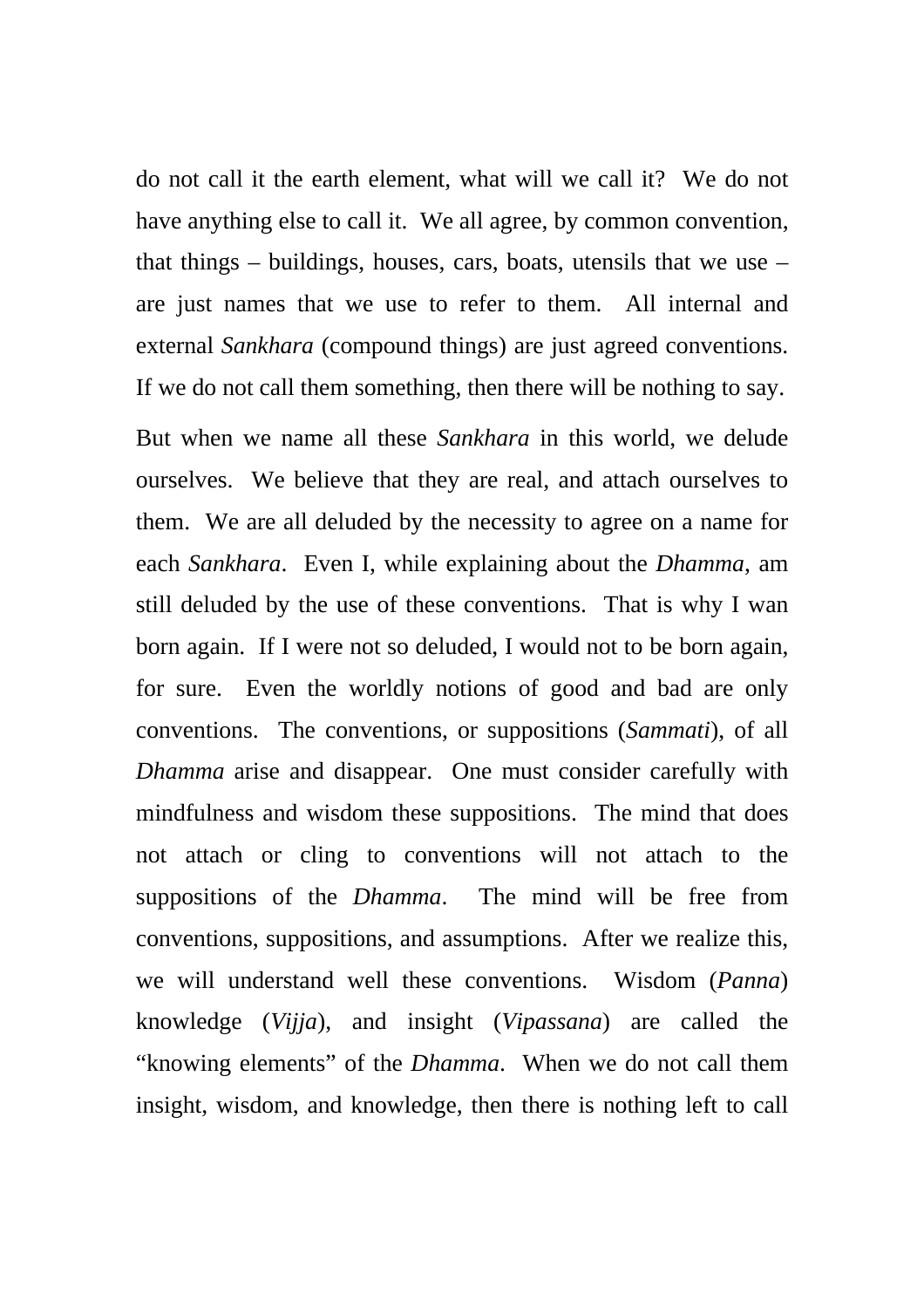do not call it the earth element, what will we call it? We do not have anything else to call it. We all agree, by common convention, that things – buildings, houses, cars, boats, utensils that we use – are just names that we use to refer to them. All internal and external *Sankhara* (compound things) are just agreed conventions. If we do not call them something, then there will be nothing to say.

But when we name all these *Sankhara* in this world, we delude ourselves. We believe that they are real, and attach ourselves to them. We are all deluded by the necessity to agree on a name for each *Sankhara*. Even I, while explaining about the *Dhamma*, am still deluded by the use of these conventions. That is why I wan born again. If I were not so deluded, I would not to be born again, for sure. Even the worldly notions of good and bad are only conventions. The conventions, or suppositions (*Sammati*), of all *Dhamma* arise and disappear. One must consider carefully with mindfulness and wisdom these suppositions. The mind that does not attach or cling to conventions will not attach to the suppositions of the *Dhamma*. The mind will be free from conventions, suppositions, and assumptions. After we realize this, we will understand well these conventions. Wisdom (*Panna*) knowledge (*Vijja*), and insight (*Vipassana*) are called the "knowing elements" of the *Dhamma*. When we do not call them insight, wisdom, and knowledge, then there is nothing left to call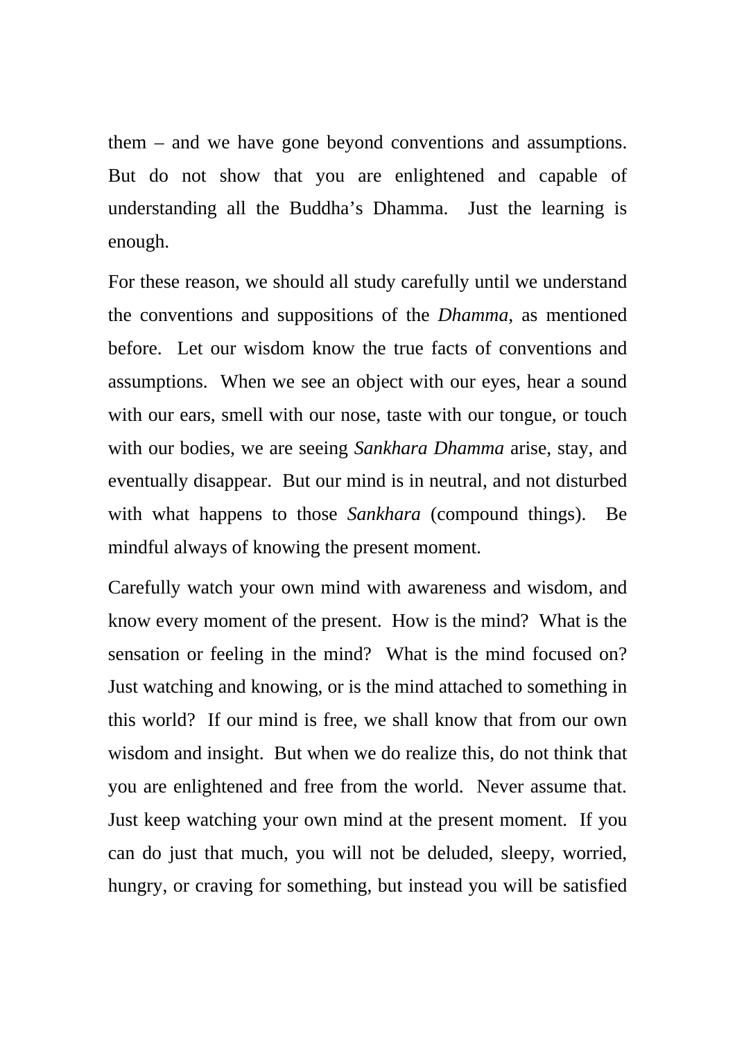them – and we have gone beyond conventions and assumptions. But do not show that you are enlightened and capable of understanding all the Buddha's Dhamma. Just the learning is enough.

For these reason, we should all study carefully until we understand the conventions and suppositions of the *Dhamma*, as mentioned before. Let our wisdom know the true facts of conventions and assumptions. When we see an object with our eyes, hear a sound with our ears, smell with our nose, taste with our tongue, or touch with our bodies, we are seeing *Sankhara Dhamma* arise, stay, and eventually disappear. But our mind is in neutral, and not disturbed with what happens to those *Sankhara* (compound things). Be mindful always of knowing the present moment.

Carefully watch your own mind with awareness and wisdom, and know every moment of the present. How is the mind? What is the sensation or feeling in the mind? What is the mind focused on? Just watching and knowing, or is the mind attached to something in this world? If our mind is free, we shall know that from our own wisdom and insight. But when we do realize this, do not think that you are enlightened and free from the world. Never assume that. Just keep watching your own mind at the present moment. If you can do just that much, you will not be deluded, sleepy, worried, hungry, or craving for something, but instead you will be satisfied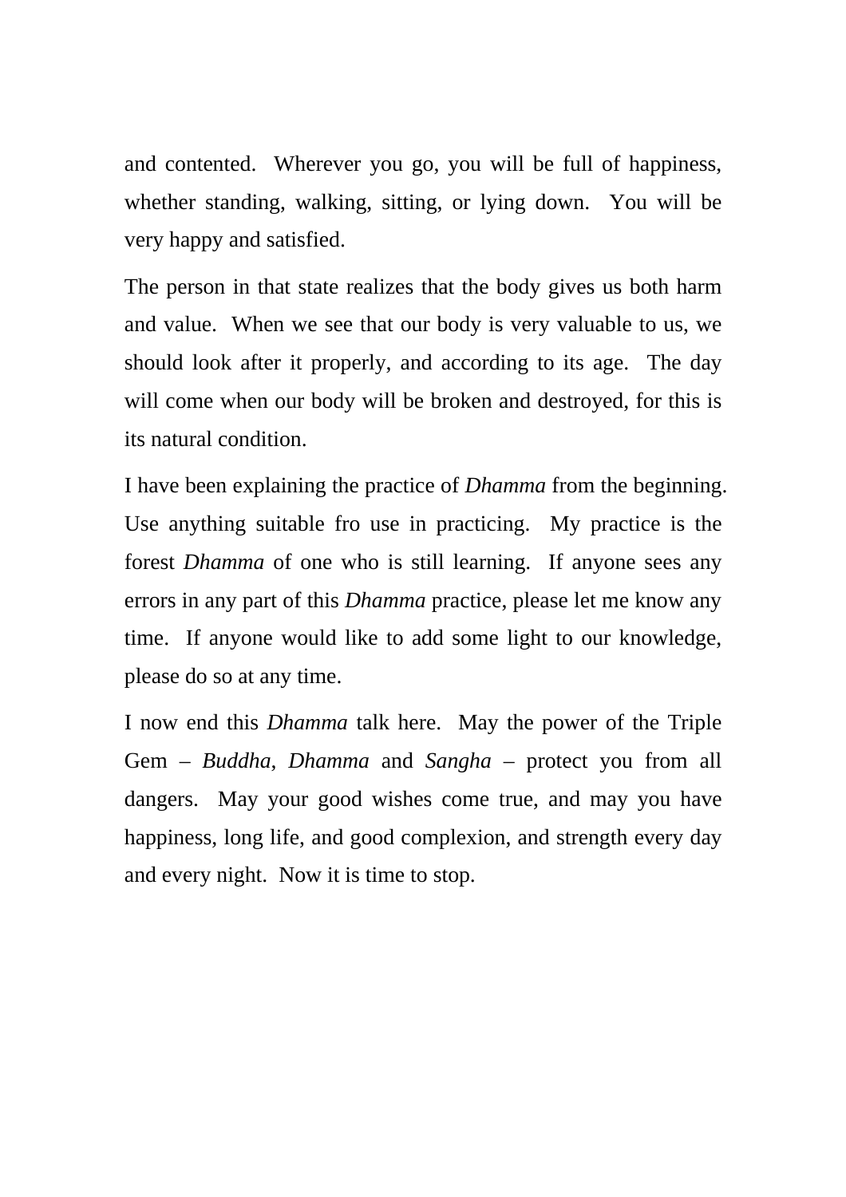and contented. Wherever you go, you will be full of happiness, whether standing, walking, sitting, or lying down. You will be very happy and satisfied.

The person in that state realizes that the body gives us both harm and value. When we see that our body is very valuable to us, we should look after it properly, and according to its age. The day will come when our body will be broken and destroyed, for this is its natural condition.

I have been explaining the practice of *Dhamma* from the beginning. Use anything suitable fro use in practicing. My practice is the forest *Dhamma* of one who is still learning. If anyone sees any errors in any part of this *Dhamma* practice, please let me know any time. If anyone would like to add some light to our knowledge, please do so at any time.

I now end this *Dhamma* talk here. May the power of the Triple Gem – *Buddha*, *Dhamma* and *Sangha* – protect you from all dangers. May your good wishes come true, and may you have happiness, long life, and good complexion, and strength every day and every night. Now it is time to stop.